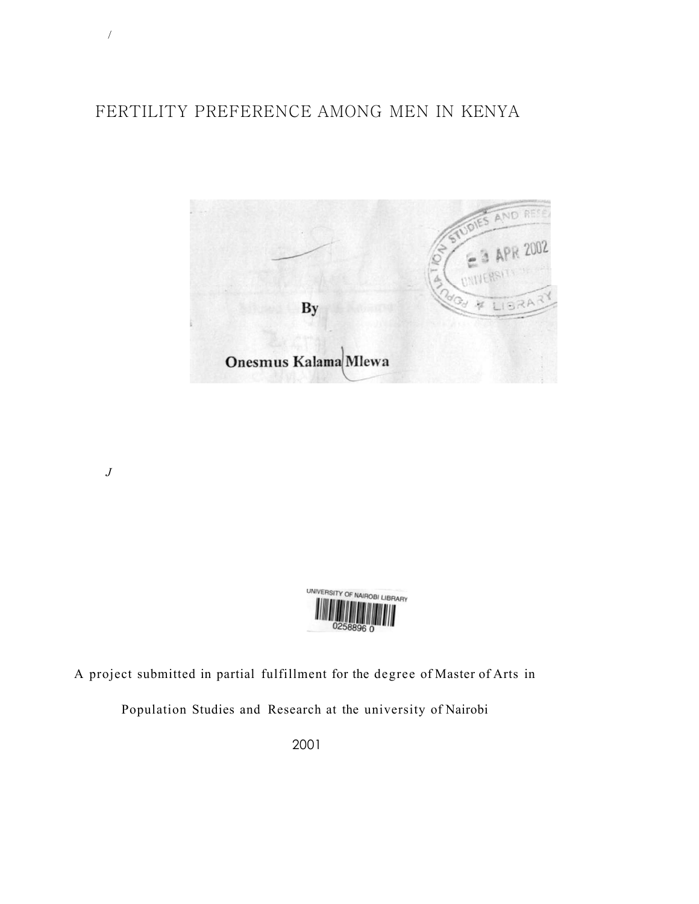# FERTILITY PREFERENCE AMONG MEN IN KENYA

By

**Onesmus Kalama Mlewa**

A project submitted in partial fulfillment for the degree of Master of Arts in Population Studies and Research at the university of Nairobi

2001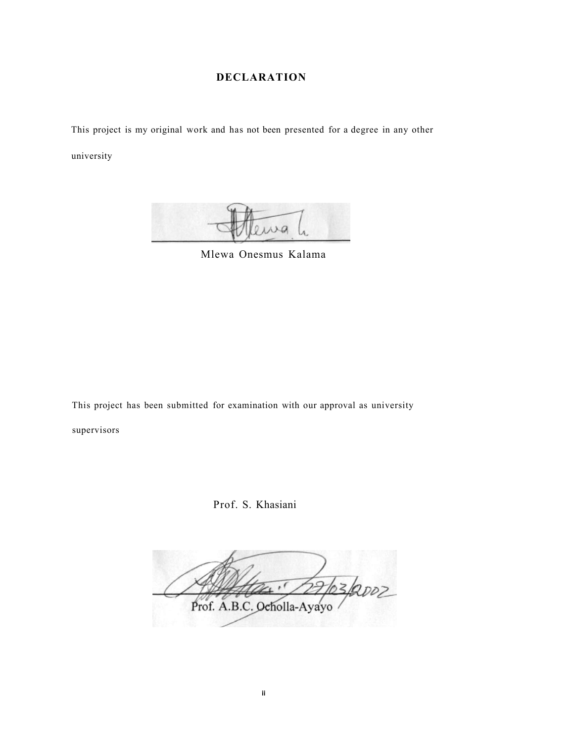## DECLARATION

This project is my original work and has not been presented for a degree in any other university

Mlewa Onesmus Kalama

This project has been submitted for examination with our approval as university supervisors

Prof. S. Khasiani

27/03/2002

Prof. A.B.C. Ocholla-Ayayo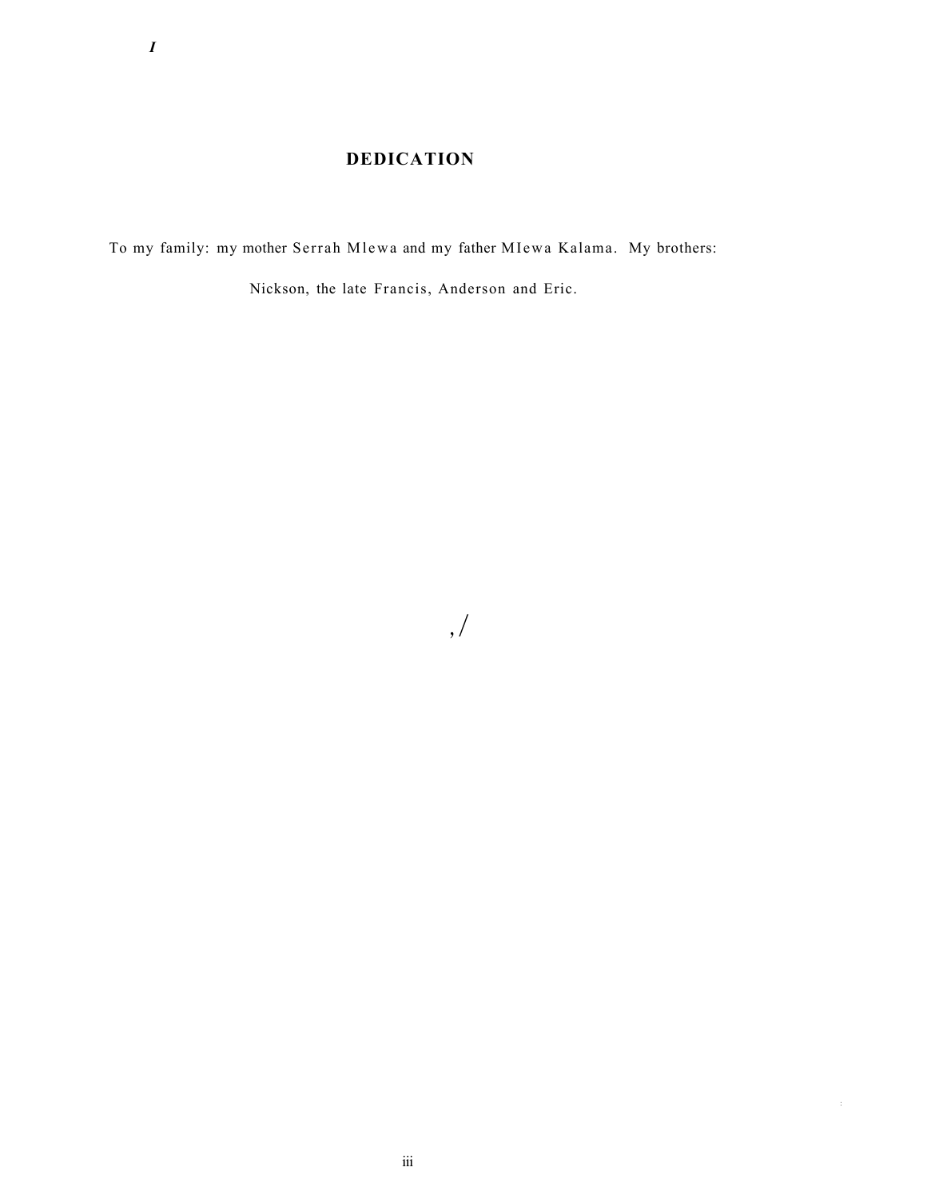# DEDICATION

To my family: my mother Serrah Mlewa and my father MIewa Kalama. My brothers:

Nickson, the late Francis, Anderson and Eric.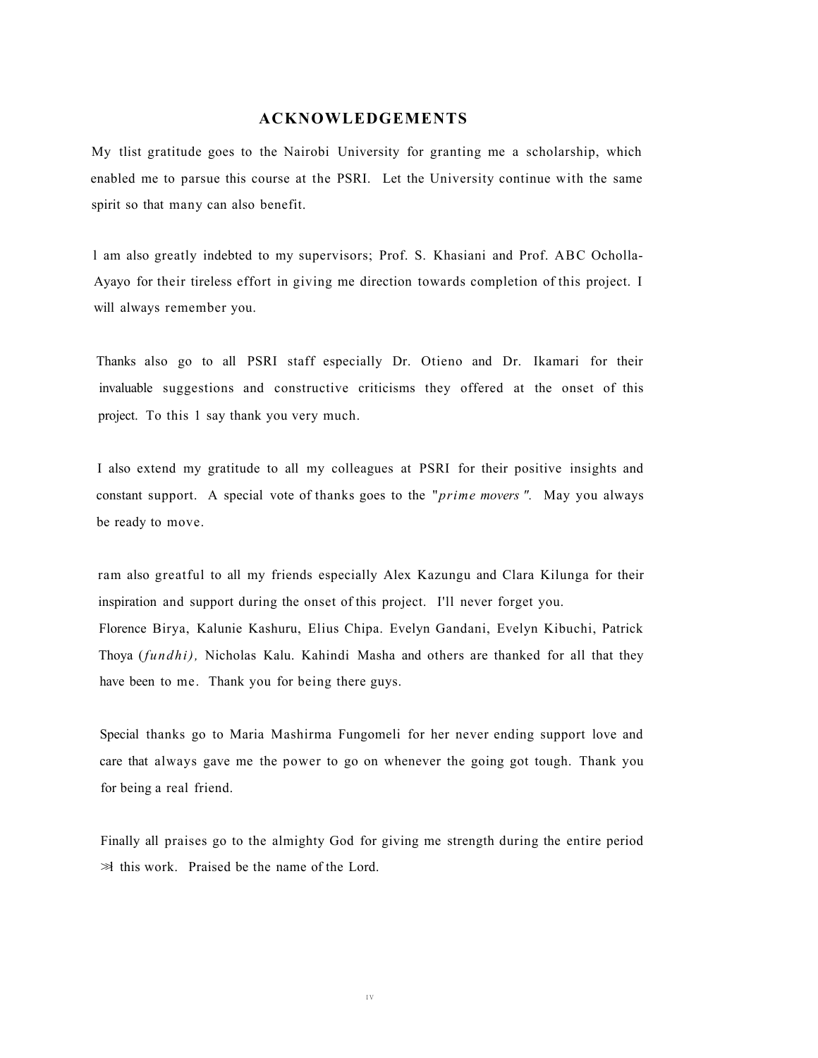## ACKNOWLEDGEMENTS

My tlist gratitude goes to the Nairobi University for granting me a scholarship, which enabled me to parsue this course at the PSRI. Let the University continue with the same spirit so that many can also benefit.

l am also greatly indebted to my supervisors; Prof. S. Khasiani and Prof. ABC Ocholla-Ayayo for their tireless effort in giving me direction towards completion of this project. I will always remember you.

Thanks also go to all PSRI staff especially Dr. Otieno and Dr. Ikamari for their invaluable suggestions and constructive criticisms they offered at the onset of this project. To this 1 say thank you very much.

I also extend my gratitude to all my colleagues at PSRI for their positive insights and constant support. A special vote of thanks goes to the "*prime movers*". May you always be ready to move.

ram also greatful to all my friends especially Alex Kazungu and Clara Kilunga for their inspiration and support during the onset of this project. I'll never forget you.
Florence Birya, Kalunie Kashuru, Elius Chipa. Evelyn Gandani, Evelyn Kibuchi, Patrick Thoya (*fundhi),* Nicholas Kalu. Kahindi Masha and others are thanked for all that they have been to me. Thank you for being there guys.

Special thanks go to Maria Mashirma Fungomeli for her never ending support love and care that always gave me the power to go on whenever the going got tough. Thank you for being a real friend.

Finally all praises go to the almighty God for giving me strength during the entire period ≫l this work. Praised be the name of the Lord.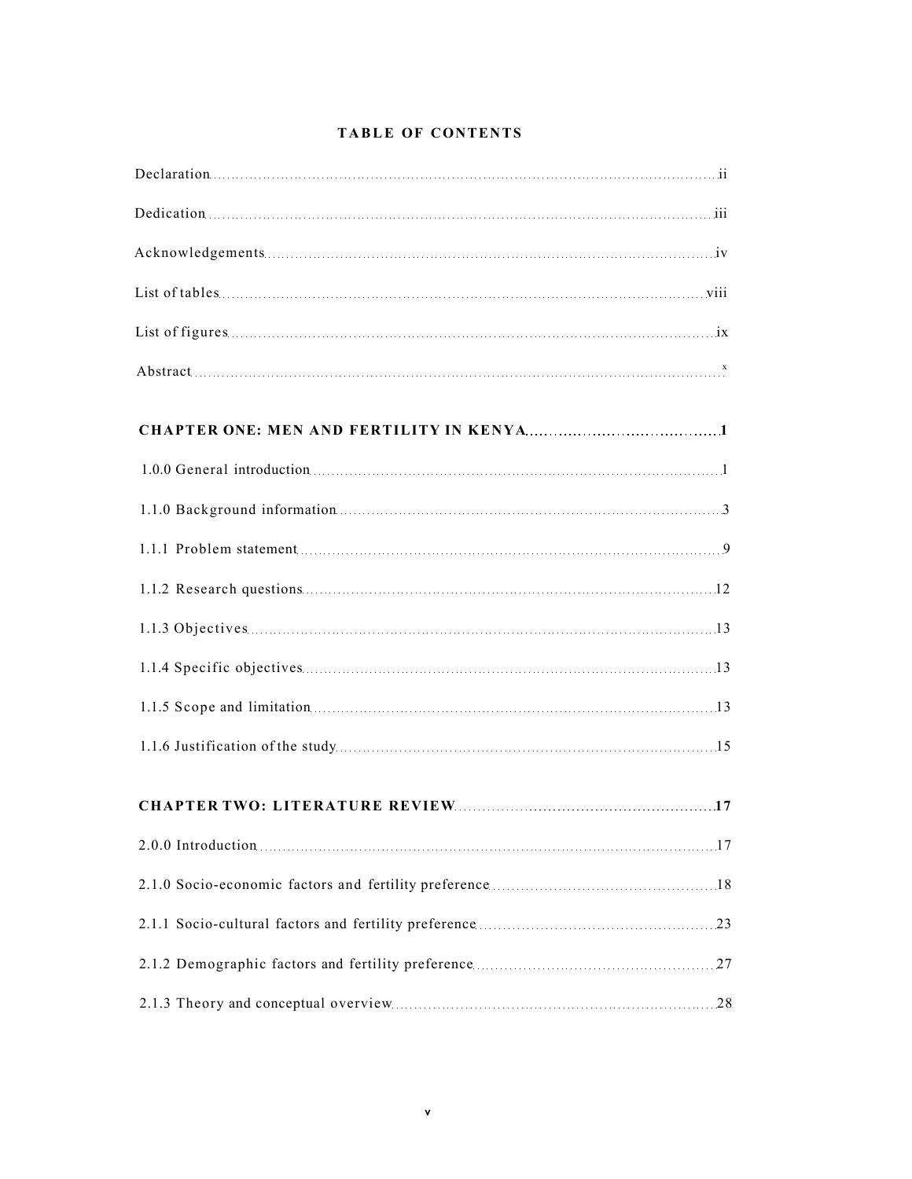# TABLE OF CONTENTS

Declaration ..... ii

Dedication ..... iii

Acknowledgements ..... iv

List of tables ..... viii

List of figures ..... ix

Abstract ..... x

**CHAPTER ONE: MEN AND FERTILITY IN KENYA ..... 1**

1.0.0 General introduction ..... 1

1.1.0 Background information ..... 3

1.1.1 Problem statement ..... 9

1.1.2 Research questions ..... 12

1.1.3 Objectives ..... 13

1.1.4 Specific objectives ..... 13

1.1.5 Scope and limitation ..... 13

1.1.6 Justification of the study ..... 15

**CHAPTER TWO: LITERATURE REVIEW ..... 17**

2.0.0 Introduction ..... 17

2.1.0 Socio-economic factors and fertility preference ..... 18

2.1.1 Socio-cultural factors and fertility preference ..... 23

2.1.2 Demographic factors and fertility preference ..... 27

2.1.3 Theory and conceptual overview ..... 28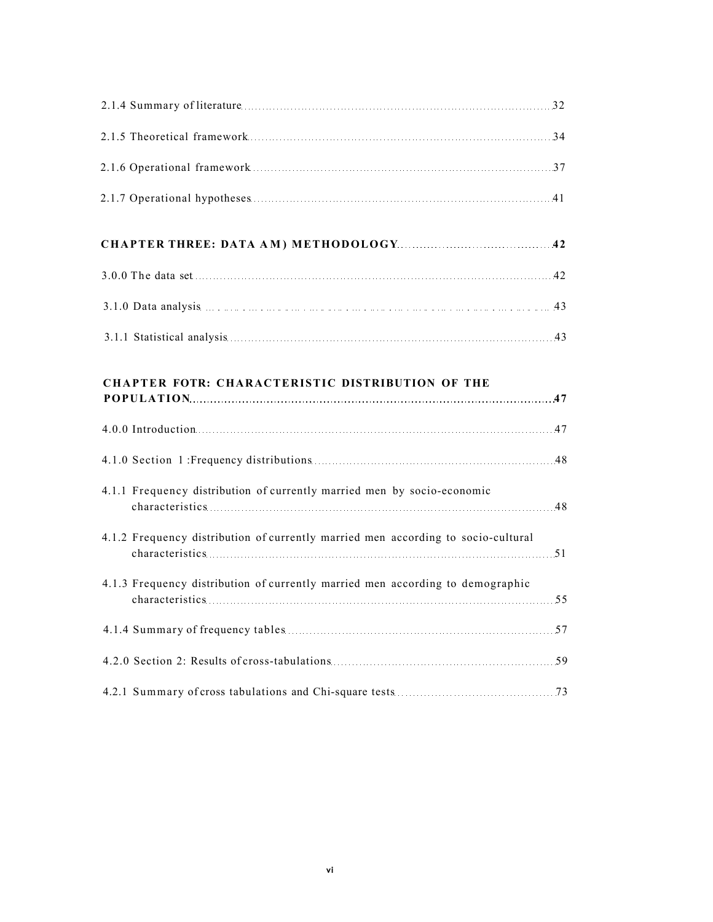2.1.4 Summary of literature 32

2.1.5 Theoretical framework 34

2.1.6 Operational framework 37

2.1.7 Operational hypotheses 41

**CHAPTER THREE: DATA AM) METHODOLOGY 42**

3.0.0 The data set 42

3.1.0 Data analysis 43

3.1.1 Statistical analysis 43

**CHAPTER FOTR: CHARACTERISTIC DISTRIBUTION OF THE POPULATION 47**

4.0.0 Introduction 47

4.1.0 Section 1 :Frequency distributions 48

4.1.1 Frequency distribution of currently married men by socio-economic characteristics 48

4.1.2 Frequency distribution of currently married men according to socio-cultural characteristics 51

4.1.3 Frequency distribution of currently married men according to demographic characteristics 55

4.1.4 Summary of frequency tables 57

4.2.0 Section 2: Results of cross-tabulations 59

4.2.1 Summary of cross tabulations and Chi-square tests 73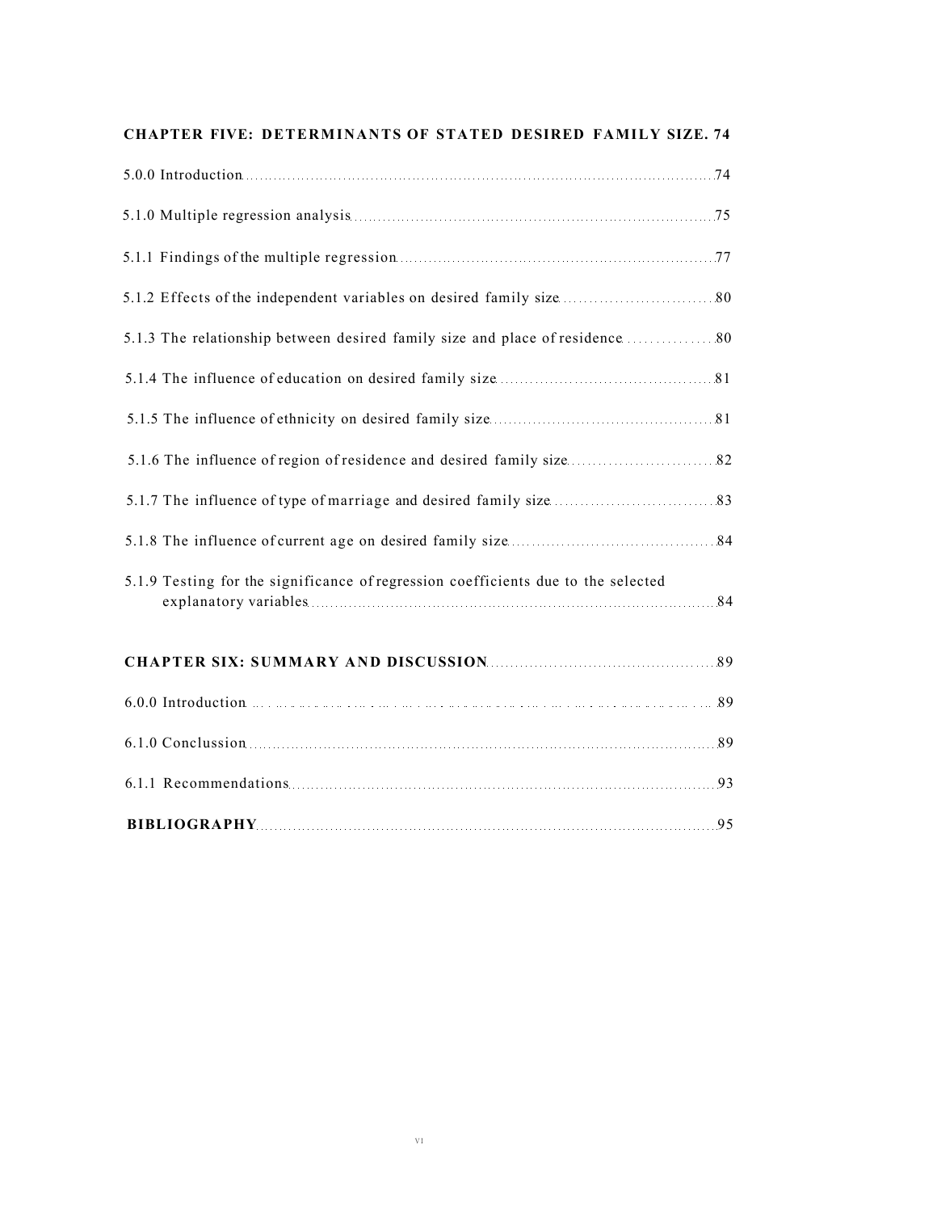**CHAPTER FIVE: DETERMINANTS OF STATED DESIRED FAMILY SIZE. 74**

5.0.0 Introduction ..... 74

5.1.0 Multiple regression analysis ..... 75

5.1.1 Findings of the multiple regression ..... 77

5.1.2 Effects of the independent variables on desired family size ..... 80

5.1.3 The relationship between desired family size and place of residence ..... 80

5.1.4 The influence of education on desired family size ..... 81

5.1.5 The influence of ethnicity on desired family size ..... 81

5.1.6 The influence of region of residence and desired family size ..... 82

5.1.7 The influence of type of marriage and desired family size ..... 83

5.1.8 The influence of current age on desired family size ..... 84

5.1.9 Testing for the significance of regression coefficients due to the selected explanatory variables ..... 84

**CHAPTER SIX: SUMMARY AND DISCUSSION** ..... 89

6.0.0 Introduction ..... 89

6.1.0 Conclussion ..... 89

6.1.1 Recommendations ..... 93

**BIBLIOGRAPHY** ..... 95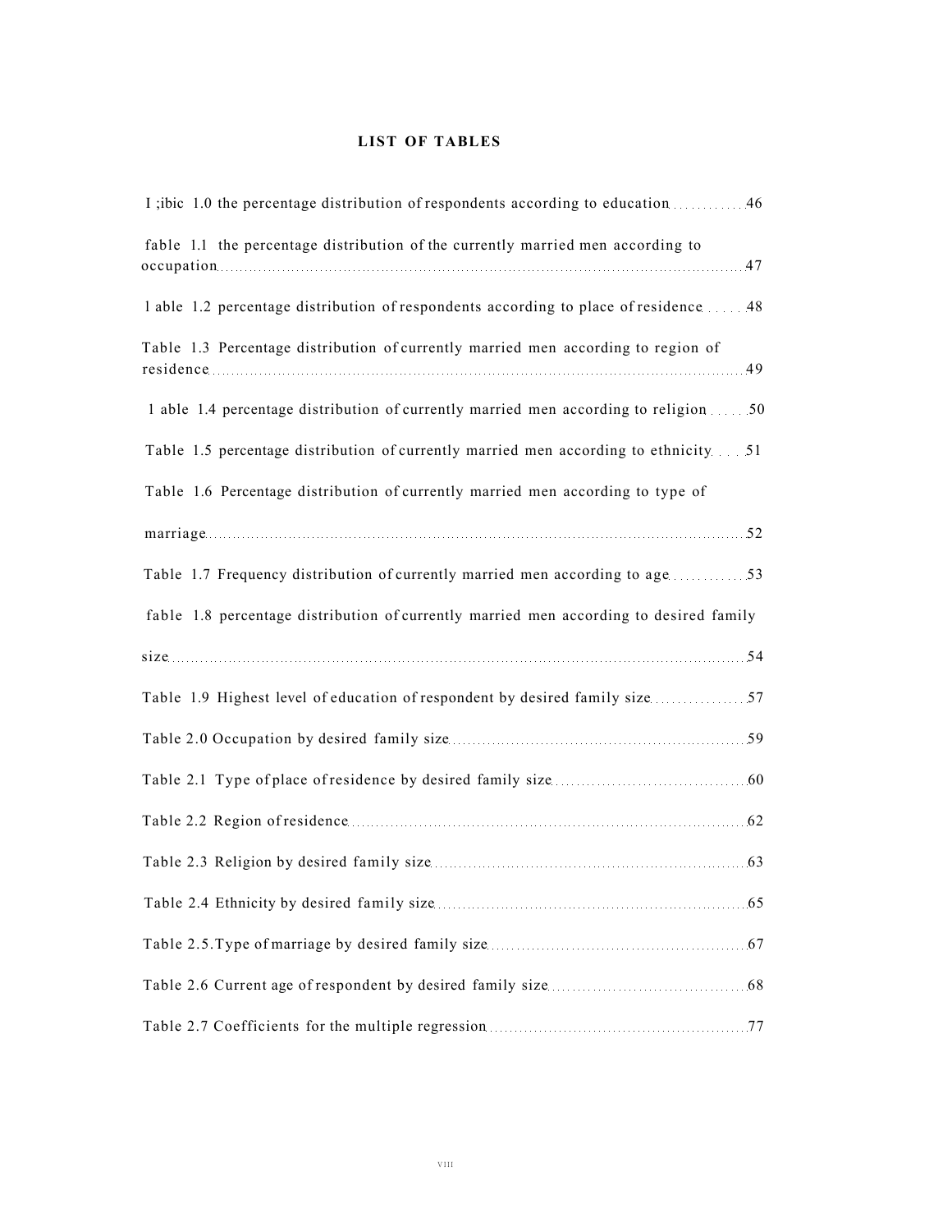## LIST OF TABLES

I ;ibic 1.0 the percentage distribution of respondents according to education ............ 46

fable 1.1 the percentage distribution of the currently married men according to occupation ........................................................................................................ 47

l able 1.2 percentage distribution of respondents according to place of residence ...... 48

Table 1.3 Percentage distribution of currently married men according to region of residence ........................................................................................................ 49

l able 1.4 percentage distribution of currently married men according to religion ...... 50

Table 1.5 percentage distribution of currently married men according to ethnicity .... 51

Table 1.6 Percentage distribution of currently married men according to type of marriage ........................................................................................................ 52

Table 1.7 Frequency distribution of currently married men according to age ............ 53

fable 1.8 percentage distribution of currently married men according to desired family size ........................................................................................................ 54

Table 1.9 Highest level of education of respondent by desired family size ................ 57

Table 2.0 Occupation by desired family size .......................................................... 59

Table 2.1 Type of place of residence by desired family size ...................................... 60

Table 2.2 Region of residence ................................................................................ 62

Table 2.3 Religion by desired family size ............................................................... 63

Table 2.4 Ethnicity by desired family size .............................................................. 65

Table 2.5.Type of marriage by desired family size .................................................. 67

Table 2.6 Current age of respondent by desired family size ....................................... 68

Table 2.7 Coefficients for the multiple regression .................................................... 77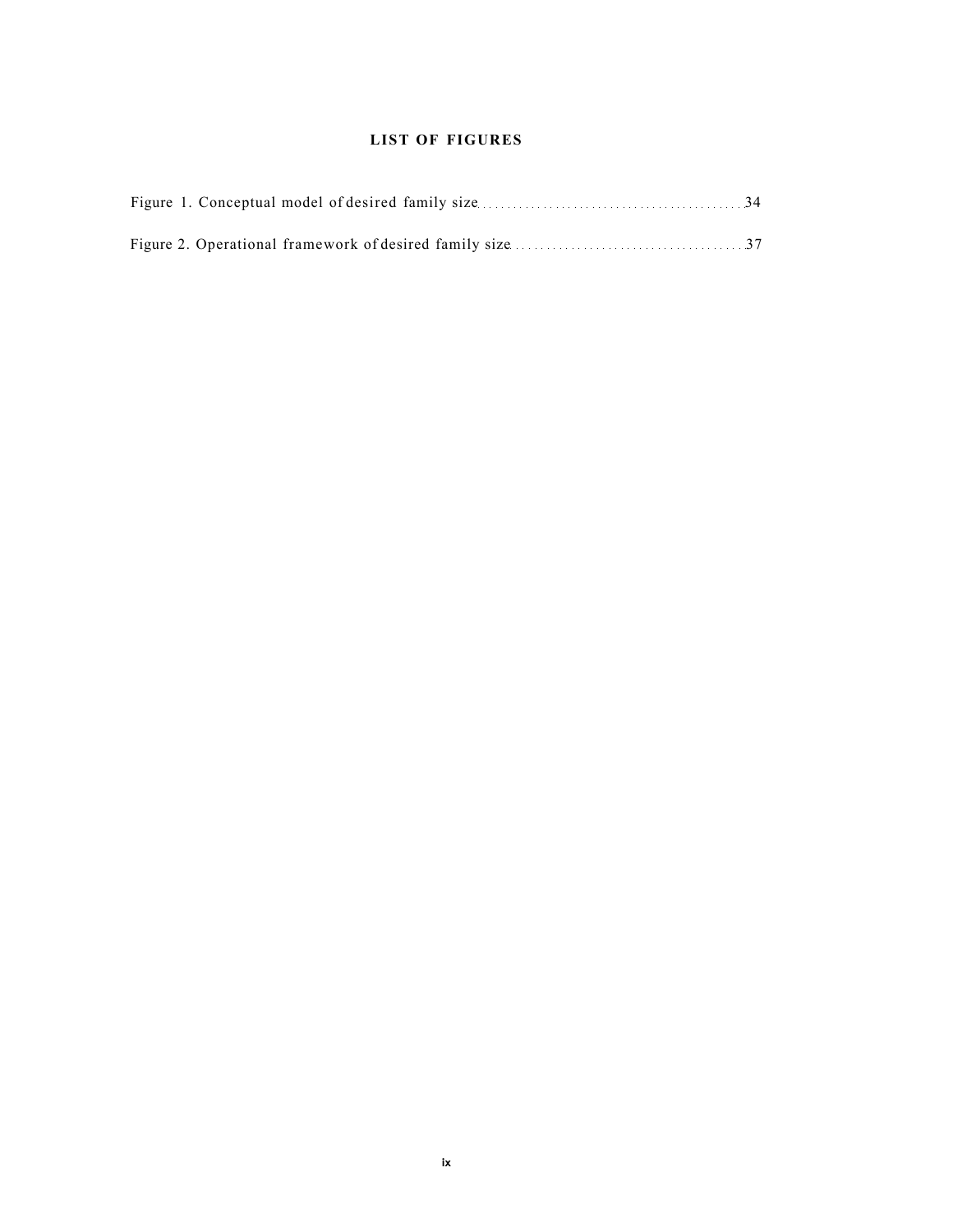## LIST OF FIGURES

Figure 1. Conceptual model of desired family size .......................................... 34

Figure 2. Operational framework of desired family size .................................... 37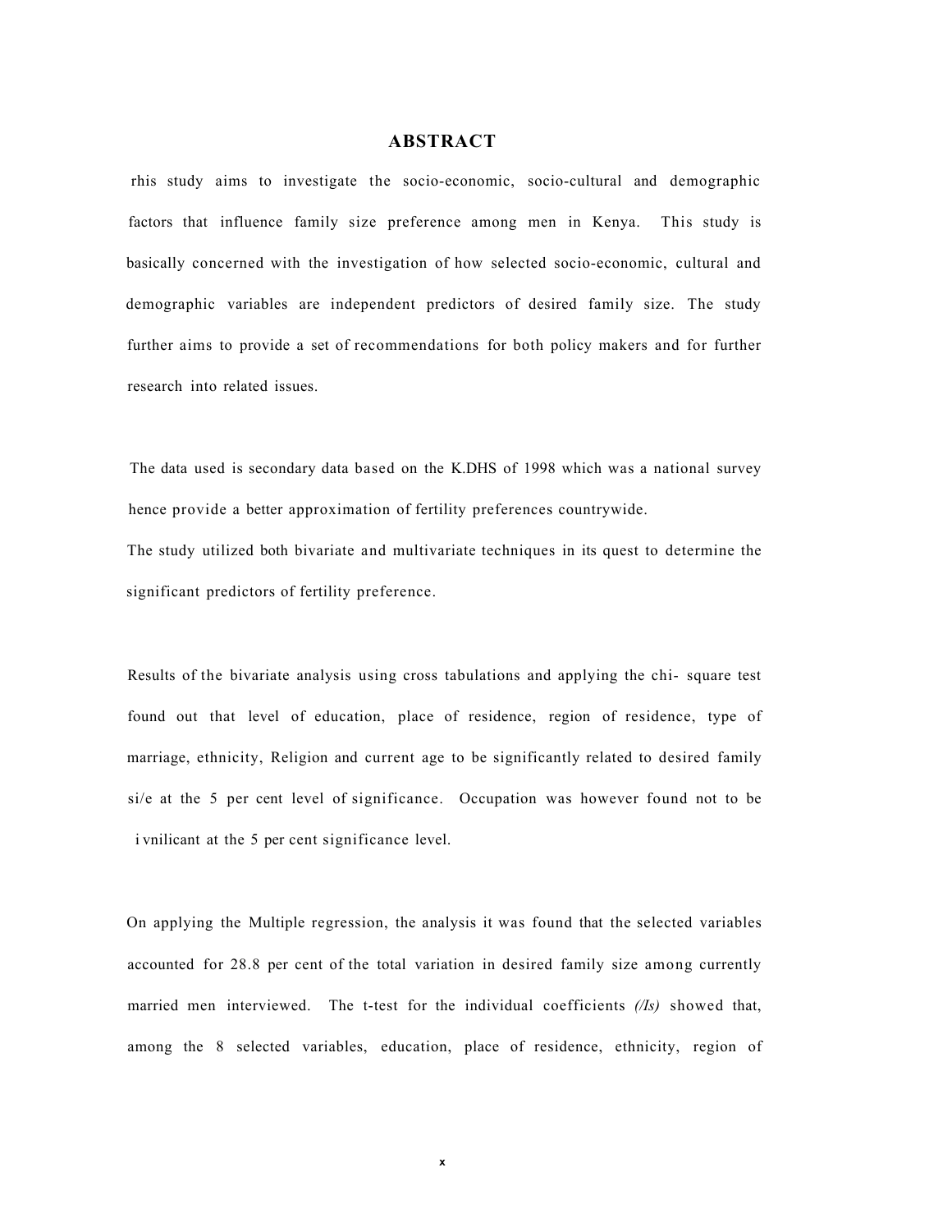## ABSTRACT

rhis study aims to investigate the socio-economic, socio-cultural and demographic factors that influence family size preference among men in Kenya. This study is basically concerned with the investigation of how selected socio-economic, cultural and demographic variables are independent predictors of desired family size. The study further aims to provide a set of recommendations for both policy makers and for further research into related issues.

The data used is secondary data based on the K.DHS of 1998 which was a national survey hence provide a better approximation of fertility preferences countrywide.
The study utilized both bivariate and multivariate techniques in its quest to determine the significant predictors of fertility preference.

Results of the bivariate analysis using cross tabulations and applying the chi- square test found out that level of education, place of residence, region of residence, type of marriage, ethnicity, Religion and current age to be significantly related to desired family si/e at the 5 per cent level of significance. Occupation was however found not to be i vnilicant at the 5 per cent significance level.

On applying the Multiple regression, the analysis it was found that the selected variables accounted for 28.8 per cent of the total variation in desired family size among currently married men interviewed. The t-test for the individual coefficients *(/Is)* showed that, among the 8 selected variables, education, place of residence, ethnicity, region of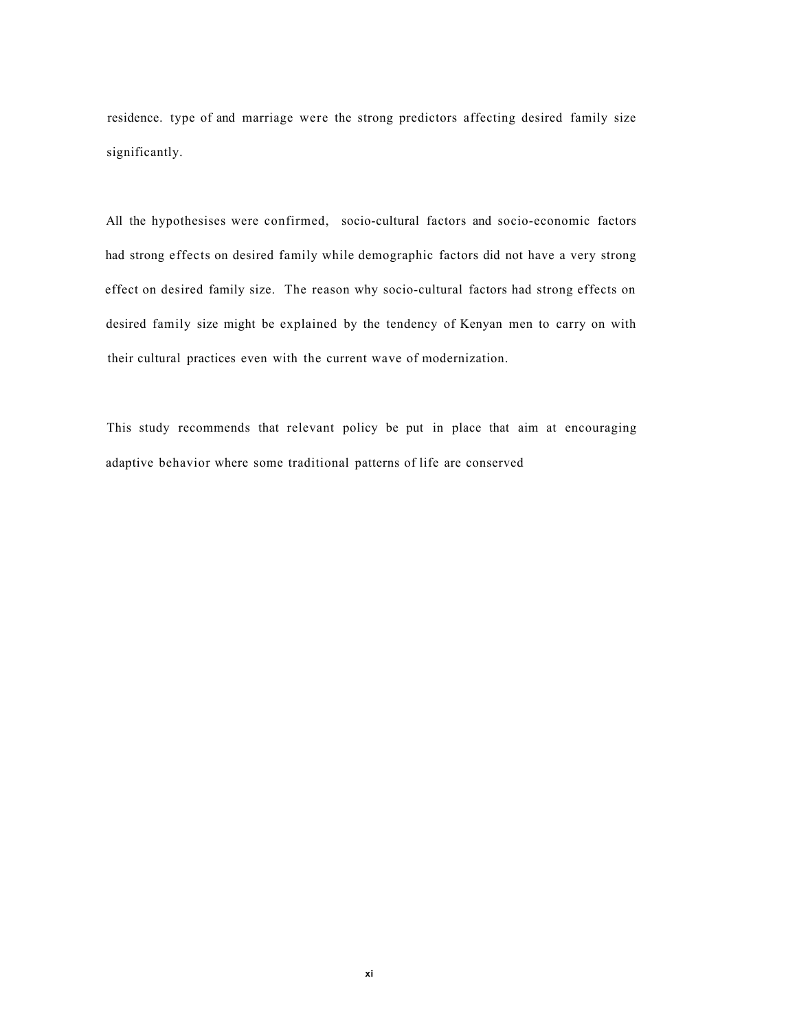residence. type of and marriage were the strong predictors affecting desired family size significantly.

All the hypothesises were confirmed, socio-cultural factors and socio-economic factors had strong effects on desired family while demographic factors did not have a very strong effect on desired family size. The reason why socio-cultural factors had strong effects on desired family size might be explained by the tendency of Kenyan men to carry on with their cultural practices even with the current wave of modernization.

This study recommends that relevant policy be put in place that aim at encouraging adaptive behavior where some traditional patterns of life are conserved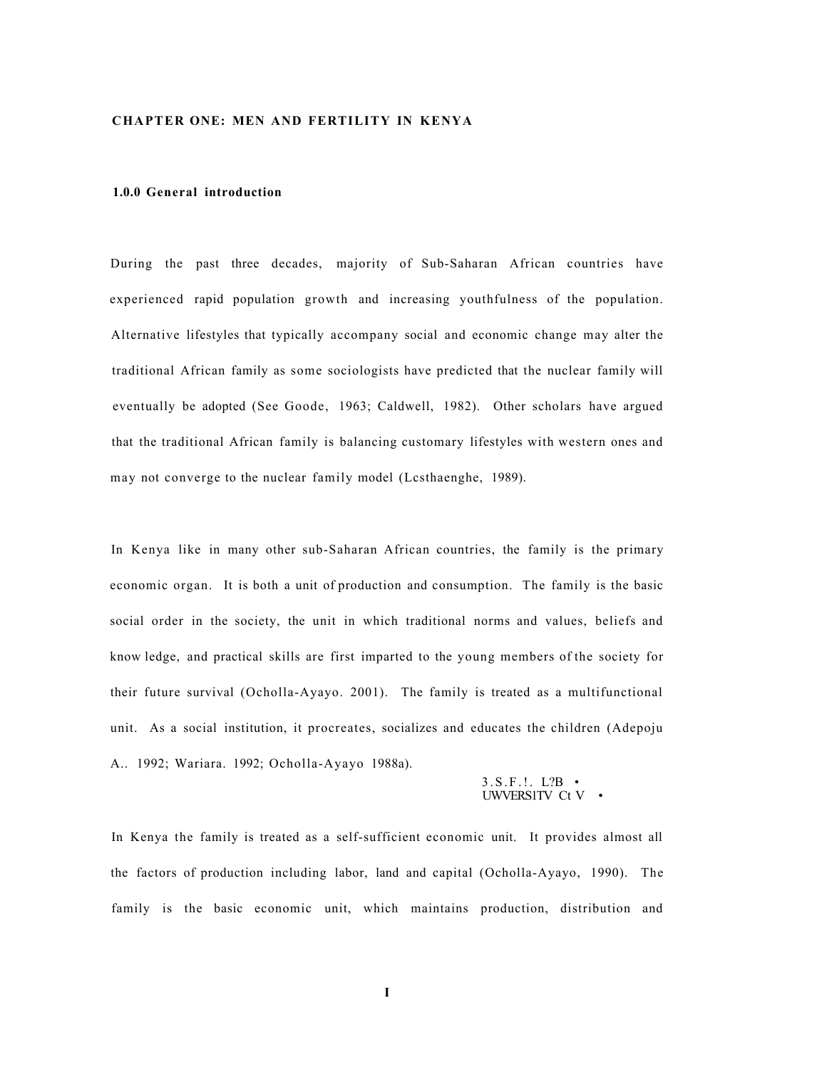# CHAPTER ONE: MEN AND FERTILITY IN KENYA

## 1.0.0 General introduction

During the past three decades, majority of Sub-Saharan African countries have experienced rapid population growth and increasing youthfulness of the population. Alternative lifestyles that typically accompany social and economic change may alter the traditional African family as some sociologists have predicted that the nuclear family will eventually be adopted (See Goode, 1963; Caldwell, 1982). Other scholars have argued that the traditional African family is balancing customary lifestyles with western ones and may not converge to the nuclear family model (Lcsthaenghe, 1989).

In Kenya like in many other sub-Saharan African countries, the family is the primary economic organ. It is both a unit of production and consumption. The family is the basic social order in the society, the unit in which traditional norms and values, beliefs and know ledge, and practical skills are first imparted to the young members of the society for their future survival (Ocholla-Ayayo. 2001). The family is treated as a multifunctional unit. As a social institution, it procreates, socializes and educates the children (Adepoju A.. 1992; Wariara. 1992; Ocholla-Ayayo 1988a).

In Kenya the family is treated as a self-sufficient economic unit. It provides almost all the factors of production including labor, land and capital (Ocholla-Ayayo, 1990). The family is the basic economic unit, which maintains production, distribution and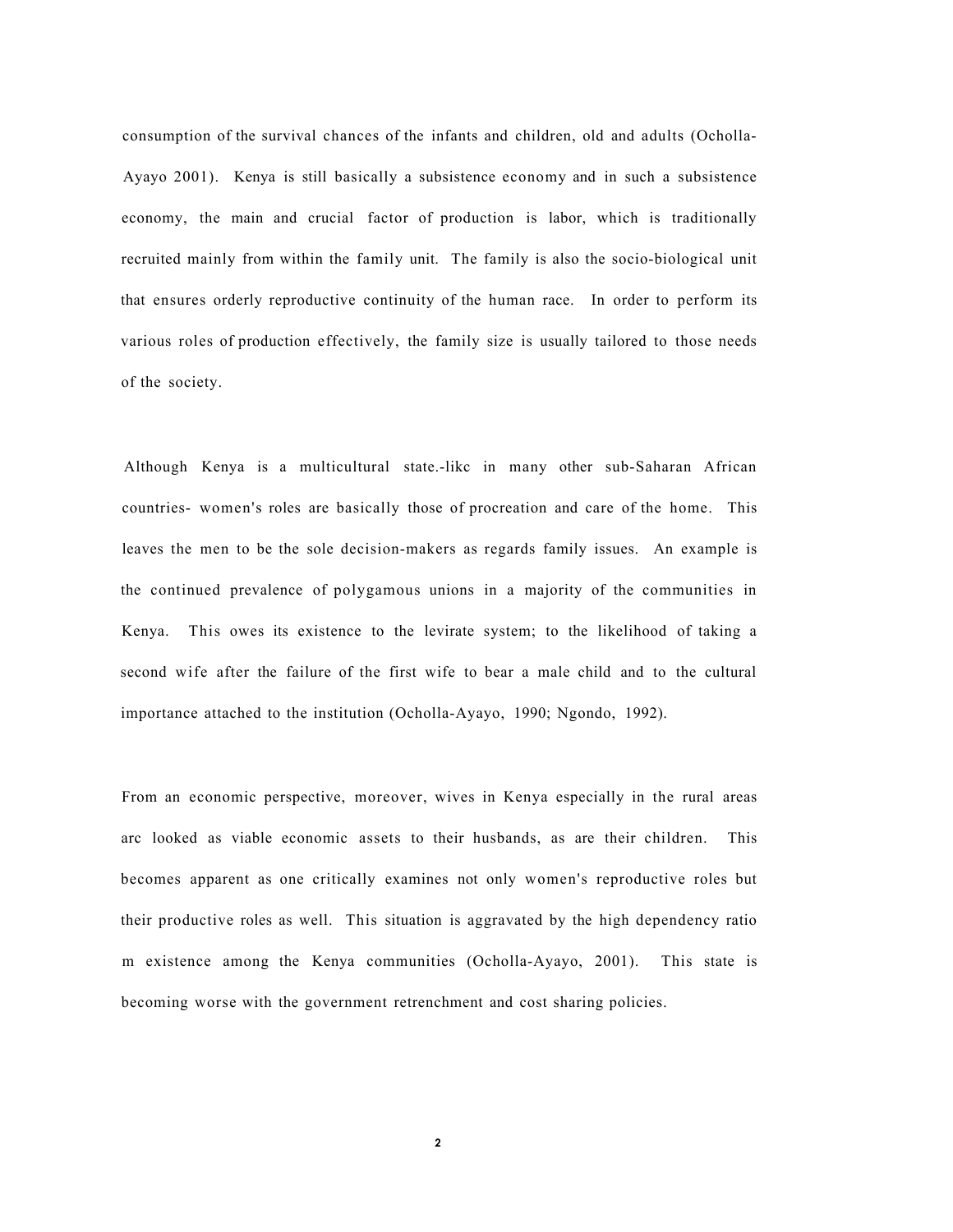consumption of the survival chances of the infants and children, old and adults (Ocholla-Ayayo 2001). Kenya is still basically a subsistence economy and in such a subsistence economy, the main and crucial factor of production is labor, which is traditionally recruited mainly from within the family unit. The family is also the socio-biological unit that ensures orderly reproductive continuity of the human race. In order to perform its various roles of production effectively, the family size is usually tailored to those needs of the society.

Although Kenya is a multicultural state.-likc in many other sub-Saharan African countries- women's roles are basically those of procreation and care of the home. This leaves the men to be the sole decision-makers as regards family issues. An example is the continued prevalence of polygamous unions in a majority of the communities in Kenya. This owes its existence to the levirate system; to the likelihood of taking a second wife after the failure of the first wife to bear a male child and to the cultural importance attached to the institution (Ocholla-Ayayo, 1990; Ngondo, 1992).

From an economic perspective, moreover, wives in Kenya especially in the rural areas arc looked as viable economic assets to their husbands, as are their children. This becomes apparent as one critically examines not only women's reproductive roles but their productive roles as well. This situation is aggravated by the high dependency ratio m existence among the Kenya communities (Ocholla-Ayayo, 2001). This state is becoming worse with the government retrenchment and cost sharing policies.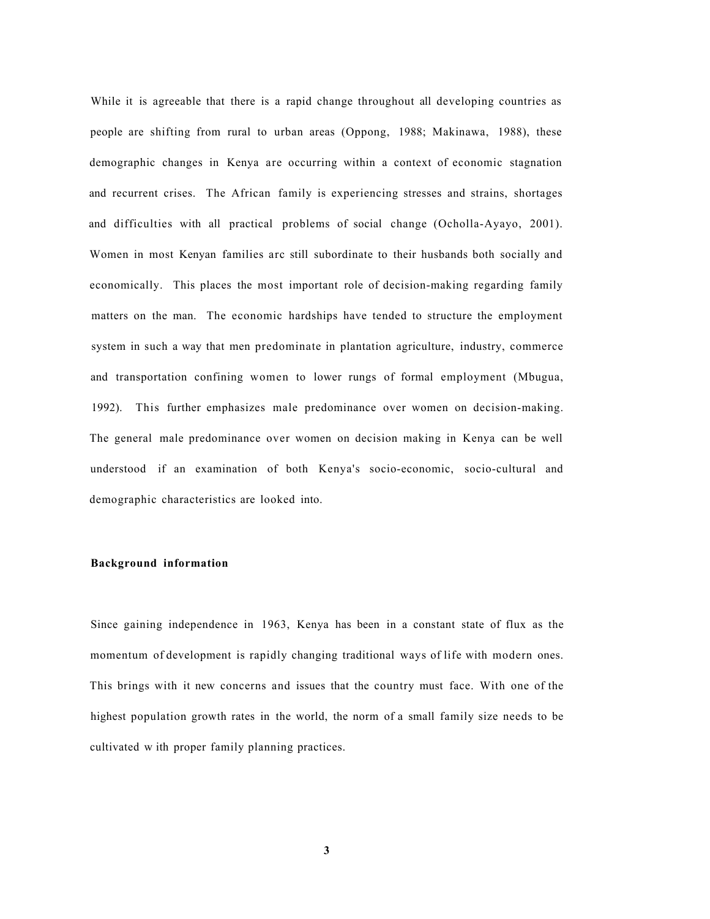While it is agreeable that there is a rapid change throughout all developing countries as people are shifting from rural to urban areas (Oppong, 1988; Makinawa, 1988), these demographic changes in Kenya are occurring within a context of economic stagnation and recurrent crises. The African family is experiencing stresses and strains, shortages and difficulties with all practical problems of social change (Ocholla-Ayayo, 2001). Women in most Kenyan families arc still subordinate to their husbands both socially and economically. This places the most important role of decision-making regarding family matters on the man. The economic hardships have tended to structure the employment system in such a way that men predominate in plantation agriculture, industry, commerce and transportation confining women to lower rungs of formal employment (Mbugua, 1992). This further emphasizes male predominance over women on decision-making. The general male predominance over women on decision making in Kenya can be well understood if an examination of both Kenya's socio-economic, socio-cultural and demographic characteristics are looked into.

**Background information**

Since gaining independence in 1963, Kenya has been in a constant state of flux as the momentum of development is rapidly changing traditional ways of life with modern ones. This brings with it new concerns and issues that the country must face. With one of the highest population growth rates in the world, the norm of a small family size needs to be cultivated w ith proper family planning practices.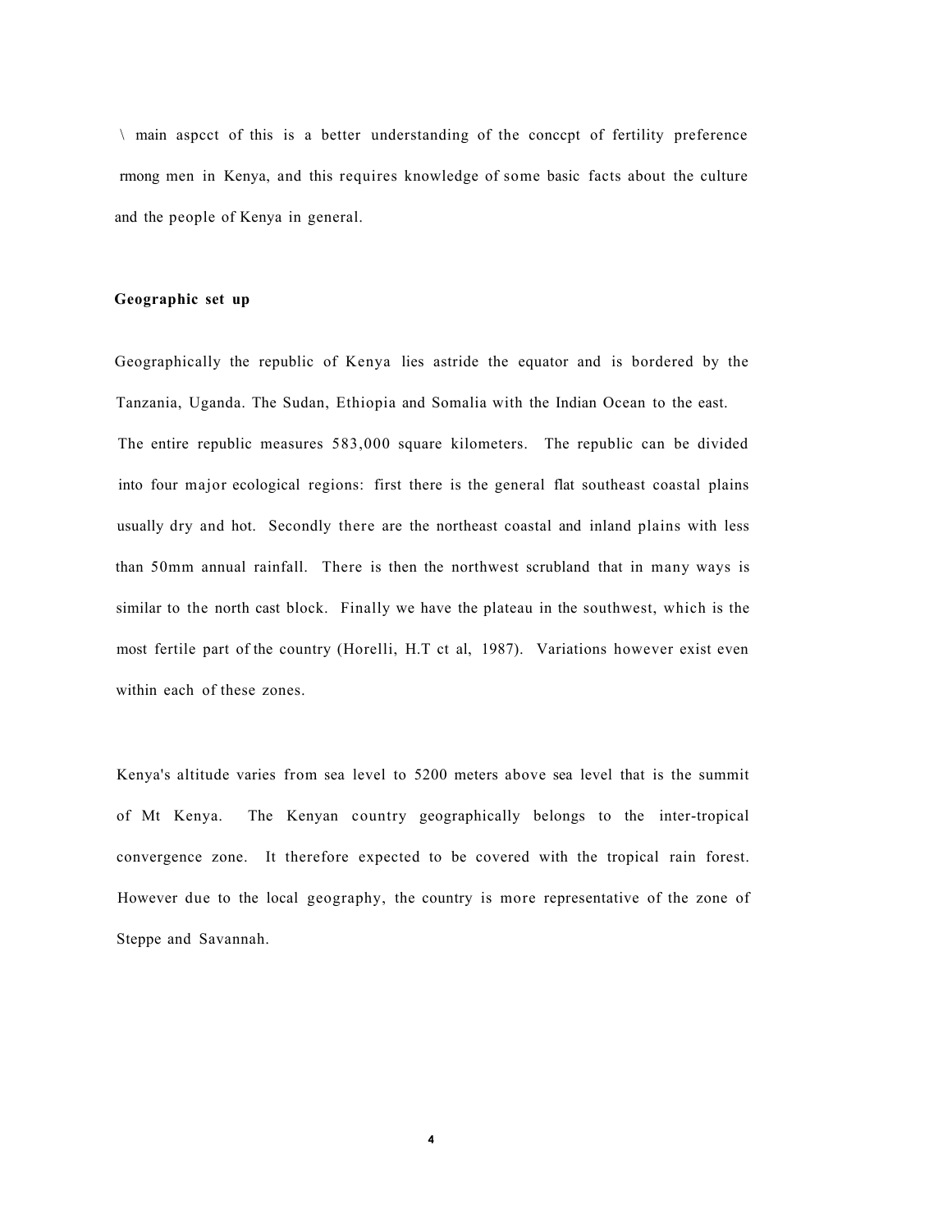\ main aspcct of this is a better understanding of the conccpt of fertility preference rmong men in Kenya, and this requires knowledge of some basic facts about the culture and the people of Kenya in general.

**Geographic set up**

Geographically the republic of Kenya lies astride the equator and is bordered by the Tanzania, Uganda. The Sudan, Ethiopia and Somalia with the Indian Ocean to the east. The entire republic measures 583,000 square kilometers. The republic can be divided into four major ecological regions: first there is the general flat southeast coastal plains usually dry and hot. Secondly there are the northeast coastal and inland plains with less than 50mm annual rainfall. There is then the northwest scrubland that in many ways is similar to the north cast block. Finally we have the plateau in the southwest, which is the most fertile part of the country (Horelli, H.T ct al, 1987). Variations however exist even within each of these zones.

Kenya's altitude varies from sea level to 5200 meters above sea level that is the summit of Mt Kenya. The Kenyan country geographically belongs to the inter-tropical convergence zone. It therefore expected to be covered with the tropical rain forest. However due to the local geography, the country is more representative of the zone of Steppe and Savannah.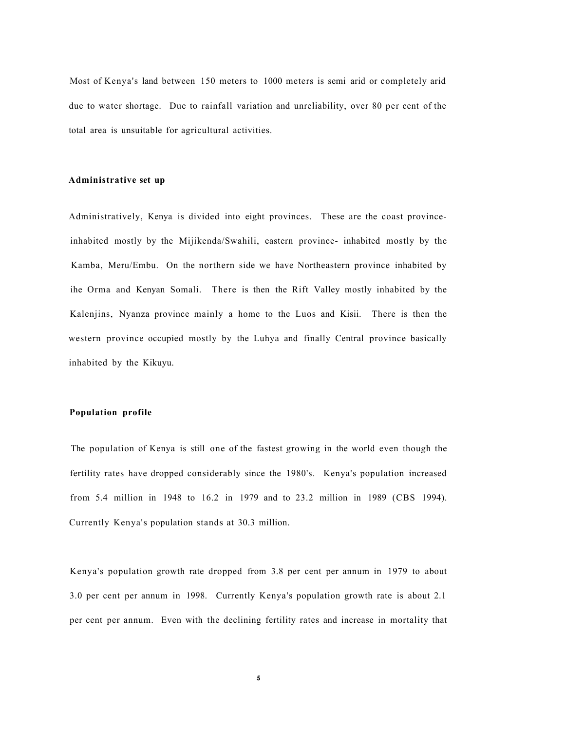Most of Kenya's land between 150 meters to 1000 meters is semi arid or completely arid due to water shortage. Due to rainfall variation and unreliability, over 80 per cent of the total area is unsuitable for agricultural activities.

### Administrative set up

Administratively, Kenya is divided into eight provinces. These are the coast province- inhabited mostly by the Mijikenda/Swahili, eastern province- inhabited mostly by the Kamba, Meru/Embu. On the northern side we have Northeastern province inhabited by ihe Orma and Kenyan Somali. There is then the Rift Valley mostly inhabited by the Kalenjins, Nyanza province mainly a home to the Luos and Kisii. There is then the western province occupied mostly by the Luhya and finally Central province basically inhabited by the Kikuyu.

### Population profile

The population of Kenya is still one of the fastest growing in the world even though the fertility rates have dropped considerably since the 1980's. Kenya's population increased from 5.4 million in 1948 to 16.2 in 1979 and to 23.2 million in 1989 (CBS 1994). Currently Kenya's population stands at 30.3 million.

Kenya's population growth rate dropped from 3.8 per cent per annum in 1979 to about 3.0 per cent per annum in 1998. Currently Kenya's population growth rate is about 2.1 per cent per annum. Even with the declining fertility rates and increase in mortality that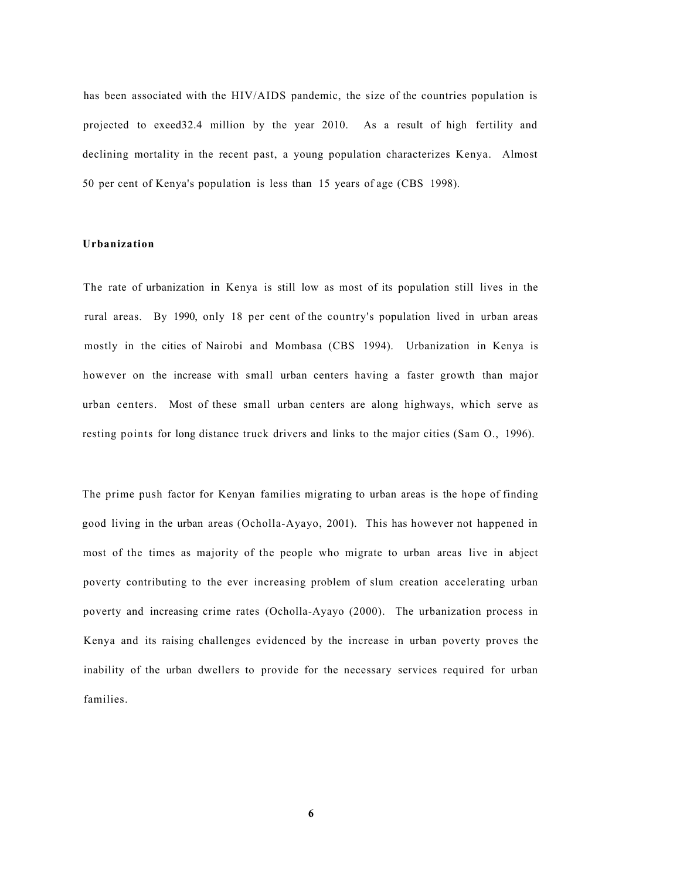has been associated with the HIV/AIDS pandemic, the size of the countries population is projected to exeed32.4 million by the year 2010. As a result of high fertility and declining mortality in the recent past, a young population characterizes Kenya. Almost 50 per cent of Kenya's population is less than 15 years of age (CBS 1998).

**Urbanization**

The rate of urbanization in Kenya is still low as most of its population still lives in the rural areas. By 1990, only 18 per cent of the country's population lived in urban areas mostly in the cities of Nairobi and Mombasa (CBS 1994). Urbanization in Kenya is however on the increase with small urban centers having a faster growth than major urban centers. Most of these small urban centers are along highways, which serve as resting points for long distance truck drivers and links to the major cities (Sam O., 1996).

The prime push factor for Kenyan families migrating to urban areas is the hope of finding good living in the urban areas (Ocholla-Ayayo, 2001). This has however not happened in most of the times as majority of the people who migrate to urban areas live in abject poverty contributing to the ever increasing problem of slum creation accelerating urban poverty and increasing crime rates (Ocholla-Ayayo (2000). The urbanization process in Kenya and its raising challenges evidenced by the increase in urban poverty proves the inability of the urban dwellers to provide for the necessary services required for urban families.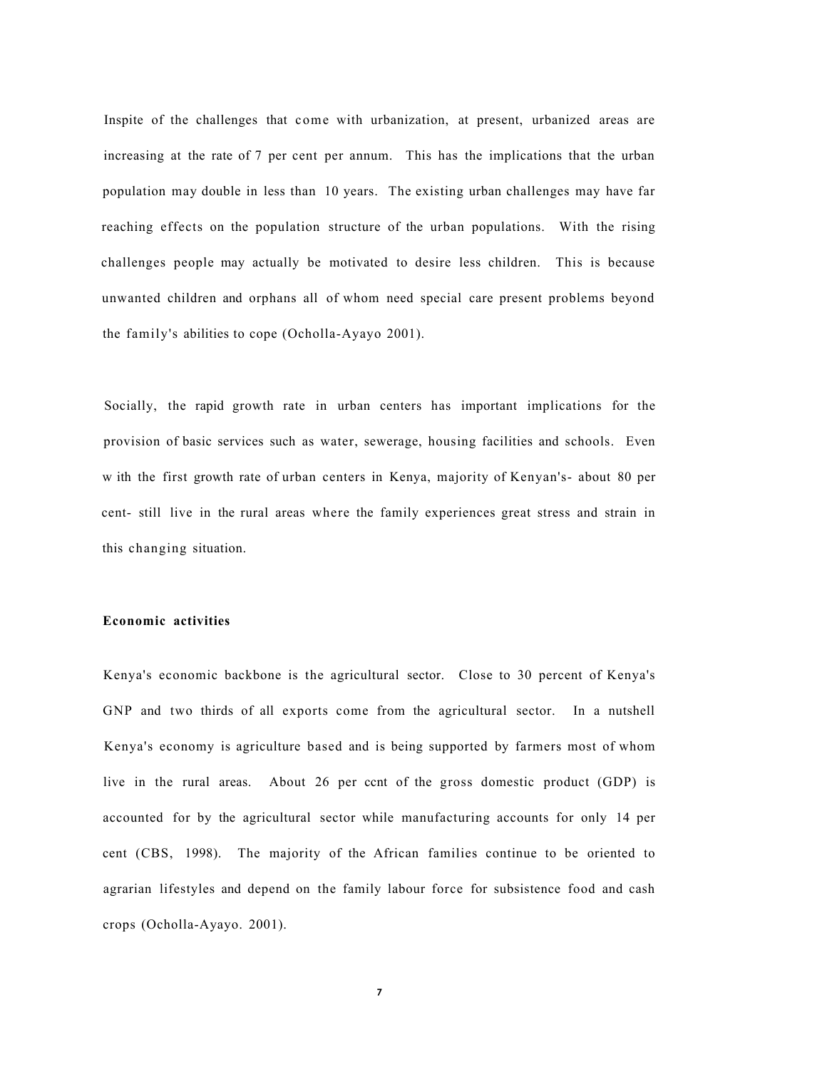Inspite of the challenges that come with urbanization, at present, urbanized areas are increasing at the rate of 7 per cent per annum. This has the implications that the urban population may double in less than 10 years. The existing urban challenges may have far reaching effects on the population structure of the urban populations. With the rising challenges people may actually be motivated to desire less children. This is because unwanted children and orphans all of whom need special care present problems beyond the family's abilities to cope (Ocholla-Ayayo 2001).

Socially, the rapid growth rate in urban centers has important implications for the provision of basic services such as water, sewerage, housing facilities and schools. Even w ith the first growth rate of urban centers in Kenya, majority of Kenyan's- about 80 per cent- still live in the rural areas where the family experiences great stress and strain in this changing situation.

**Economic activities**

Kenya's economic backbone is the agricultural sector. Close to 30 percent of Kenya's GNP and two thirds of all exports come from the agricultural sector. In a nutshell Kenya's economy is agriculture based and is being supported by farmers most of whom live in the rural areas. About 26 per ccnt of the gross domestic product (GDP) is accounted for by the agricultural sector while manufacturing accounts for only 14 per cent (CBS, 1998). The majority of the African families continue to be oriented to agrarian lifestyles and depend on the family labour force for subsistence food and cash crops (Ocholla-Ayayo. 2001).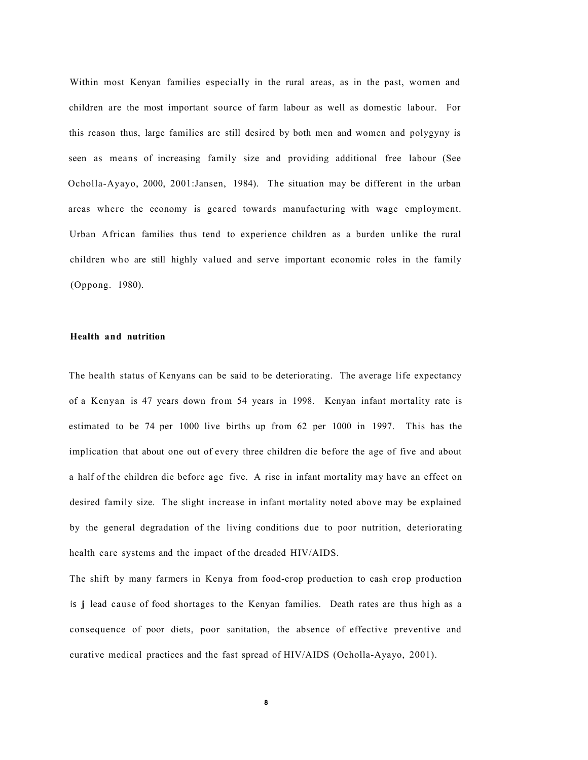Within most Kenyan families especially in the rural areas, as in the past, women and children are the most important source of farm labour as well as domestic labour. For this reason thus, large families are still desired by both men and women and polygyny is seen as means of increasing family size and providing additional free labour (See Ocholla-Ayayo, 2000, 2001:Jansen, 1984). The situation may be different in the urban areas where the economy is geared towards manufacturing with wage employment. Urban African families thus tend to experience children as a burden unlike the rural children who are still highly valued and serve important economic roles in the family (Oppong. 1980).

**Health and nutrition**

The health status of Kenyans can be said to be deteriorating. The average life expectancy of a Kenyan is 47 years down from 54 years in 1998. Kenyan infant mortality rate is estimated to be 74 per 1000 live births up from 62 per 1000 in 1997. This has the implication that about one out of every three children die before the age of five and about a half of the children die before age five. A rise in infant mortality may have an effect on desired family size. The slight increase in infant mortality noted above may be explained by the general degradation of the living conditions due to poor nutrition, deteriorating health care systems and the impact of the dreaded HIV/AIDS.

The shift by many farmers in Kenya from food-crop production to cash crop production is **j** lead cause of food shortages to the Kenyan families. Death rates are thus high as a consequence of poor diets, poor sanitation, the absence of effective preventive and curative medical practices and the fast spread of HIV/AIDS (Ocholla-Ayayo, 2001).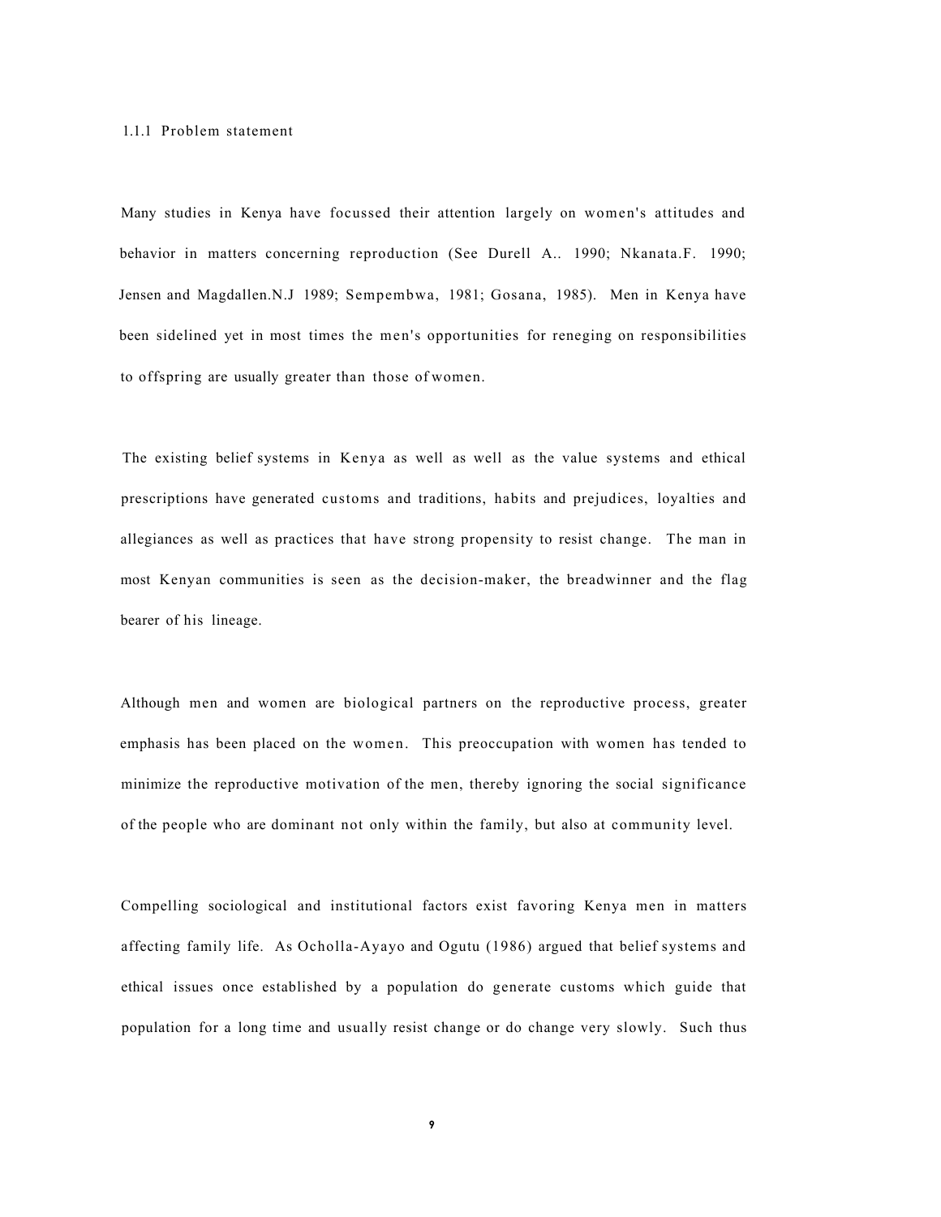### 1.1.1 Problem statement

Many studies in Kenya have focussed their attention largely on women's attitudes and behavior in matters concerning reproduction (See Durell A.. 1990; Nkanata.F. 1990; Jensen and Magdallen.N.J 1989; Sempembwa, 1981; Gosana, 1985). Men in Kenya have been sidelined yet in most times the men's opportunities for reneging on responsibilities to offspring are usually greater than those of women.

The existing belief systems in Kenya as well as well as the value systems and ethical prescriptions have generated customs and traditions, habits and prejudices, loyalties and allegiances as well as practices that have strong propensity to resist change. The man in most Kenyan communities is seen as the decision-maker, the breadwinner and the flag bearer of his lineage.

Although men and women are biological partners on the reproductive process, greater emphasis has been placed on the women. This preoccupation with women has tended to minimize the reproductive motivation of the men, thereby ignoring the social significance of the people who are dominant not only within the family, but also at community level.

Compelling sociological and institutional factors exist favoring Kenya men in matters affecting family life. As Ocholla-Ayayo and Ogutu (1986) argued that belief systems and ethical issues once established by a population do generate customs which guide that population for a long time and usually resist change or do change very slowly. Such thus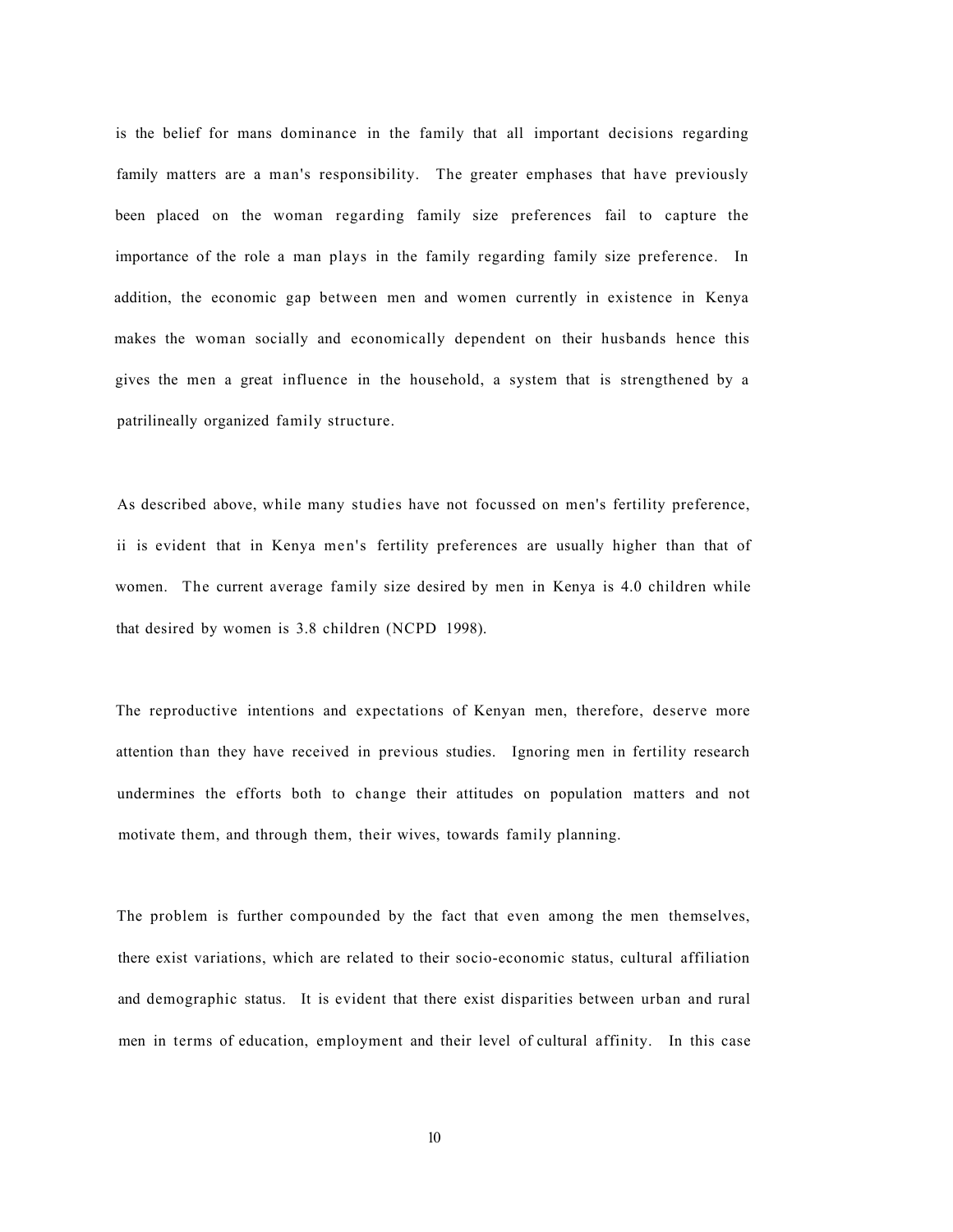is the belief for mans dominance in the family that all important decisions regarding family matters are a man's responsibility. The greater emphases that have previously been placed on the woman regarding family size preferences fail to capture the importance of the role a man plays in the family regarding family size preference. In addition, the economic gap between men and women currently in existence in Kenya makes the woman socially and economically dependent on their husbands hence this gives the men a great influence in the household, a system that is strengthened by a patrilineally organized family structure.

As described above, while many studies have not focussed on men's fertility preference, ii is evident that in Kenya men's fertility preferences are usually higher than that of women. The current average family size desired by men in Kenya is 4.0 children while that desired by women is 3.8 children (NCPD 1998).

The reproductive intentions and expectations of Kenyan men, therefore, deserve more attention than they have received in previous studies. Ignoring men in fertility research undermines the efforts both to change their attitudes on population matters and not motivate them, and through them, their wives, towards family planning.

The problem is further compounded by the fact that even among the men themselves, there exist variations, which are related to their socio-economic status, cultural affiliation and demographic status. It is evident that there exist disparities between urban and rural men in terms of education, employment and their level of cultural affinity. In this case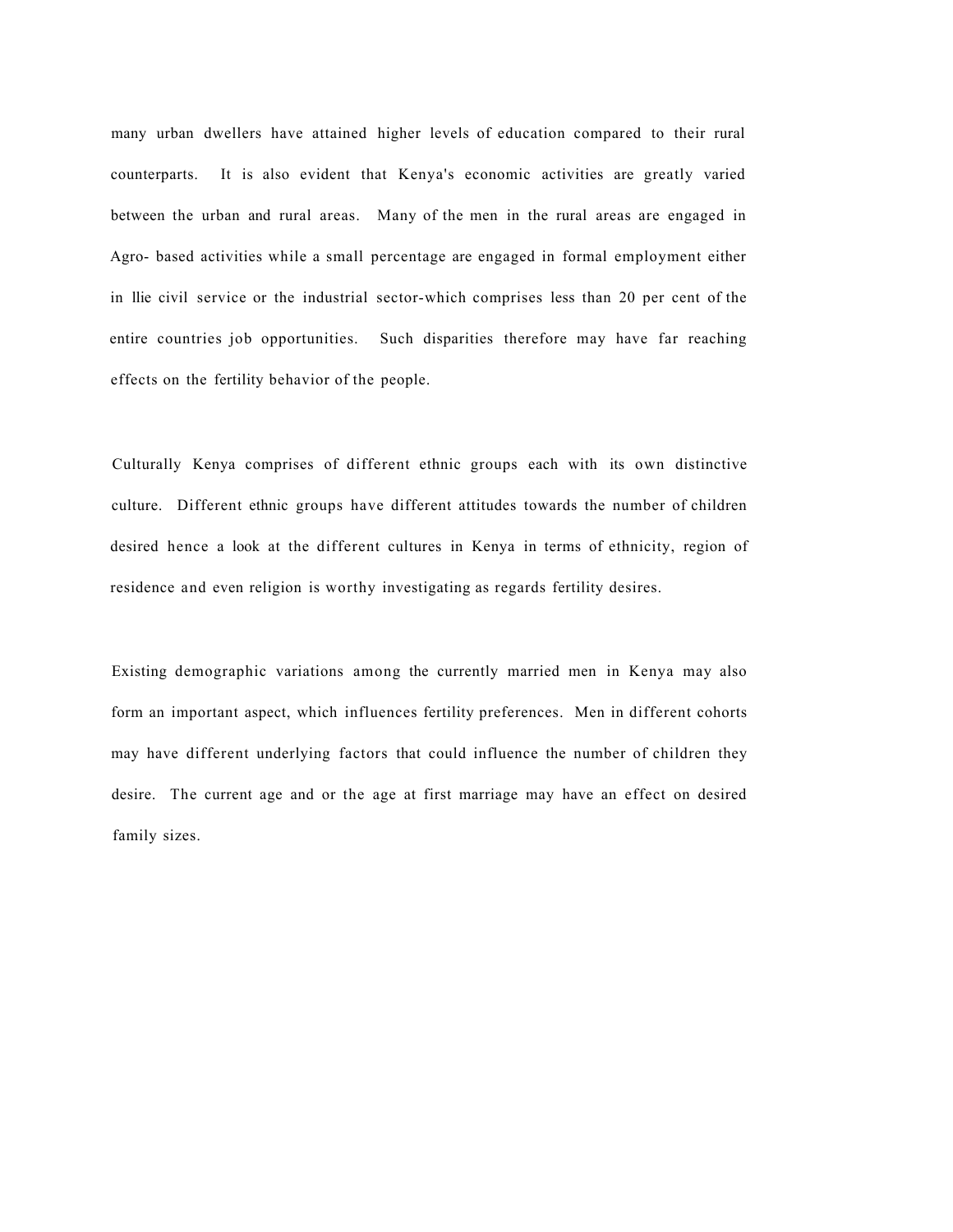many urban dwellers have attained higher levels of education compared to their rural counterparts. It is also evident that Kenya's economic activities are greatly varied between the urban and rural areas. Many of the men in the rural areas are engaged in Agro- based activities while a small percentage are engaged in formal employment either in llie civil service or the industrial sector-which comprises less than 20 per cent of the entire countries job opportunities. Such disparities therefore may have far reaching effects on the fertility behavior of the people.

Culturally Kenya comprises of different ethnic groups each with its own distinctive culture. Different ethnic groups have different attitudes towards the number of children desired hence a look at the different cultures in Kenya in terms of ethnicity, region of residence and even religion is worthy investigating as regards fertility desires.

Existing demographic variations among the currently married men in Kenya may also form an important aspect, which influences fertility preferences. Men in different cohorts may have different underlying factors that could influence the number of children they desire. The current age and or the age at first marriage may have an effect on desired family sizes.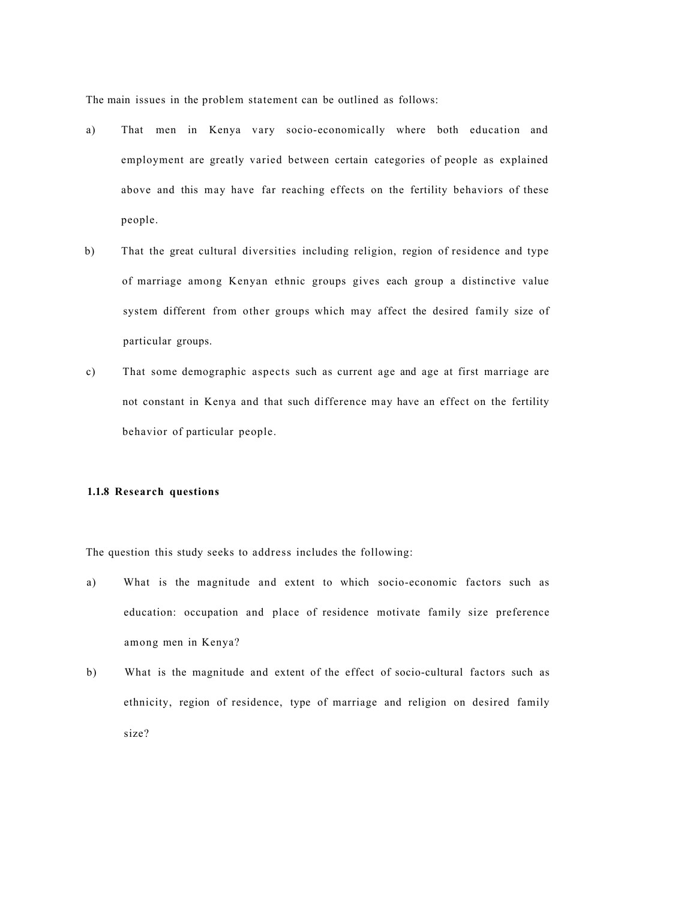The main issues in the problem statement can be outlined as follows:

a) That men in Kenya vary socio-economically where both education and employment are greatly varied between certain categories of people as explained above and this may have far reaching effects on the fertility behaviors of these people.

b) That the great cultural diversities including religion, region of residence and type of marriage among Kenyan ethnic groups gives each group a distinctive value system different from other groups which may affect the desired family size of particular groups.

c) That some demographic aspects such as current age and age at first marriage are not constant in Kenya and that such difference may have an effect on the fertility behavior of particular people.

### 1.1.8 Research questions

The question this study seeks to address includes the following:

a) What is the magnitude and extent to which socio-economic factors such as education: occupation and place of residence motivate family size preference among men in Kenya?

b) What is the magnitude and extent of the effect of socio-cultural factors such as ethnicity, region of residence, type of marriage and religion on desired family size?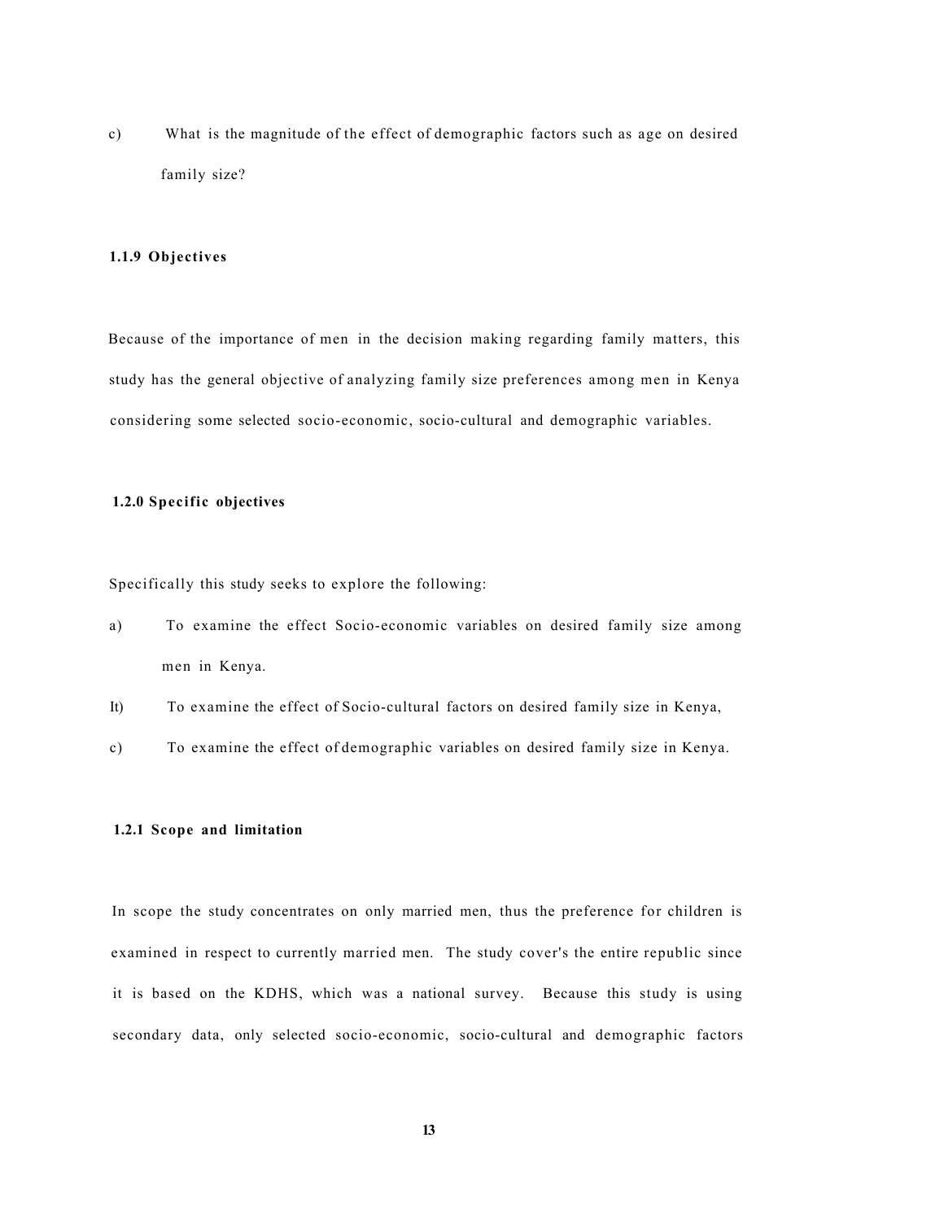c) What is the magnitude of the effect of demographic factors such as age on desired family size?

### 1.1.9 Objectives

Because of the importance of men in the decision making regarding family matters, this study has the general objective of analyzing family size preferences among men in Kenya considering some selected socio-economic, socio-cultural and demographic variables.

### 1.2.0 Specific objectives

Specifically this study seeks to explore the following:

a) To examine the effect Socio-economic variables on desired family size among men in Kenya.

It) To examine the effect of Socio-cultural factors on desired family size in Kenya,

c) To examine the effect of demographic variables on desired family size in Kenya.

### 1.2.1 Scope and limitation

In scope the study concentrates on only married men, thus the preference for children is examined in respect to currently married men. The study cover's the entire republic since it is based on the KDHS, which was a national survey. Because this study is using secondary data, only selected socio-economic, socio-cultural and demographic factors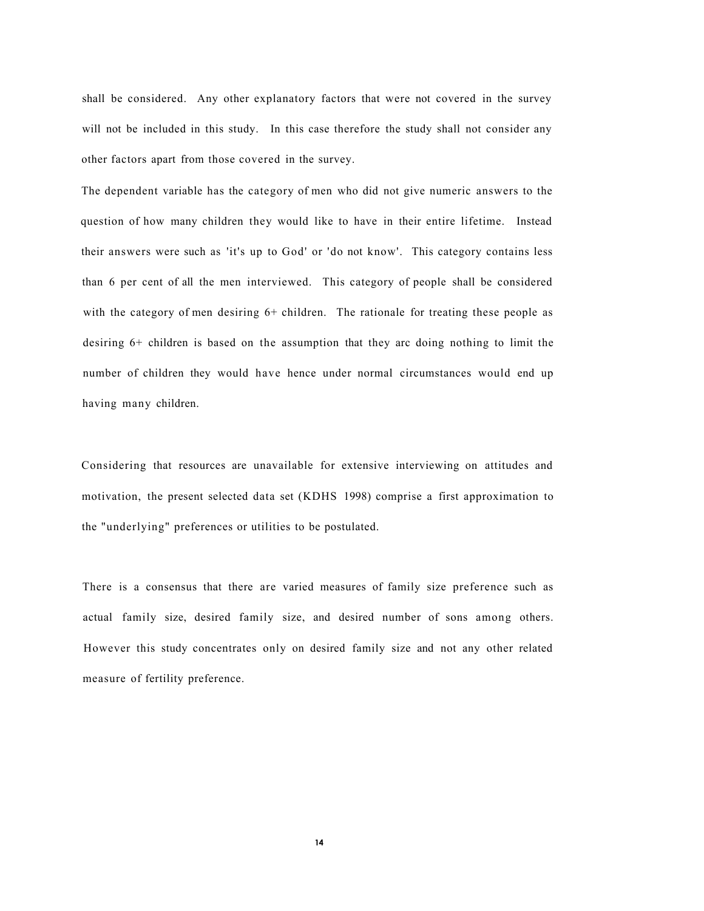shall be considered. Any other explanatory factors that were not covered in the survey will not be included in this study. In this case therefore the study shall not consider any other factors apart from those covered in the survey.

The dependent variable has the category of men who did not give numeric answers to the question of how many children they would like to have in their entire lifetime. Instead their answers were such as 'it's up to God' or 'do not know'. This category contains less than 6 per cent of all the men interviewed. This category of people shall be considered with the category of men desiring 6+ children. The rationale for treating these people as desiring 6+ children is based on the assumption that they arc doing nothing to limit the number of children they would have hence under normal circumstances would end up having many children.

Considering that resources are unavailable for extensive interviewing on attitudes and motivation, the present selected data set (KDHS 1998) comprise a first approximation to the "underlying" preferences or utilities to be postulated.

There is a consensus that there are varied measures of family size preference such as actual family size, desired family size, and desired number of sons among others. However this study concentrates only on desired family size and not any other related measure of fertility preference.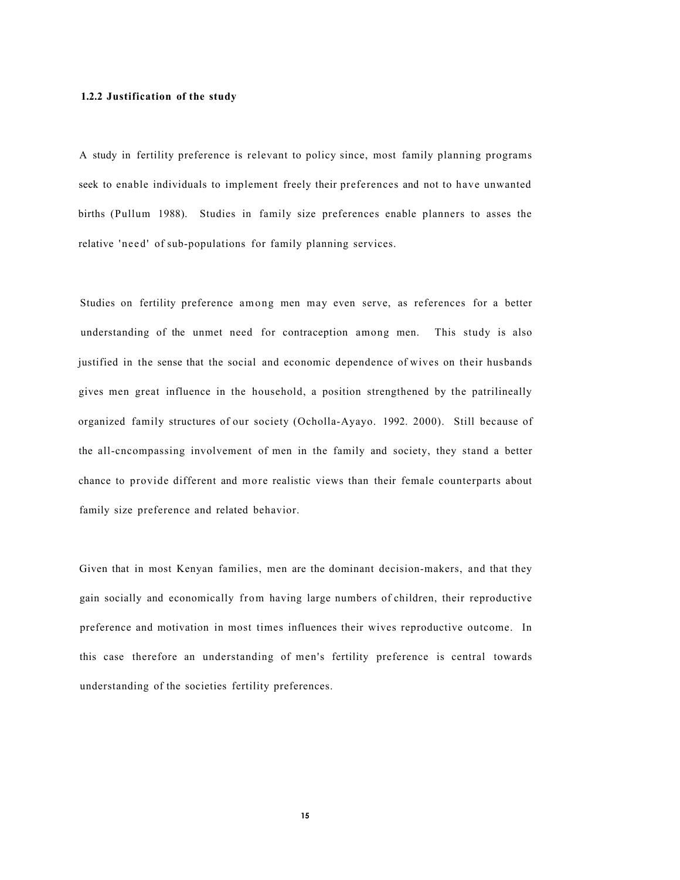### 1.2.2 Justification of the study

A study in fertility preference is relevant to policy since, most family planning programs seek to enable individuals to implement freely their preferences and not to have unwanted births (Pullum 1988). Studies in family size preferences enable planners to asses the relative 'need' of sub-populations for family planning services.

Studies on fertility preference among men may even serve, as references for a better understanding of the unmet need for contraception among men. This study is also justified in the sense that the social and economic dependence of wives on their husbands gives men great influence in the household, a position strengthened by the patrilineally organized family structures of our society (Ocholla-Ayayo. 1992. 2000). Still because of the all-cncompassing involvement of men in the family and society, they stand a better chance to provide different and more realistic views than their female counterparts about family size preference and related behavior.

Given that in most Kenyan families, men are the dominant decision-makers, and that they gain socially and economically from having large numbers of children, their reproductive preference and motivation in most times influences their wives reproductive outcome. In this case therefore an understanding of men's fertility preference is central towards understanding of the societies fertility preferences.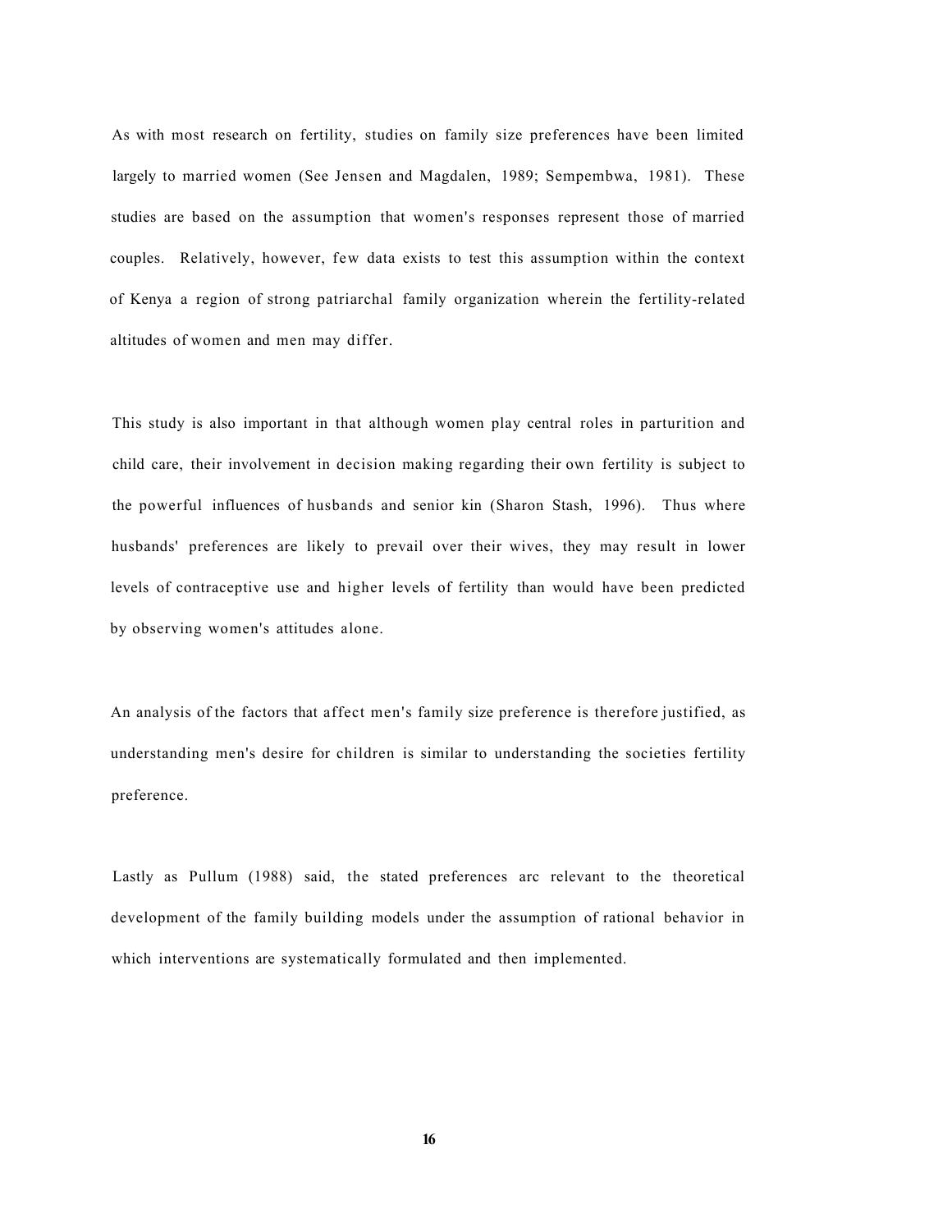As with most research on fertility, studies on family size preferences have been limited largely to married women (See Jensen and Magdalen, 1989; Sempembwa, 1981). These studies are based on the assumption that women's responses represent those of married couples. Relatively, however, few data exists to test this assumption within the context of Kenya a region of strong patriarchal family organization wherein the fertility-related altitudes of women and men may differ.

This study is also important in that although women play central roles in parturition and child care, their involvement in decision making regarding their own fertility is subject to the powerful influences of husbands and senior kin (Sharon Stash, 1996). Thus where husbands' preferences are likely to prevail over their wives, they may result in lower levels of contraceptive use and higher levels of fertility than would have been predicted by observing women's attitudes alone.

An analysis of the factors that affect men's family size preference is therefore justified, as understanding men's desire for children is similar to understanding the societies fertility preference.

Lastly as Pullum (1988) said, the stated preferences arc relevant to the theoretical development of the family building models under the assumption of rational behavior in which interventions are systematically formulated and then implemented.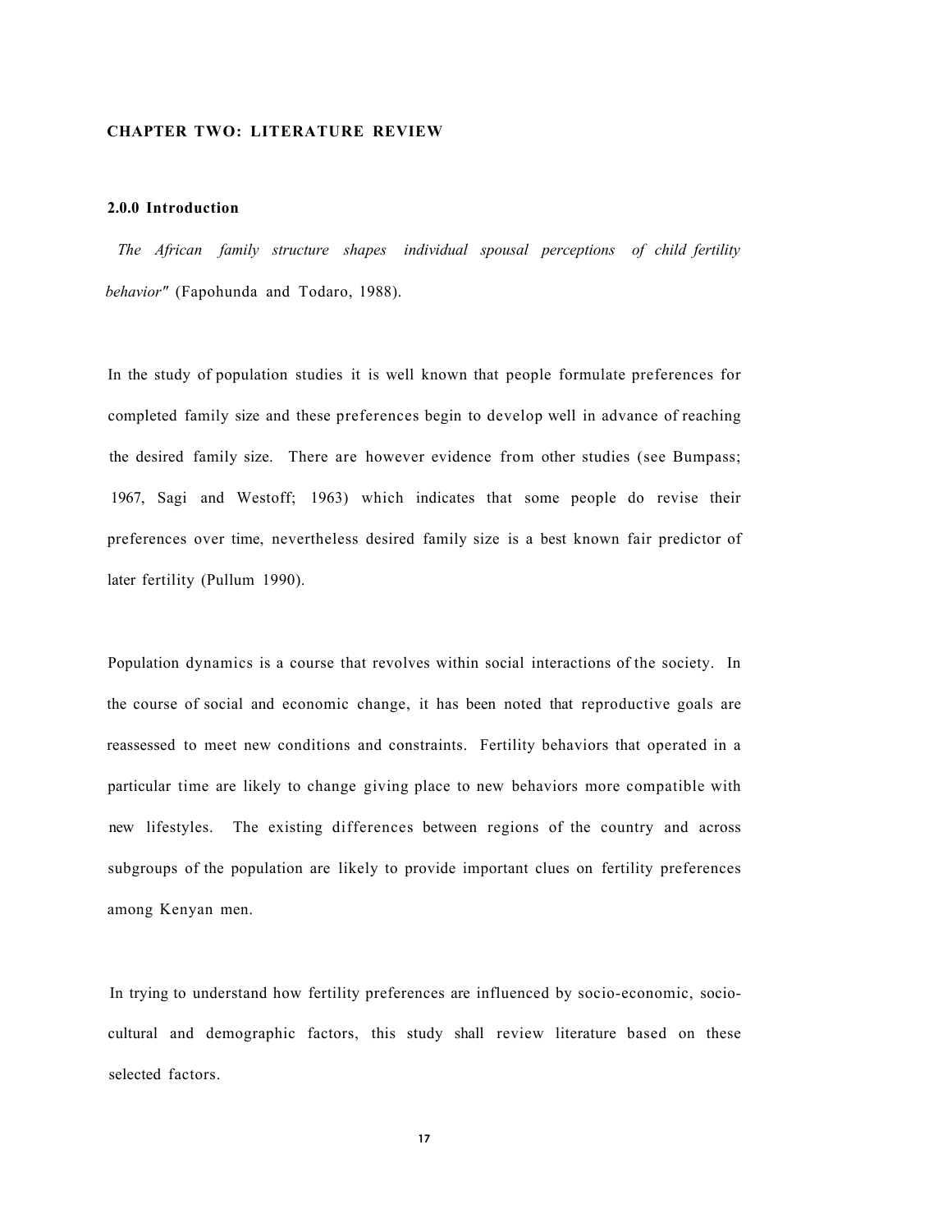# CHAPTER TWO: LITERATURE REVIEW

## 2.0.0 Introduction

*The African family structure shapes individual spousal perceptions of child fertility behavior"* (Fapohunda and Todaro, 1988).

In the study of population studies it is well known that people formulate preferences for completed family size and these preferences begin to develop well in advance of reaching the desired family size. There are however evidence from other studies (see Bumpass; 1967, Sagi and Westoff; 1963) which indicates that some people do revise their preferences over time, nevertheless desired family size is a best known fair predictor of later fertility (Pullum 1990).

Population dynamics is a course that revolves within social interactions of the society. In the course of social and economic change, it has been noted that reproductive goals are reassessed to meet new conditions and constraints. Fertility behaviors that operated in a particular time are likely to change giving place to new behaviors more compatible with new lifestyles. The existing differences between regions of the country and across subgroups of the population are likely to provide important clues on fertility preferences among Kenyan men.

In trying to understand how fertility preferences are influenced by socio-economic, socio-cultural and demographic factors, this study shall review literature based on these selected factors.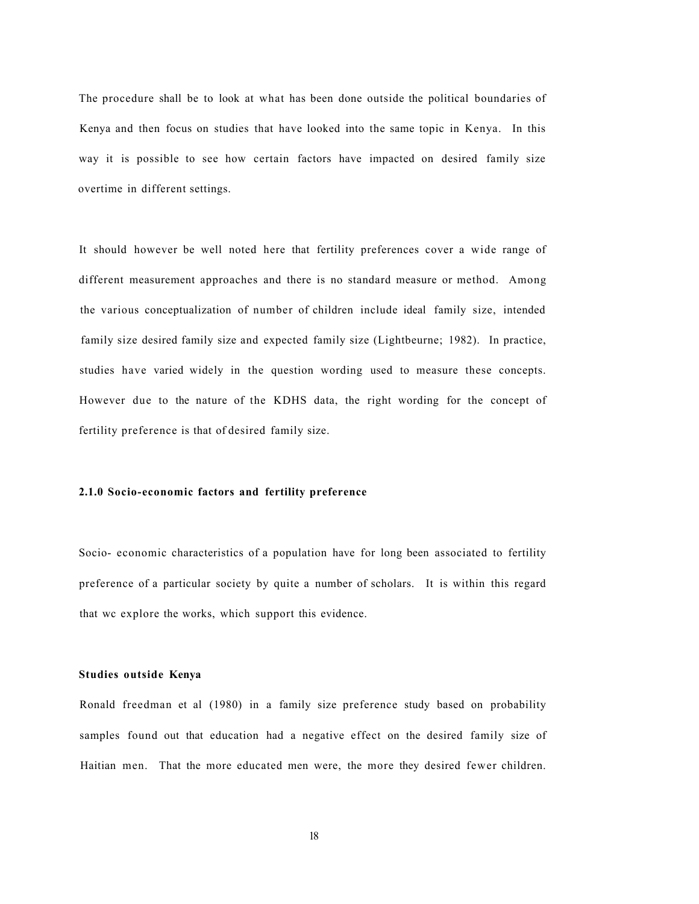The procedure shall be to look at what has been done outside the political boundaries of Kenya and then focus on studies that have looked into the same topic in Kenya. In this way it is possible to see how certain factors have impacted on desired family size overtime in different settings.

It should however be well noted here that fertility preferences cover a wide range of different measurement approaches and there is no standard measure or method. Among the various conceptualization of number of children include ideal family size, intended family size desired family size and expected family size (Lightbeurne; 1982). In practice, studies have varied widely in the question wording used to measure these concepts. However due to the nature of the KDHS data, the right wording for the concept of fertility preference is that of desired family size.

### 2.1.0 Socio-economic factors and fertility preference

Socio- economic characteristics of a population have for long been associated to fertility preference of a particular society by quite a number of scholars. It is within this regard that wc explore the works, which support this evidence.

**Studies outside Kenya**

Ronald freedman et al (1980) in a family size preference study based on probability samples found out that education had a negative effect on the desired family size of Haitian men. That the more educated men were, the more they desired fewer children.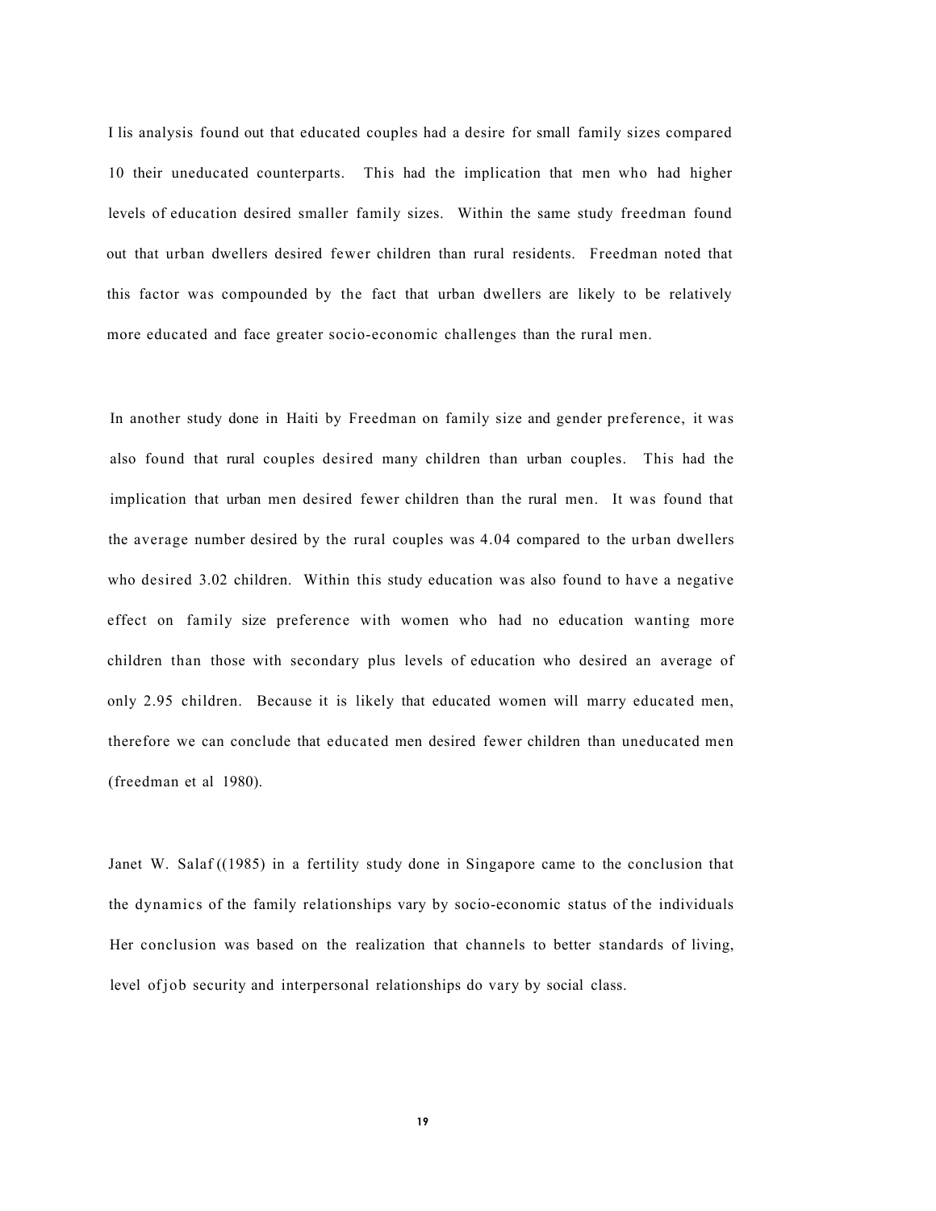I lis analysis found out that educated couples had a desire for small family sizes compared 10 their uneducated counterparts. This had the implication that men who had higher levels of education desired smaller family sizes. Within the same study freedman found out that urban dwellers desired fewer children than rural residents. Freedman noted that this factor was compounded by the fact that urban dwellers are likely to be relatively more educated and face greater socio-economic challenges than the rural men.

In another study done in Haiti by Freedman on family size and gender preference, it was also found that rural couples desired many children than urban couples. This had the implication that urban men desired fewer children than the rural men. It was found that the average number desired by the rural couples was 4.04 compared to the urban dwellers who desired 3.02 children. Within this study education was also found to have a negative effect on family size preference with women who had no education wanting more children than those with secondary plus levels of education who desired an average of only 2.95 children. Because it is likely that educated women will marry educated men, therefore we can conclude that educated men desired fewer children than uneducated men (freedman et al 1980).

Janet W. Salaf ((1985) in a fertility study done in Singapore came to the conclusion that the dynamics of the family relationships vary by socio-economic status of the individuals Her conclusion was based on the realization that channels to better standards of living, level ofjob security and interpersonal relationships do vary by social class.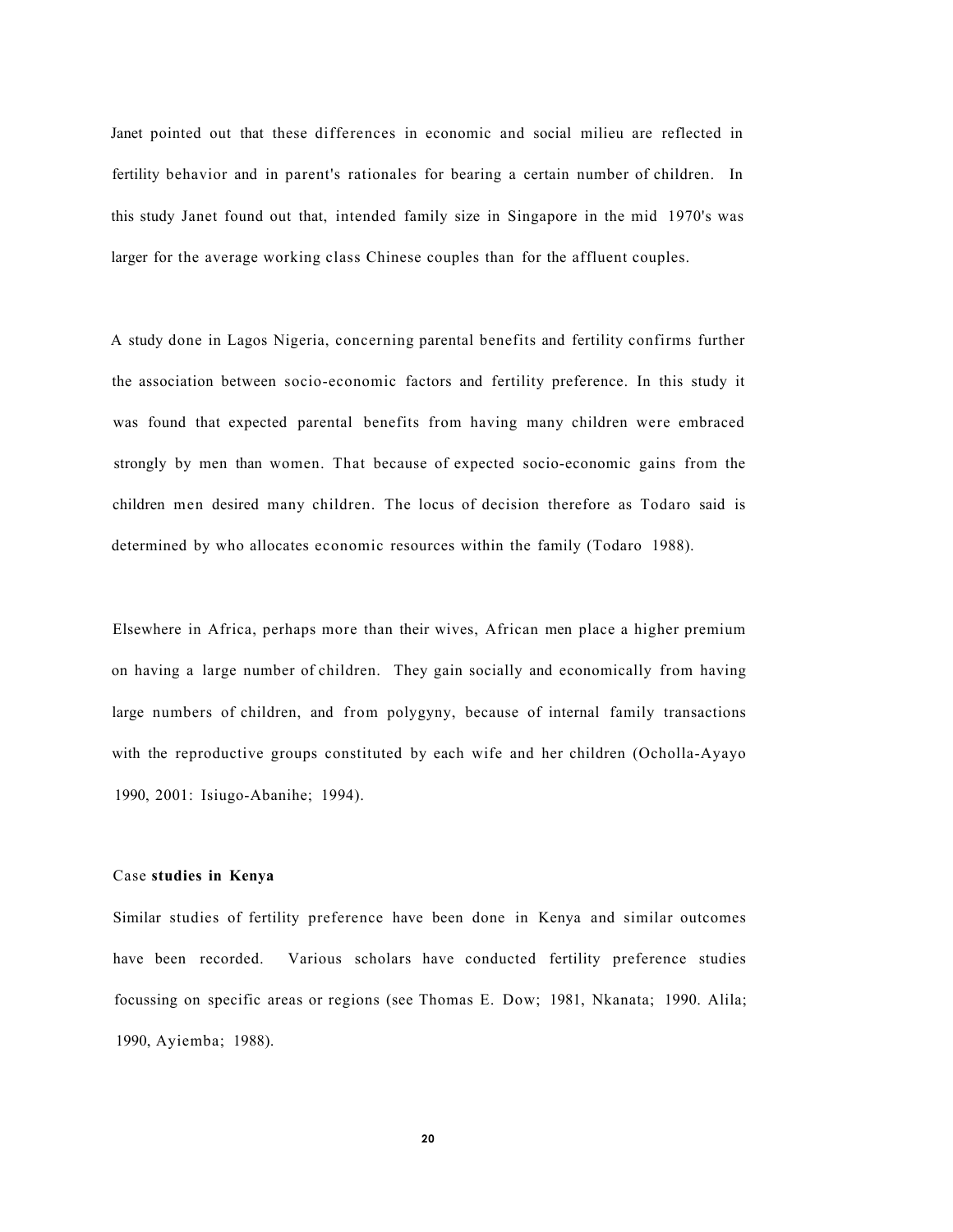Janet pointed out that these differences in economic and social milieu are reflected in fertility behavior and in parent's rationales for bearing a certain number of children. In this study Janet found out that, intended family size in Singapore in the mid 1970's was larger for the average working class Chinese couples than for the affluent couples.

A study done in Lagos Nigeria, concerning parental benefits and fertility confirms further the association between socio-economic factors and fertility preference. In this study it was found that expected parental benefits from having many children were embraced strongly by men than women. That because of expected socio-economic gains from the children men desired many children. The locus of decision therefore as Todaro said is determined by who allocates economic resources within the family (Todaro 1988).

Elsewhere in Africa, perhaps more than their wives, African men place a higher premium on having a large number of children. They gain socially and economically from having large numbers of children, and from polygyny, because of internal family transactions with the reproductive groups constituted by each wife and her children (Ocholla-Ayayo 1990, 2001: Isiugo-Abanihe; 1994).

Case **studies in Kenya**

Similar studies of fertility preference have been done in Kenya and similar outcomes have been recorded. Various scholars have conducted fertility preference studies focussing on specific areas or regions (see Thomas E. Dow; 1981, Nkanata; 1990. Alila; 1990, Ayiemba; 1988).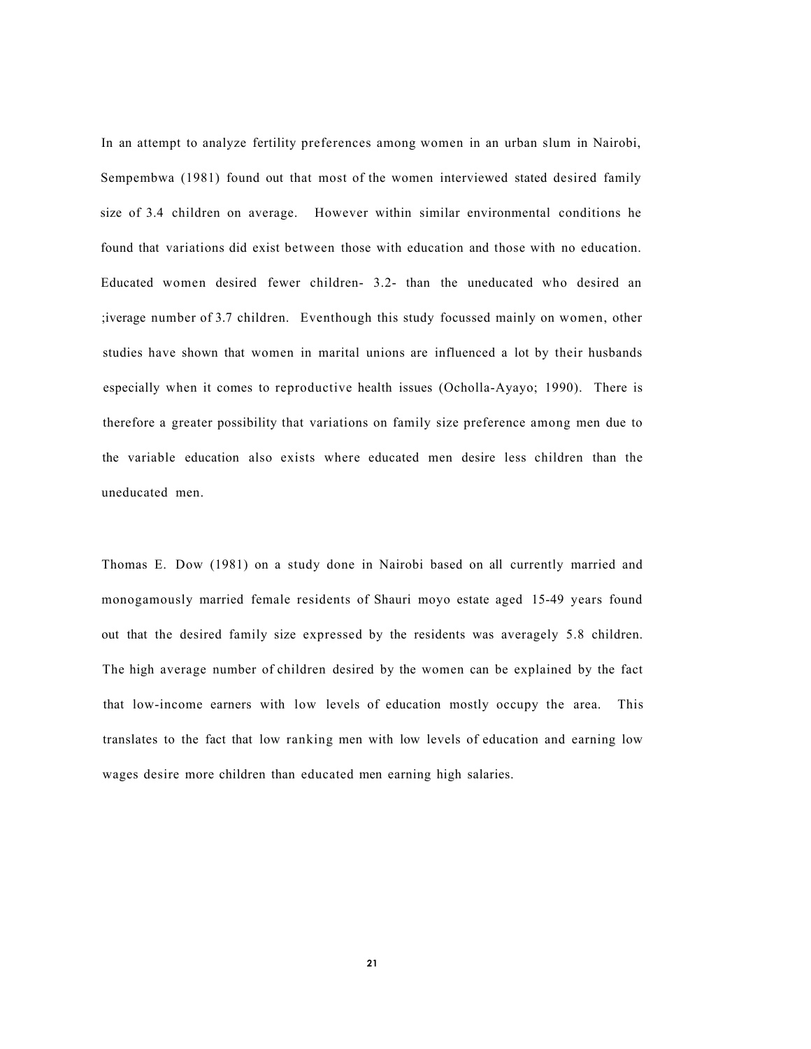In an attempt to analyze fertility preferences among women in an urban slum in Nairobi, Sempembwa (1981) found out that most of the women interviewed stated desired family size of 3.4 children on average. However within similar environmental conditions he found that variations did exist between those with education and those with no education. Educated women desired fewer children- 3.2- than the uneducated who desired an ;iverage number of 3.7 children. Eventhough this study focussed mainly on women, other studies have shown that women in marital unions are influenced a lot by their husbands especially when it comes to reproductive health issues (Ocholla-Ayayo; 1990). There is therefore a greater possibility that variations on family size preference among men due to the variable education also exists where educated men desire less children than the uneducated men.

Thomas E. Dow (1981) on a study done in Nairobi based on all currently married and monogamously married female residents of Shauri moyo estate aged 15-49 years found out that the desired family size expressed by the residents was averagely 5.8 children. The high average number of children desired by the women can be explained by the fact that low-income earners with low levels of education mostly occupy the area. This translates to the fact that low ranking men with low levels of education and earning low wages desire more children than educated men earning high salaries.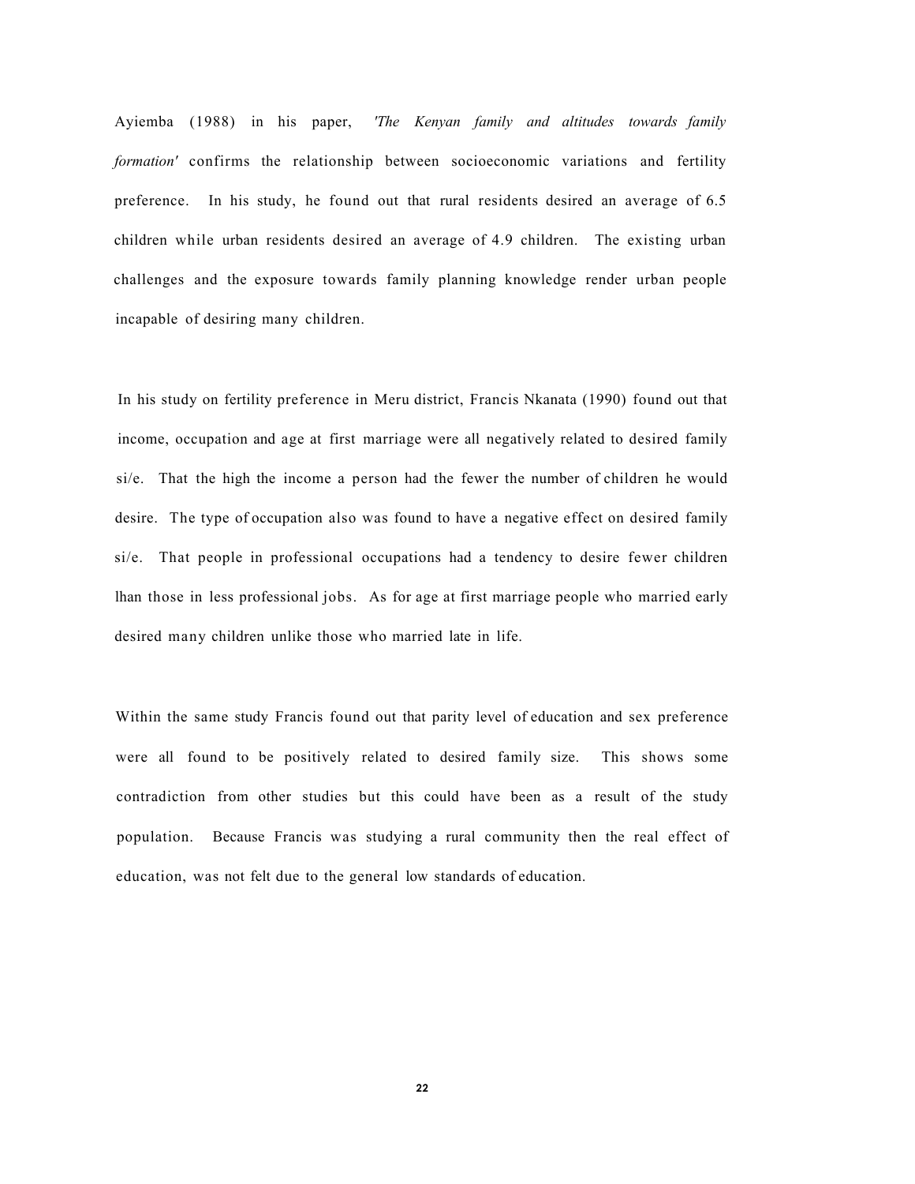Ayiemba (1988) in his paper, *'The Kenyan family and altitudes towards family formation'* confirms the relationship between socioeconomic variations and fertility preference. In his study, he found out that rural residents desired an average of 6.5 children while urban residents desired an average of 4.9 children. The existing urban challenges and the exposure towards family planning knowledge render urban people incapable of desiring many children.

In his study on fertility preference in Meru district, Francis Nkanata (1990) found out that income, occupation and age at first marriage were all negatively related to desired family si/e. That the high the income a person had the fewer the number of children he would desire. The type of occupation also was found to have a negative effect on desired family si/e. That people in professional occupations had a tendency to desire fewer children lhan those in less professional jobs. As for age at first marriage people who married early desired many children unlike those who married late in life.

Within the same study Francis found out that parity level of education and sex preference were all found to be positively related to desired family size. This shows some contradiction from other studies but this could have been as a result of the study population. Because Francis was studying a rural community then the real effect of education, was not felt due to the general low standards of education.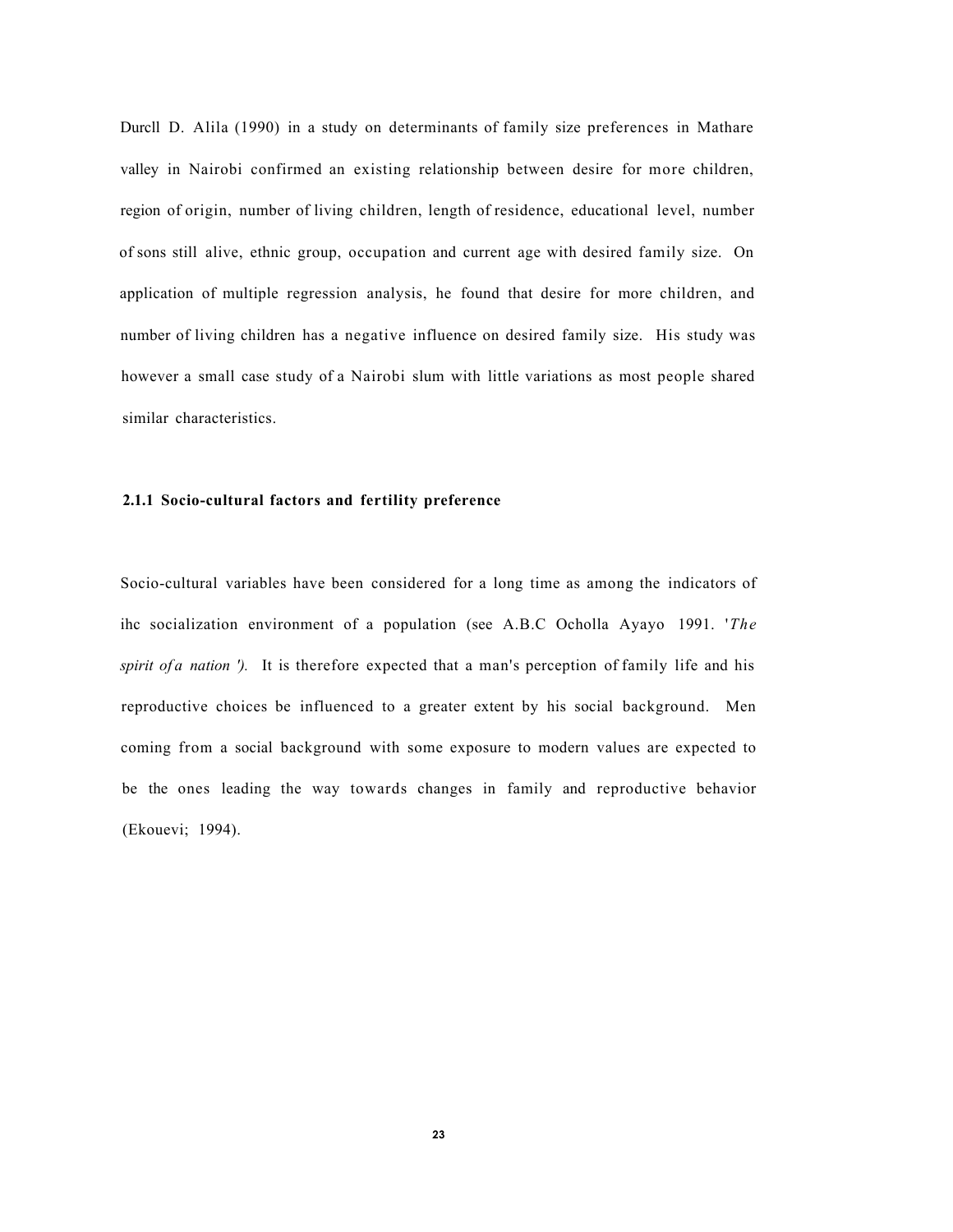Durcll D. Alila (1990) in a study on determinants of family size preferences in Mathare valley in Nairobi confirmed an existing relationship between desire for more children, region of origin, number of living children, length of residence, educational level, number of sons still alive, ethnic group, occupation and current age with desired family size. On application of multiple regression analysis, he found that desire for more children, and number of living children has a negative influence on desired family size. His study was however a small case study of a Nairobi slum with little variations as most people shared similar characteristics.

### 2.1.1 Socio-cultural factors and fertility preference

Socio-cultural variables have been considered for a long time as among the indicators of ihc socialization environment of a population (see A.B.C Ocholla Ayayo 1991. '*The spirit of a nation ').* It is therefore expected that a man's perception of family life and his reproductive choices be influenced to a greater extent by his social background. Men coming from a social background with some exposure to modern values are expected to be the ones leading the way towards changes in family and reproductive behavior (Ekouevi; 1994).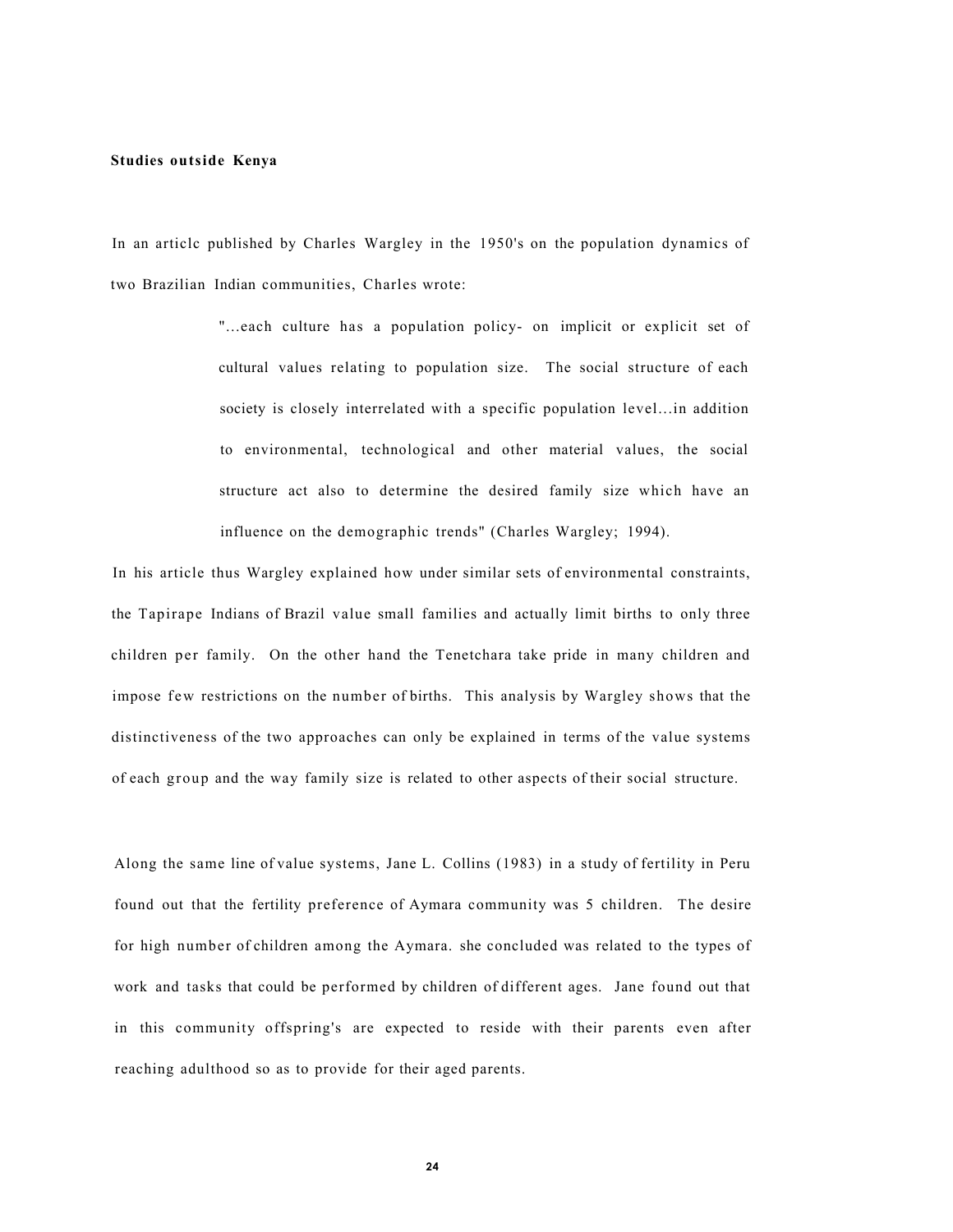**Studies outside Kenya**

In an articlc published by Charles Wargley in the 1950's on the population dynamics of two Brazilian Indian communities, Charles wrote:

> "...each culture has a population policy- on implicit or explicit set of cultural values relating to population size. The social structure of each society is closely interrelated with a specific population level...in addition to environmental, technological and other material values, the social structure act also to determine the desired family size which have an influence on the demographic trends" (Charles Wargley; 1994).

In his article thus Wargley explained how under similar sets of environmental constraints, the Tapirape Indians of Brazil value small families and actually limit births to only three children per family. On the other hand the Tenetchara take pride in many children and impose few restrictions on the number of births. This analysis by Wargley shows that the distinctiveness of the two approaches can only be explained in terms of the value systems of each group and the way family size is related to other aspects of their social structure.

Along the same line of value systems, Jane L. Collins (1983) in a study of fertility in Peru found out that the fertility preference of Aymara community was 5 children. The desire for high number of children among the Aymara. she concluded was related to the types of work and tasks that could be performed by children of different ages. Jane found out that in this community offspring's are expected to reside with their parents even after reaching adulthood so as to provide for their aged parents.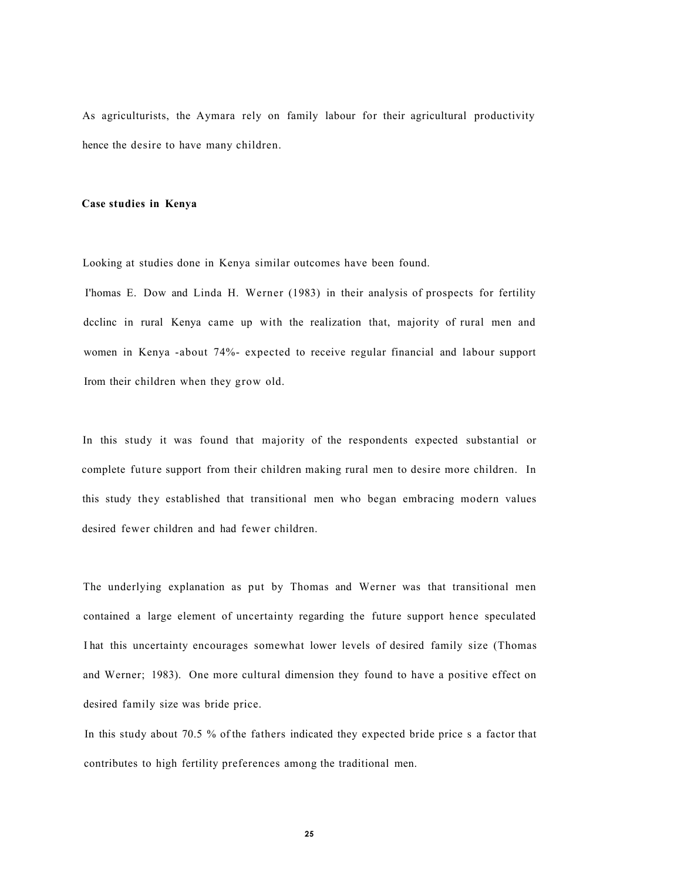As agriculturists, the Aymara rely on family labour for their agricultural productivity hence the desire to have many children.

**Case studies in Kenya**

Looking at studies done in Kenya similar outcomes have been found.

I'homas E. Dow and Linda H. Werner (1983) in their analysis of prospects for fertility dcclinc in rural Kenya came up with the realization that, majority of rural men and women in Kenya -about 74%- expected to receive regular financial and labour support Irom their children when they grow old.

In this study it was found that majority of the respondents expected substantial or complete future support from their children making rural men to desire more children. In this study they established that transitional men who began embracing modern values desired fewer children and had fewer children.

The underlying explanation as put by Thomas and Werner was that transitional men contained a large element of uncertainty regarding the future support hence speculated I hat this uncertainty encourages somewhat lower levels of desired family size (Thomas and Werner; 1983). One more cultural dimension they found to have a positive effect on desired family size was bride price.

In this study about 70.5 % of the fathers indicated they expected bride price s a factor that contributes to high fertility preferences among the traditional men.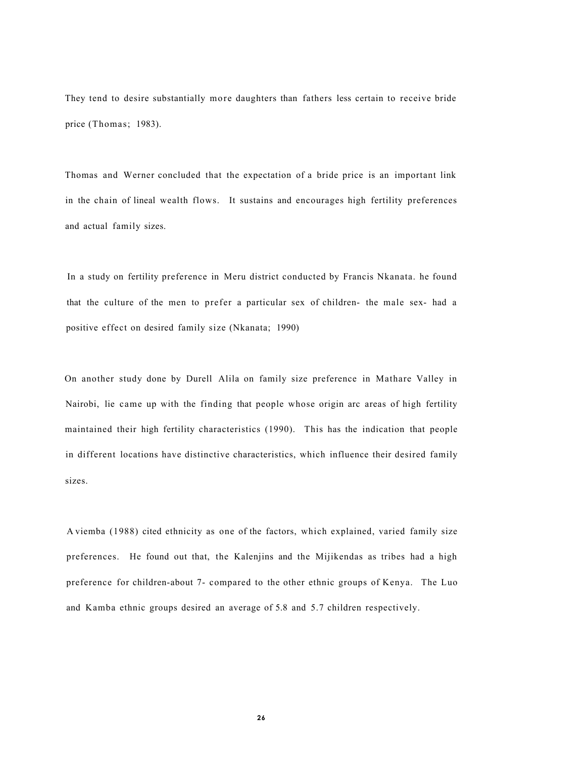They tend to desire substantially more daughters than fathers less certain to receive bride price (Thomas; 1983).

Thomas and Werner concluded that the expectation of a bride price is an important link in the chain of lineal wealth flows. It sustains and encourages high fertility preferences and actual family sizes.

In a study on fertility preference in Meru district conducted by Francis Nkanata. he found that the culture of the men to prefer a particular sex of children- the male sex- had a positive effect on desired family size (Nkanata; 1990)

On another study done by Durell Alila on family size preference in Mathare Valley in Nairobi, lie came up with the finding that people whose origin arc areas of high fertility maintained their high fertility characteristics (1990). This has the indication that people in different locations have distinctive characteristics, which influence their desired family sizes.

A viemba (1988) cited ethnicity as one of the factors, which explained, varied family size preferences. He found out that, the Kalenjins and the Mijikendas as tribes had a high preference for children-about 7- compared to the other ethnic groups of Kenya. The Luo and Kamba ethnic groups desired an average of 5.8 and 5.7 children respectively.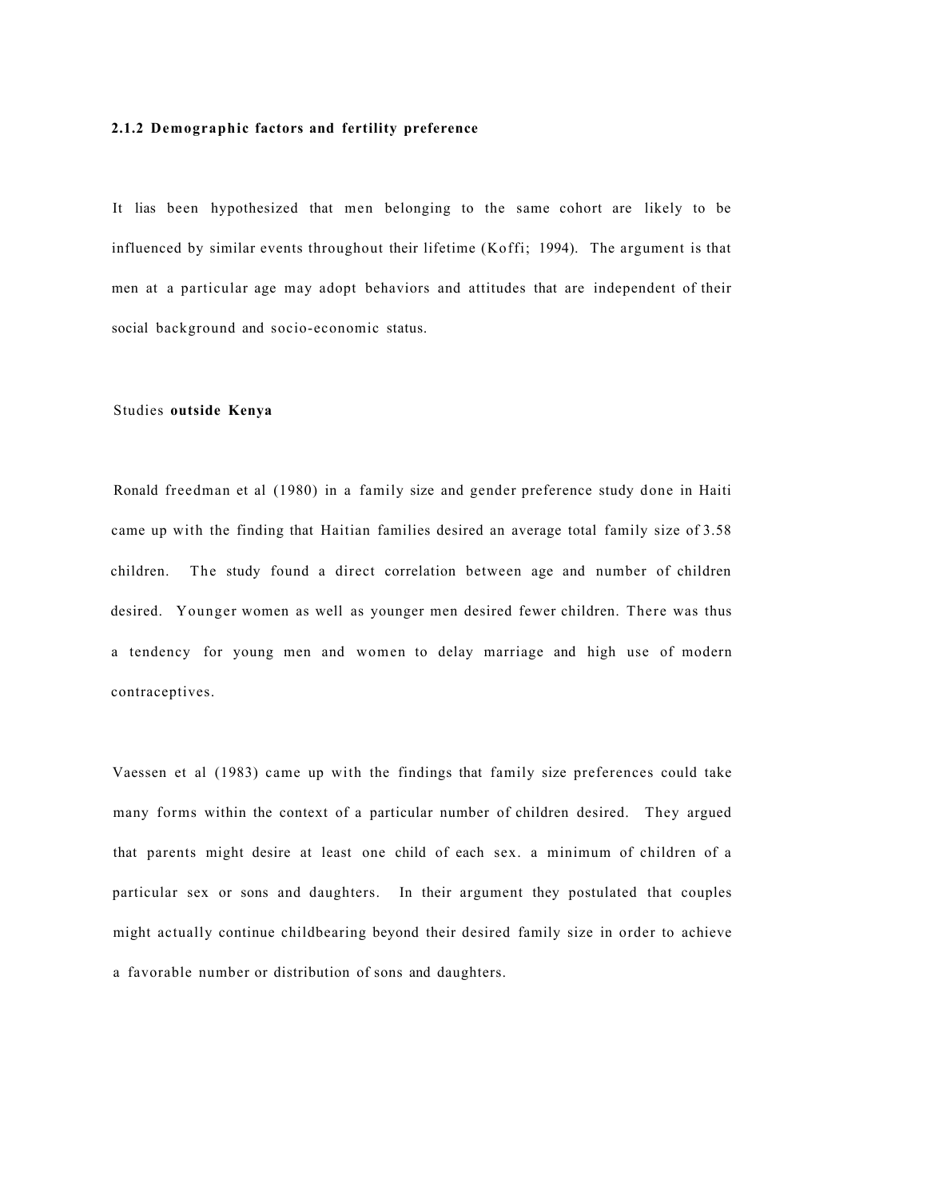### 2.1.2 Demographic factors and fertility preference

It lias been hypothesized that men belonging to the same cohort are likely to be influenced by similar events throughout their lifetime (Koffi; 1994). The argument is that men at a particular age may adopt behaviors and attitudes that are independent of their social background and socio-economic status.

Studies **outside Kenya**

Ronald freedman et al (1980) in a family size and gender preference study done in Haiti came up with the finding that Haitian families desired an average total family size of 3.58 children. The study found a direct correlation between age and number of children desired. Younger women as well as younger men desired fewer children. There was thus a tendency for young men and women to delay marriage and high use of modern contraceptives.

Vaessen et al (1983) came up with the findings that family size preferences could take many forms within the context of a particular number of children desired. They argued that parents might desire at least one child of each sex. a minimum of children of a particular sex or sons and daughters. In their argument they postulated that couples might actually continue childbearing beyond their desired family size in order to achieve a favorable number or distribution of sons and daughters.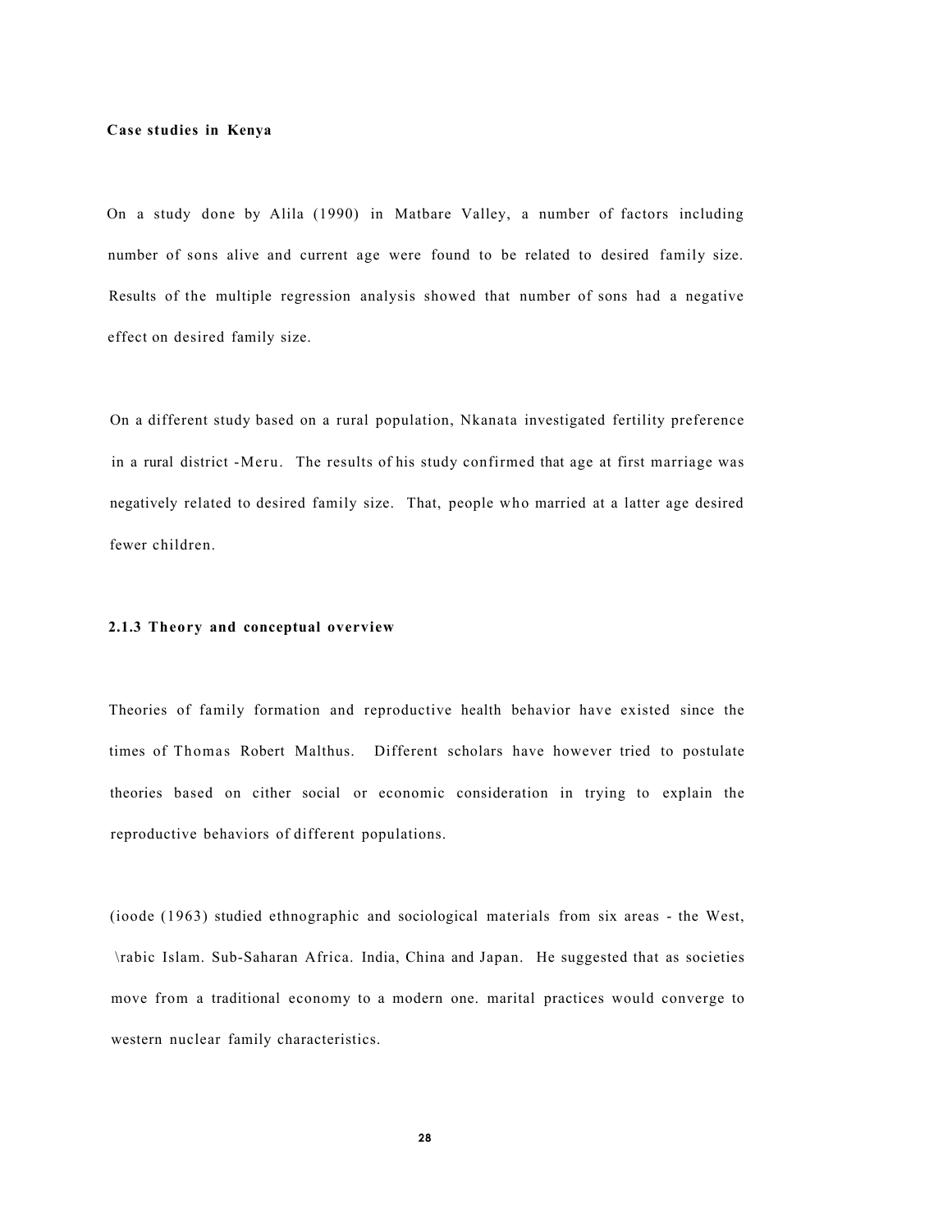**Case studies in Kenya**

On a study done by Alila (1990) in Matbare Valley, a number of factors including number of sons alive and current age were found to be related to desired family size. Results of the multiple regression analysis showed that number of sons had a negative effect on desired family size.

On a different study based on a rural population, Nkanata investigated fertility preference in a rural district -Meru. The results of his study confirmed that age at first marriage was negatively related to desired family size. That, people who married at a latter age desired fewer children.

### 2.1.3 Theory and conceptual overview

Theories of family formation and reproductive health behavior have existed since the times of Thomas Robert Malthus. Different scholars have however tried to postulate theories based on cither social or economic consideration in trying to explain the reproductive behaviors of different populations.

(ioode (1963) studied ethnographic and sociological materials from six areas - the West, \rabic Islam. Sub-Saharan Africa. India, China and Japan. He suggested that as societies move from a traditional economy to a modern one. marital practices would converge to western nuclear family characteristics.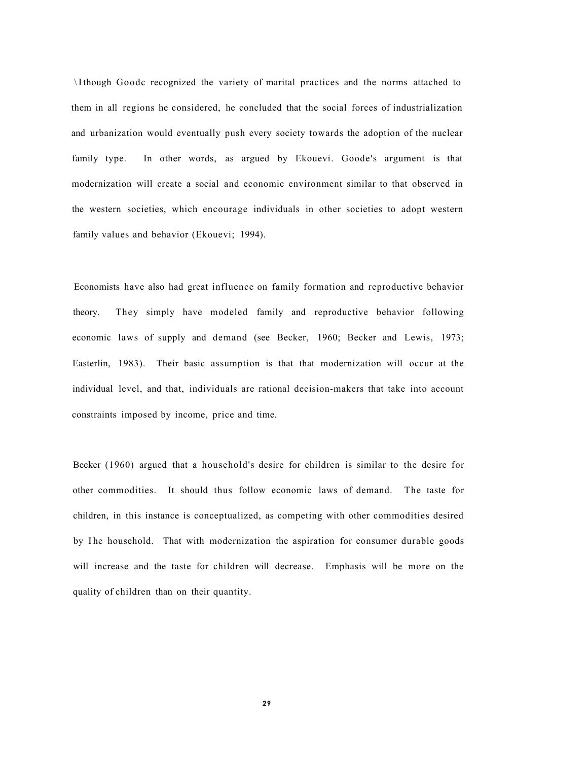\Ithough Goodc recognized the variety of marital practices and the norms attached to them in all regions he considered, he concluded that the social forces of industrialization and urbanization would eventually push every society towards the adoption of the nuclear family type. In other words, as argued by Ekouevi. Goode's argument is that modernization will create a social and economic environment similar to that observed in the western societies, which encourage individuals in other societies to adopt western family values and behavior (Ekouevi; 1994).

Economists have also had great influence on family formation and reproductive behavior theory. They simply have modeled family and reproductive behavior following economic laws of supply and demand (see Becker, 1960; Becker and Lewis, 1973; Easterlin, 1983). Their basic assumption is that that modernization will occur at the individual level, and that, individuals are rational decision-makers that take into account constraints imposed by income, price and time.

Becker (1960) argued that a household's desire for children is similar to the desire for other commodities. It should thus follow economic laws of demand. The taste for children, in this instance is conceptualized, as competing with other commodities desired by Ihe household. That with modernization the aspiration for consumer durable goods will increase and the taste for children will decrease. Emphasis will be more on the quality of children than on their quantity.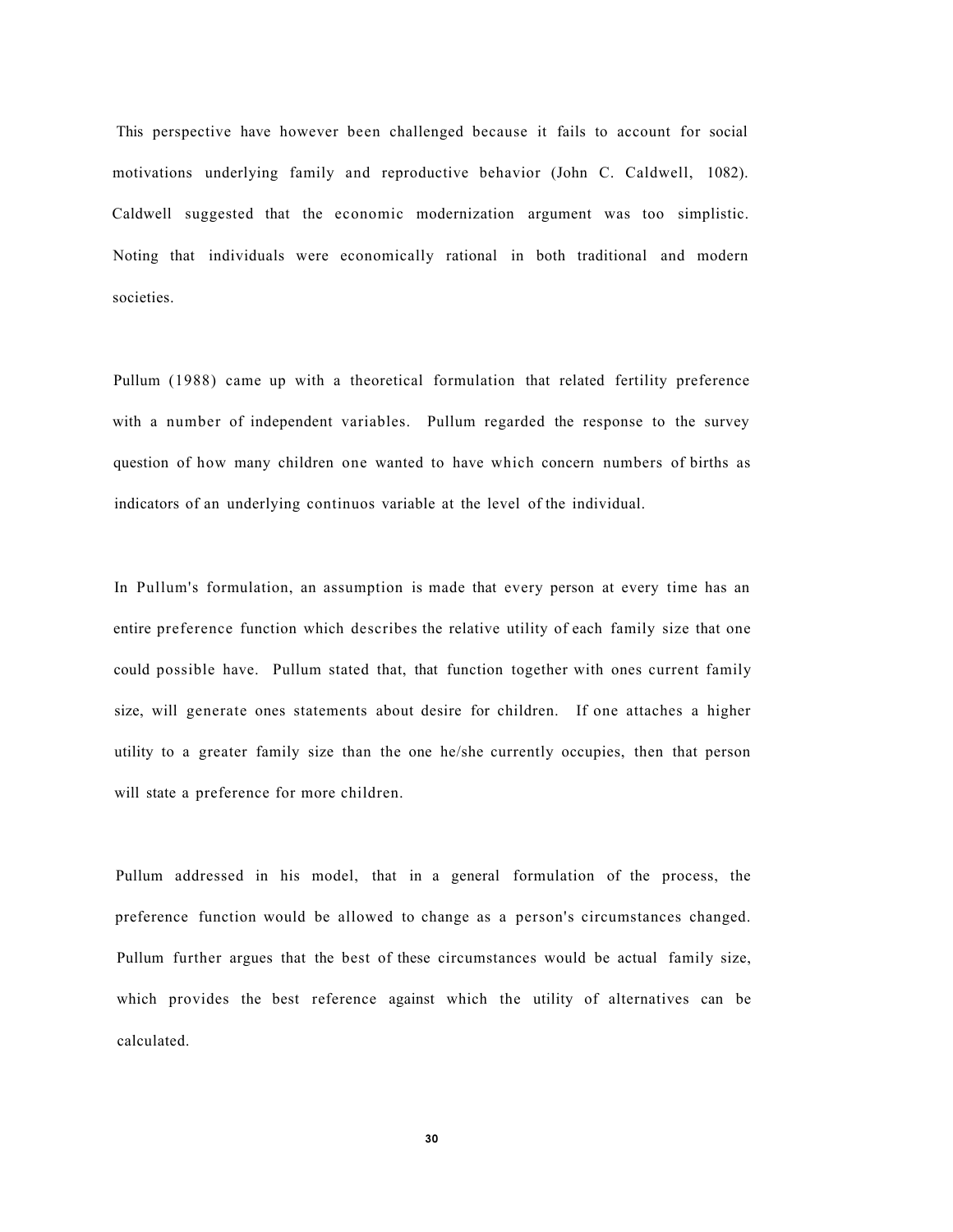This perspective have however been challenged because it fails to account for social motivations underlying family and reproductive behavior (John C. Caldwell, 1082). Caldwell suggested that the economic modernization argument was too simplistic. Noting that individuals were economically rational in both traditional and modern societies.

Pullum (1988) came up with a theoretical formulation that related fertility preference with a number of independent variables. Pullum regarded the response to the survey question of how many children one wanted to have which concern numbers of births as indicators of an underlying continuos variable at the level of the individual.

In Pullum's formulation, an assumption is made that every person at every time has an entire preference function which describes the relative utility of each family size that one could possible have. Pullum stated that, that function together with ones current family size, will generate ones statements about desire for children. If one attaches a higher utility to a greater family size than the one he/she currently occupies, then that person will state a preference for more children.

Pullum addressed in his model, that in a general formulation of the process, the preference function would be allowed to change as a person's circumstances changed. Pullum further argues that the best of these circumstances would be actual family size, which provides the best reference against which the utility of alternatives can be calculated.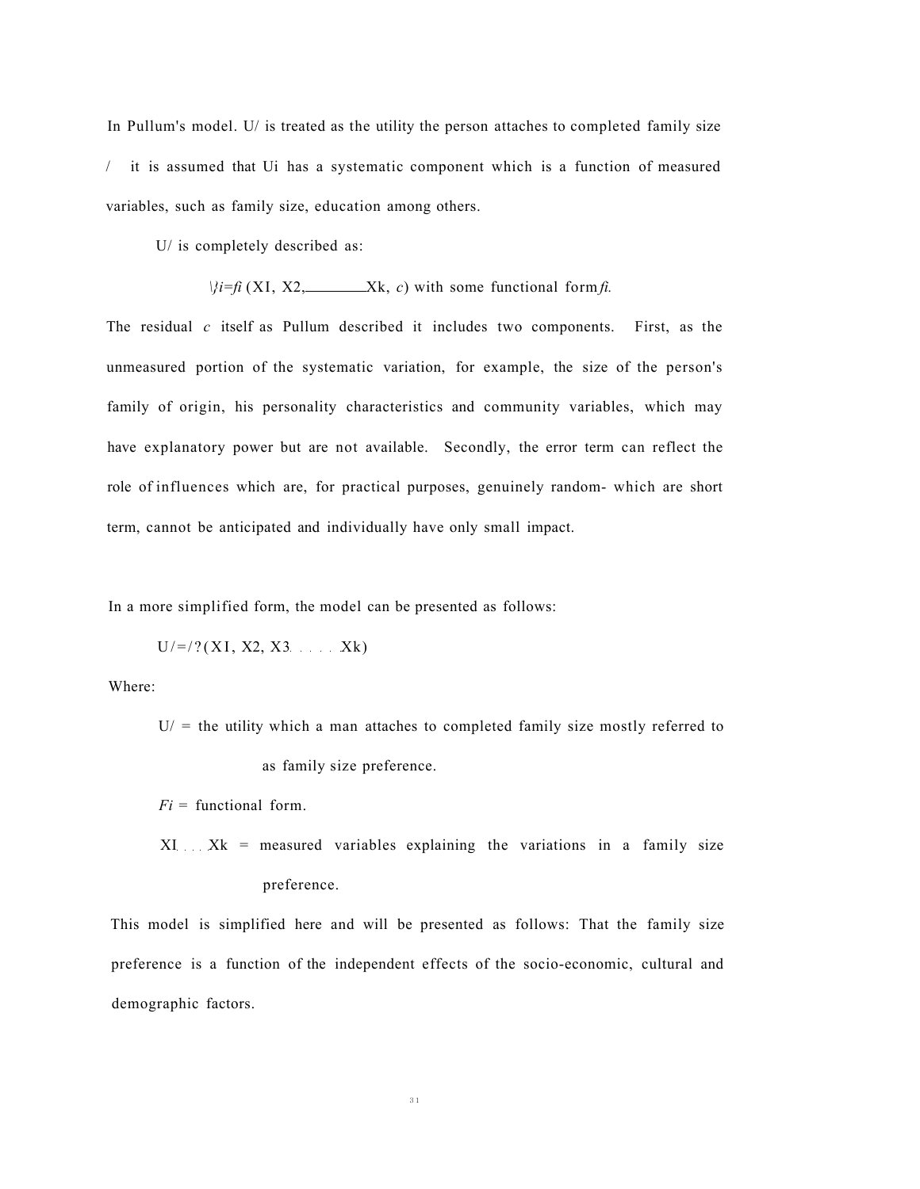In Pullum's model. $U_i$ is treated as the utility the person attaches to completed family size $i$ it is assumed that $U_i$ has a systematic component which is a function of measured variables, such as family size, education among others.

$U_i$ is completely described as:

$$U_i = f_i(X_1, X_2, \ldots X_k, e)$$ with some functional form $f_i$.

The residual $e$ itself as Pullum described it includes two components. First, as the unmeasured portion of the systematic variation, for example, the size of the person's family of origin, his personality characteristics and community variables, which may have explanatory power but are not available. Secondly, the error term can reflect the role of influences which are, for practical purposes, genuinely random- which are short term, cannot be anticipated and individually have only small impact.

In a more simplified form, the model can be presented as follows:

$$U_i = f_i(X_1, X_2, X_3 \ldots \ldots X_k)$$

Where:

$U_i$ = the utility which a man attaches to completed family size mostly referred to as family size preference.

$F_i$ = functional form.

$X_1 \ldots X_k$ = measured variables explaining the variations in a family size preference.

This model is simplified here and will be presented as follows: That the family size preference is a function of the independent effects of the socio-economic, cultural and demographic factors.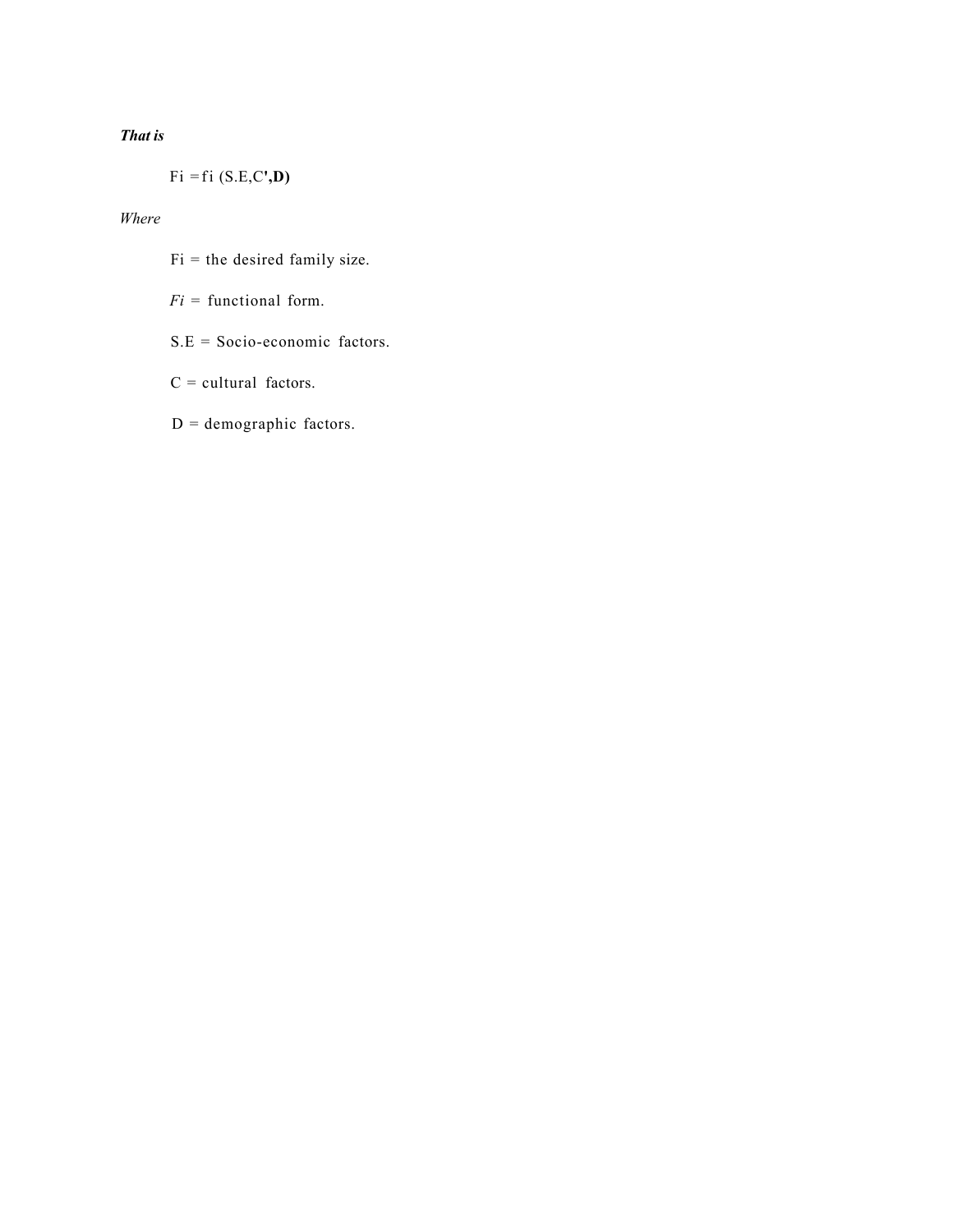***That is***

$$Fi = fi\,(S.E, C', D)$$

*Where*

Fi = the desired family size.

*Fi* = functional form.

S.E = Socio-economic factors.

C = cultural factors.

D = demographic factors.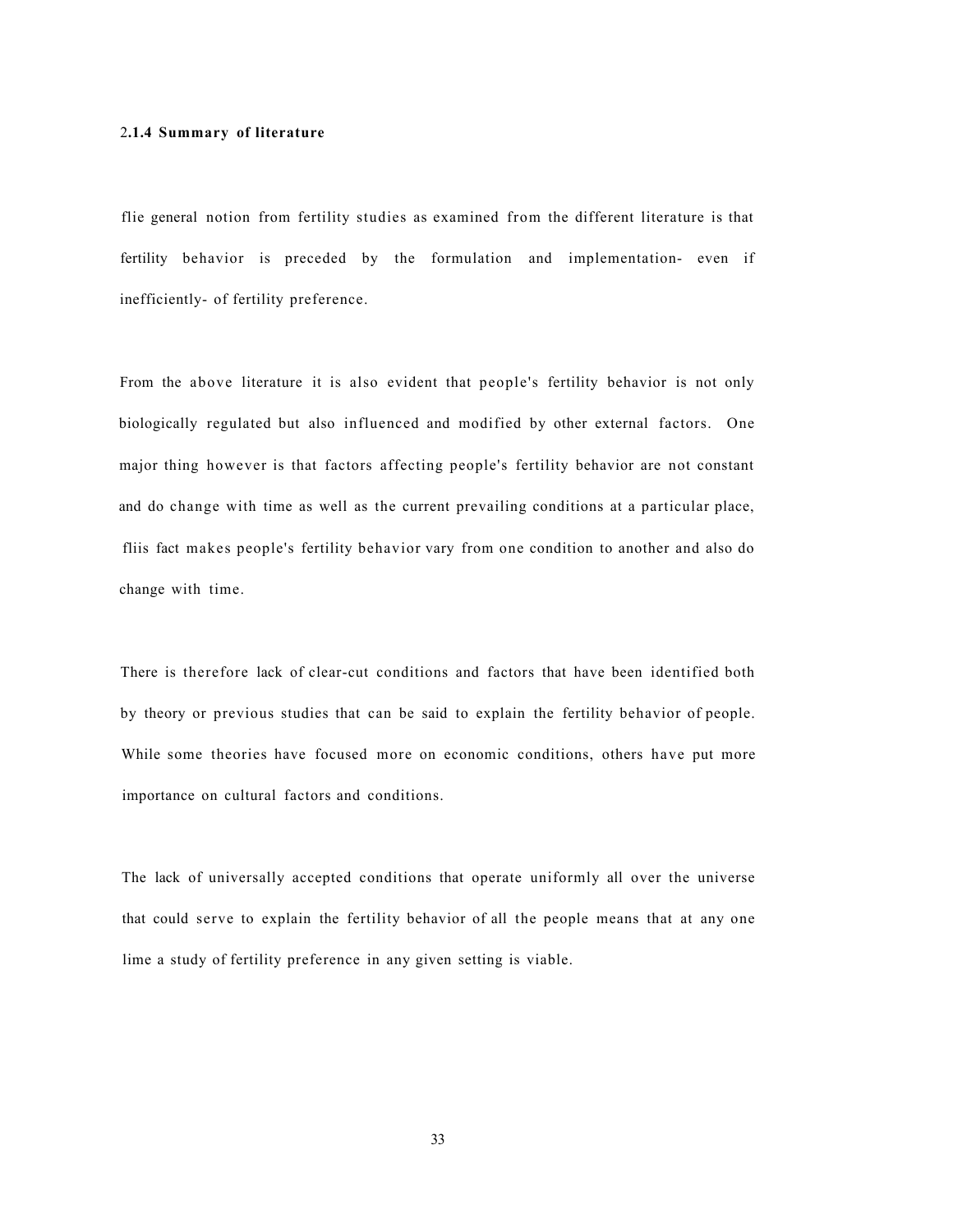### 2.1.4 Summary of literature

flie general notion from fertility studies as examined from the different literature is that fertility behavior is preceded by the formulation and implementation- even if inefficiently- of fertility preference.

From the above literature it is also evident that people's fertility behavior is not only biologically regulated but also influenced and modified by other external factors. One major thing however is that factors affecting people's fertility behavior are not constant and do change with time as well as the current prevailing conditions at a particular place, fliis fact makes people's fertility behavior vary from one condition to another and also do change with time.

There is therefore lack of clear-cut conditions and factors that have been identified both by theory or previous studies that can be said to explain the fertility behavior of people. While some theories have focused more on economic conditions, others have put more importance on cultural factors and conditions.

The lack of universally accepted conditions that operate uniformly all over the universe that could serve to explain the fertility behavior of all the people means that at any one lime a study of fertility preference in any given setting is viable.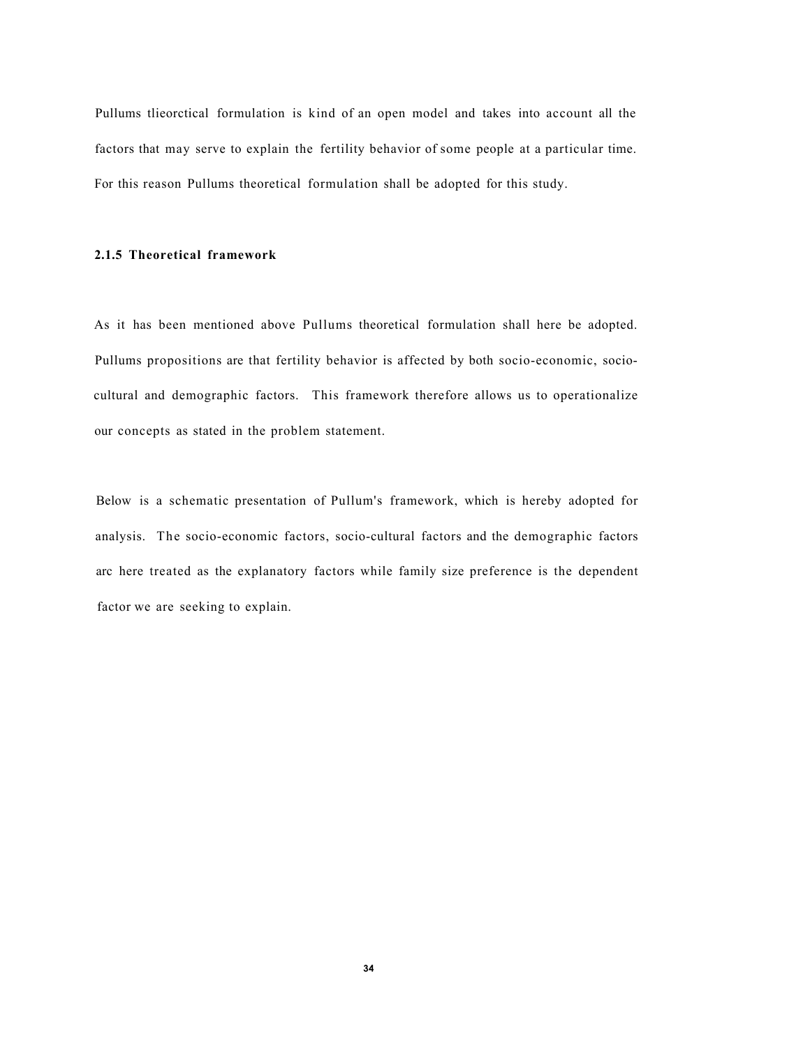Pullums tlieorctical formulation is kind of an open model and takes into account all the factors that may serve to explain the fertility behavior of some people at a particular time. For this reason Pullums theoretical formulation shall be adopted for this study.

### 2.1.5 Theoretical framework

As it has been mentioned above Pullums theoretical formulation shall here be adopted. Pullums propositions are that fertility behavior is affected by both socio-economic, socio-cultural and demographic factors. This framework therefore allows us to operationalize our concepts as stated in the problem statement.

Below is a schematic presentation of Pullum's framework, which is hereby adopted for analysis. The socio-economic factors, socio-cultural factors and the demographic factors arc here treated as the explanatory factors while family size preference is the dependent factor we are seeking to explain.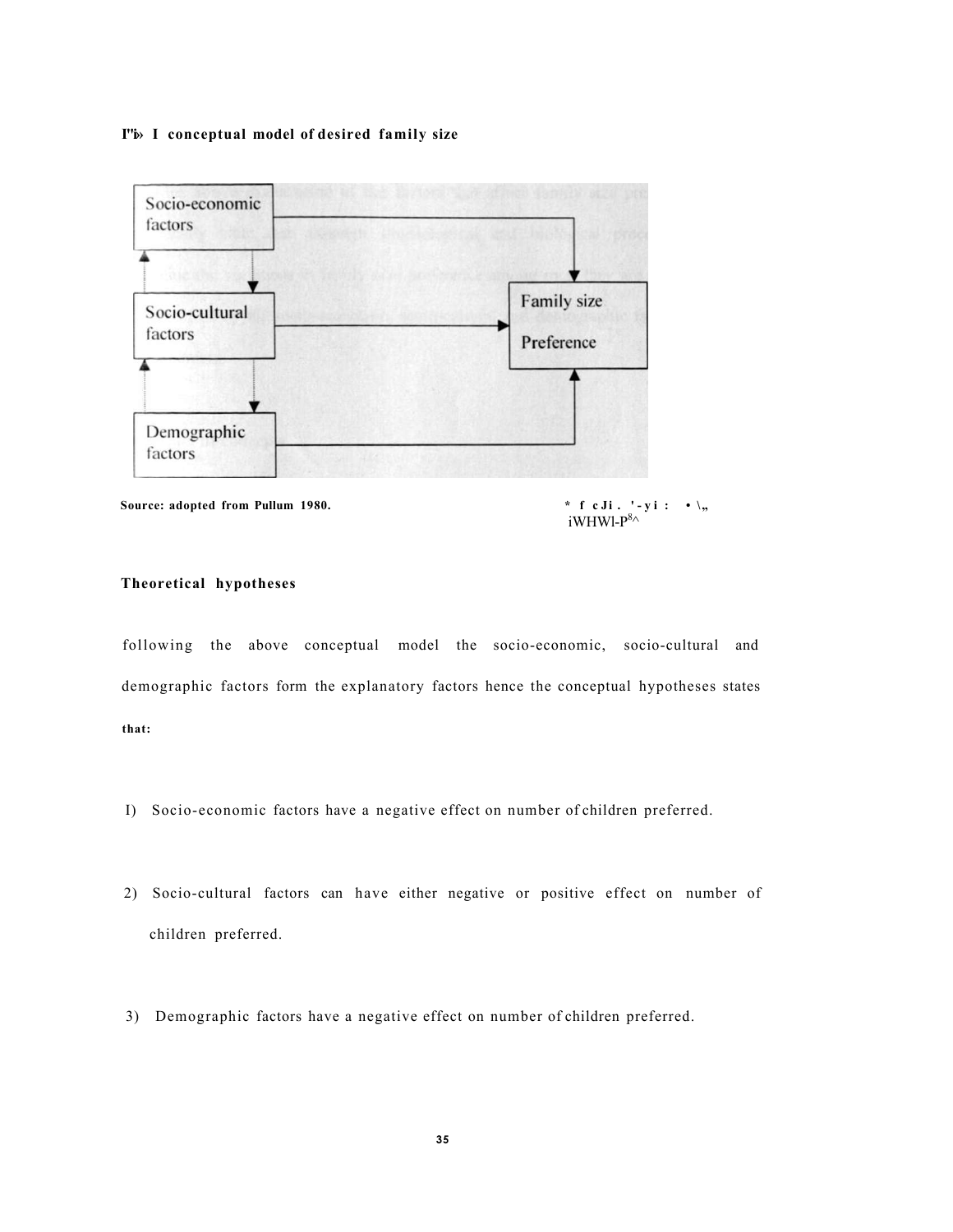**I"i» I conceptual model of desired family size**

Socio-economic factors

Socio-cultural factors

Demographic factors

Family size Preference

Source: adopted from Pullum 1980.

### Theoretical hypotheses

following the above conceptual model the socio-economic, socio-cultural and demographic factors form the explanatory factors hence the conceptual hypotheses states that:

1) Socio-economic factors have a negative effect on number of children preferred.

2) Socio-cultural factors can have either negative or positive effect on number of children preferred.

3) Demographic factors have a negative effect on number of children preferred.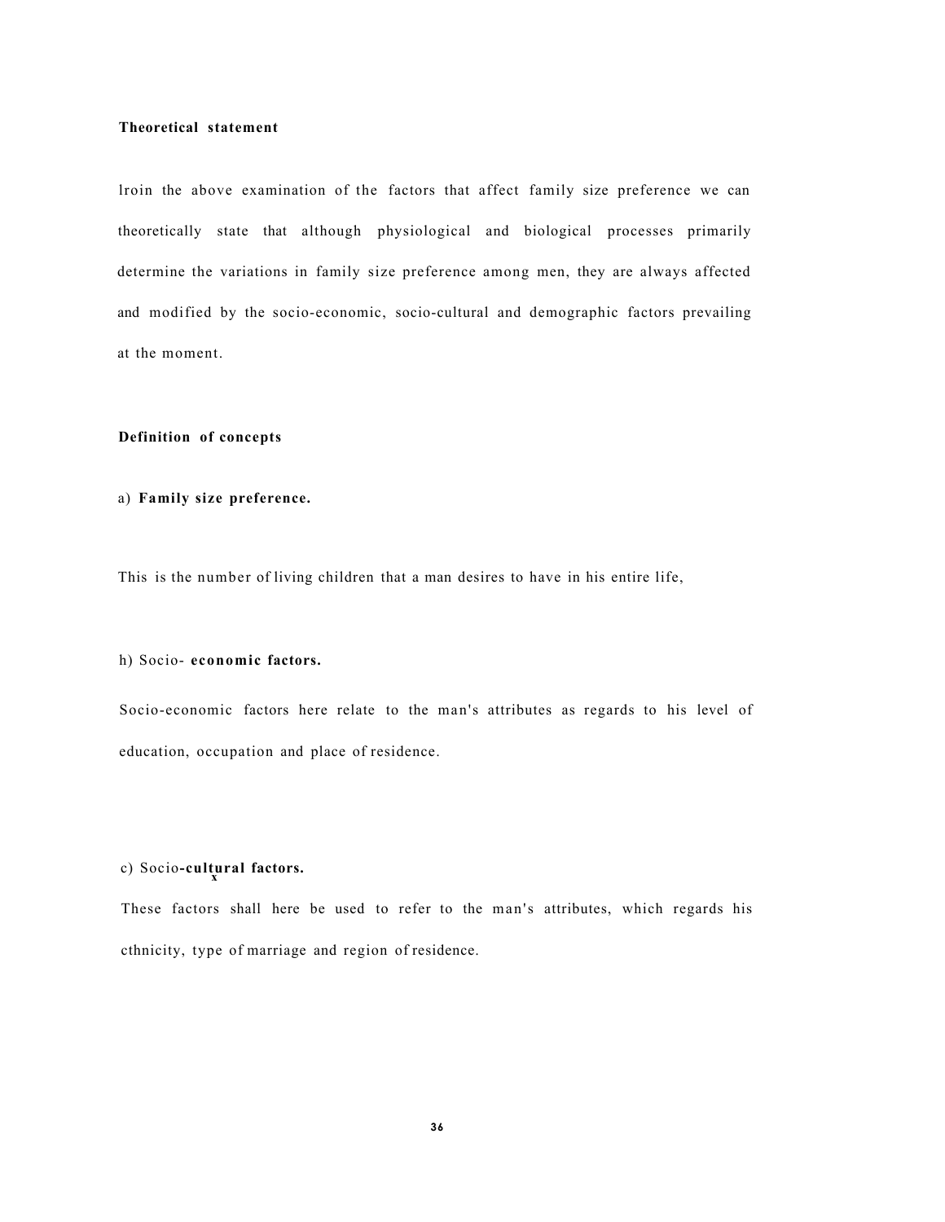**Theoretical statement**

lroin the above examination of the factors that affect family size preference we can theoretically state that although physiological and biological processes primarily determine the variations in family size preference among men, they are always affected and modified by the socio-economic, socio-cultural and demographic factors prevailing at the moment.

**Definition of concepts**

a) **Family size preference.**

This is the number of living children that a man desires to have in his entire life,

h) Socio- **economic factors.**

Socio-economic factors here relate to the man's attributes as regards to his level of education, occupation and place of residence.

c) Socio-**cultural factors.**

These factors shall here be used to refer to the man's attributes, which regards his cthnicity, type of marriage and region of residence.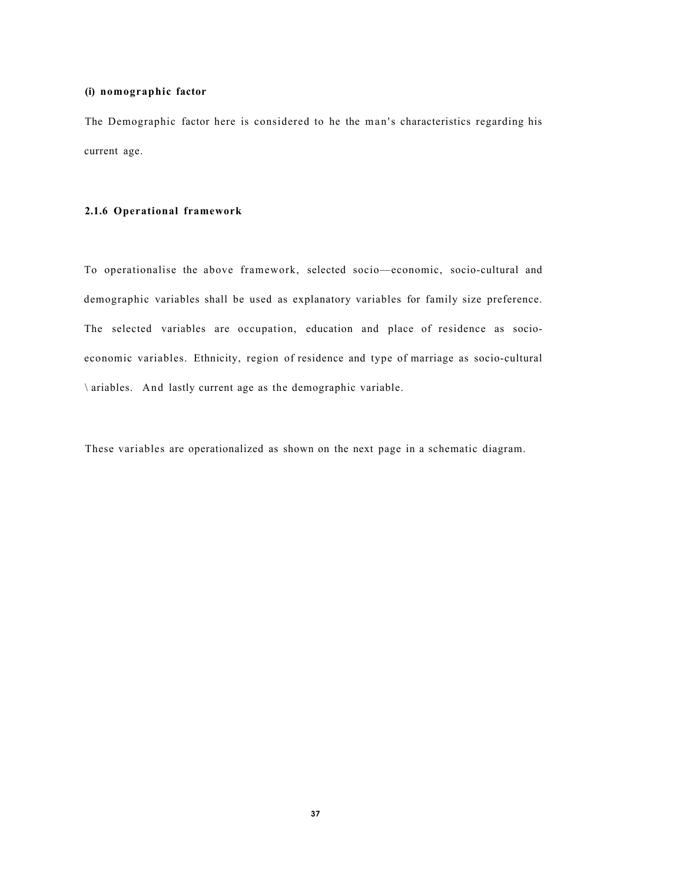**(i) nomographic factor**

The Demographic factor here is considered to he the man's characteristics regarding his current age.

### 2.1.6 Operational framework

To operationalise the above framework, selected socio—economic, socio-cultural and demographic variables shall be used as explanatory variables for family size preference. The selected variables are occupation, education and place of residence as socio-economic variables. Ethnicity, region of residence and type of marriage as socio-cultural \ ariables. And lastly current age as the demographic variable.

These variables are operationalized as shown on the next page in a schematic diagram.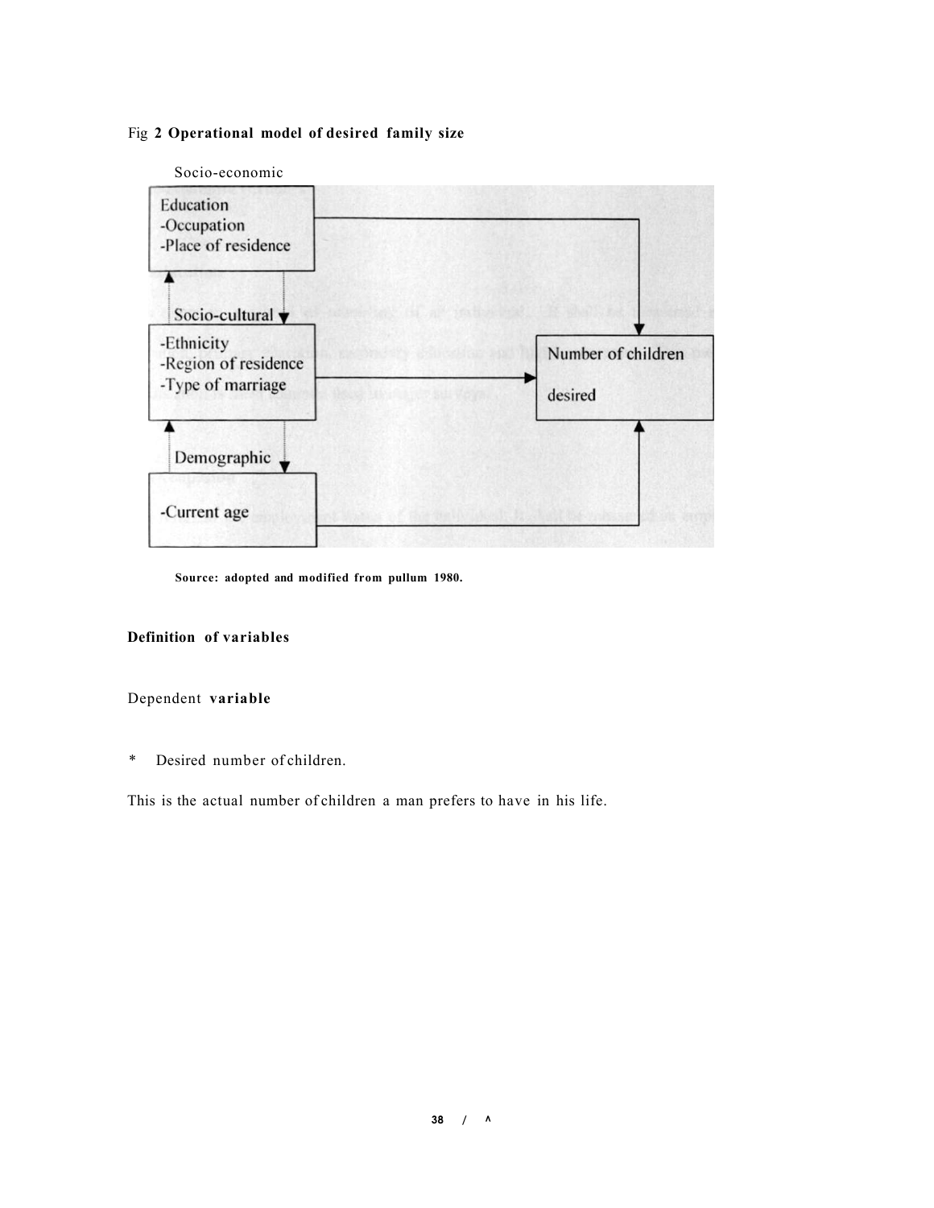Fig **2 Operational model of desired family size**

Socio-economic

Education
-Occupation
-Place of residence

Socio-cultural

-Ethnicity
-Region of residence
-Type of marriage

Demographic

-Current age

Number of children desired

**Source: adopted and modified from pullum 1980.**

**Definition of variables**

Dependent **variable**

* Desired number of children.

This is the actual number of children a man prefers to have in his life.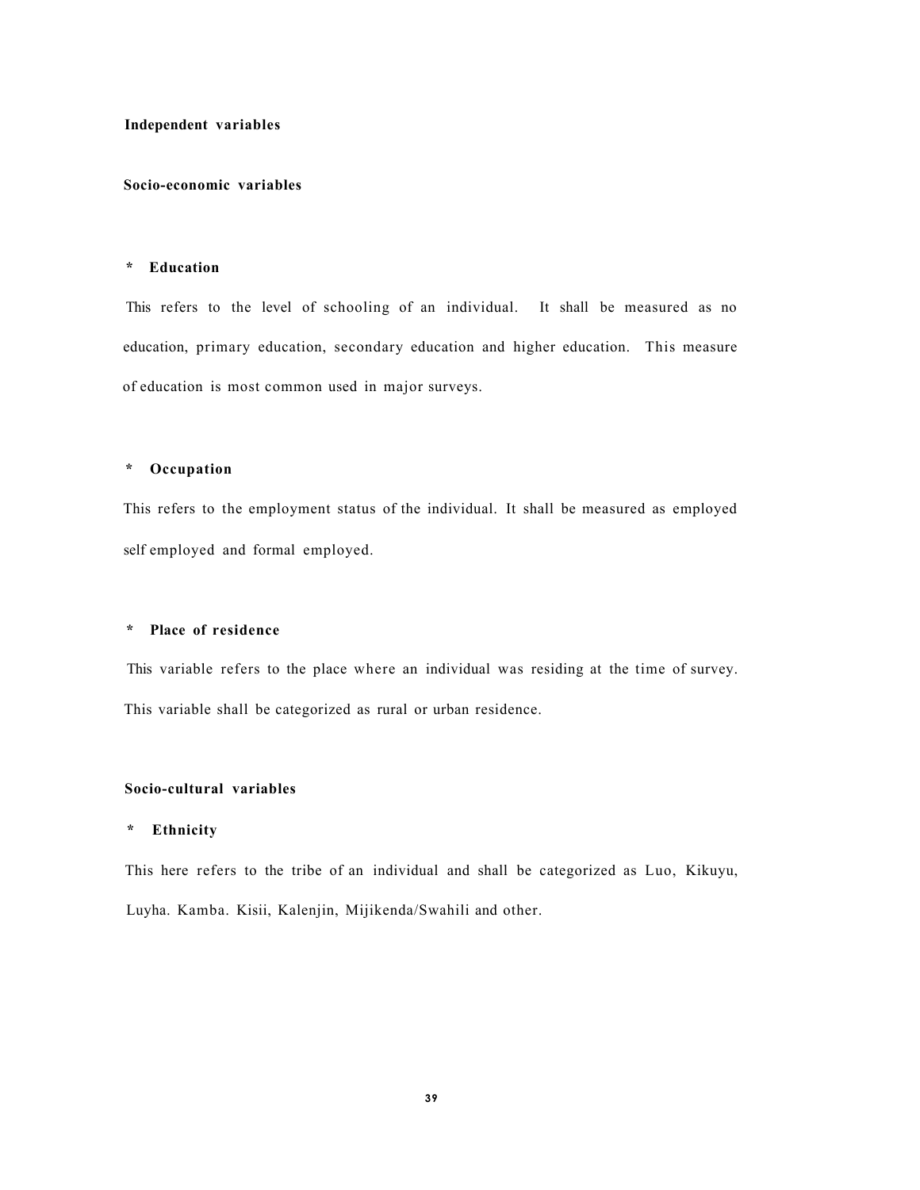**Independent variables**

**Socio-economic variables**

**\* Education**

This refers to the level of schooling of an individual. It shall be measured as no education, primary education, secondary education and higher education. This measure of education is most common used in major surveys.

**\* Occupation**

This refers to the employment status of the individual. It shall be measured as employed self employed and formal employed.

**\* Place of residence**

This variable refers to the place where an individual was residing at the time of survey. This variable shall be categorized as rural or urban residence.

**Socio-cultural variables**

**\* Ethnicity**

This here refers to the tribe of an individual and shall be categorized as Luo, Kikuyu, Luyha. Kamba. Kisii, Kalenjin, Mijikenda/Swahili and other.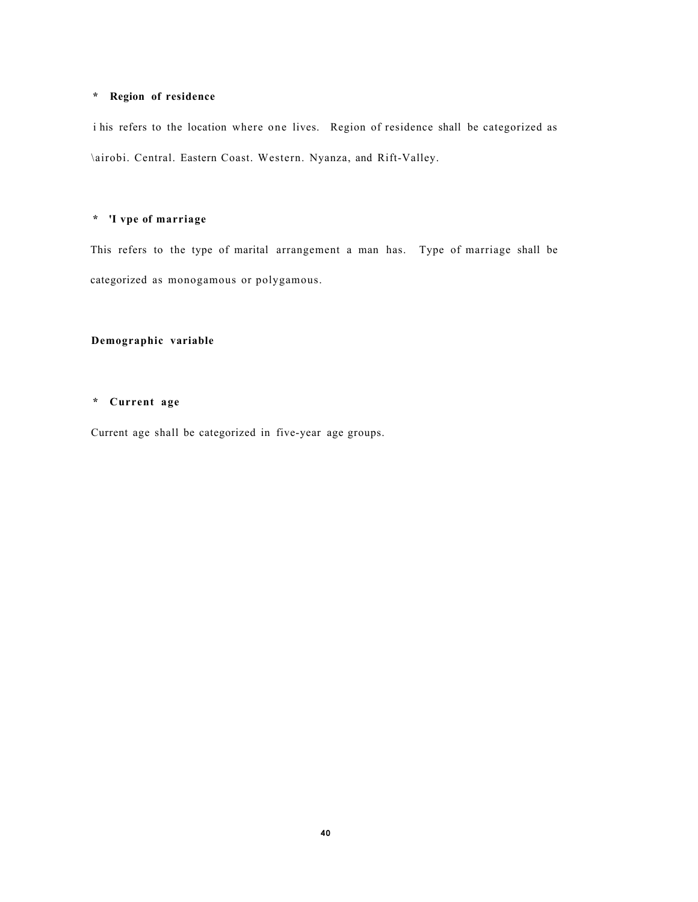* **Region of residence**

i his refers to the location where one lives. Region of residence shall be categorized as \airobi. Central. Eastern Coast. Western. Nyanza, and Rift-Valley.

* **'I vpe of marriage**

This refers to the type of marital arrangement a man has. Type of marriage shall be categorized as monogamous or polygamous.

**Demographic variable**

* **Current age**

Current age shall be categorized in five-year age groups.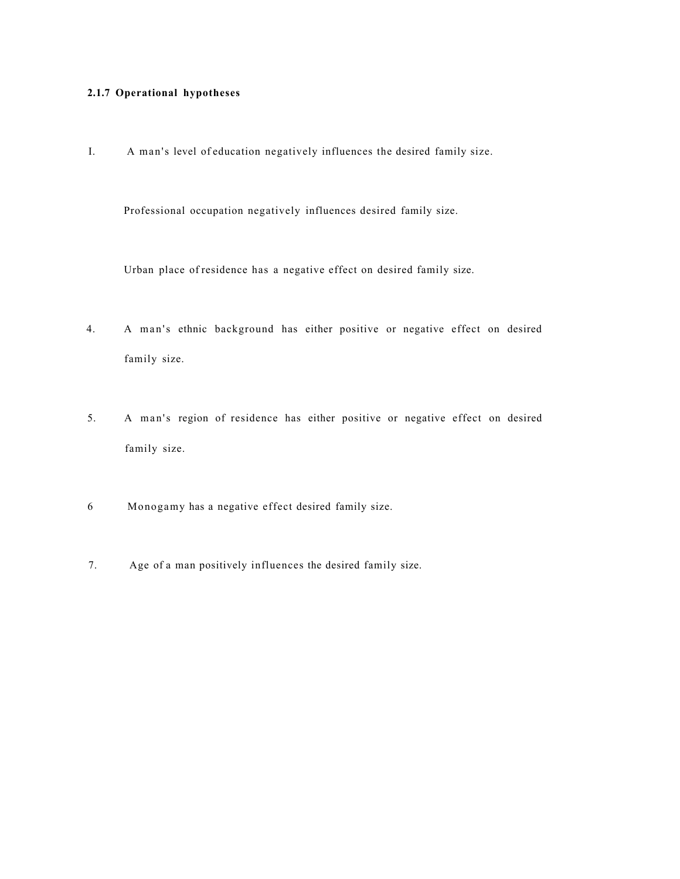### 2.1.7 Operational hypotheses

I. A man's level of education negatively influences the desired family size.

Professional occupation negatively influences desired family size.

Urban place of residence has a negative effect on desired family size.

4. A man's ethnic background has either positive or negative effect on desired family size.

5. A man's region of residence has either positive or negative effect on desired family size.

6 Monogamy has a negative effect desired family size.

7. Age of a man positively influences the desired family size.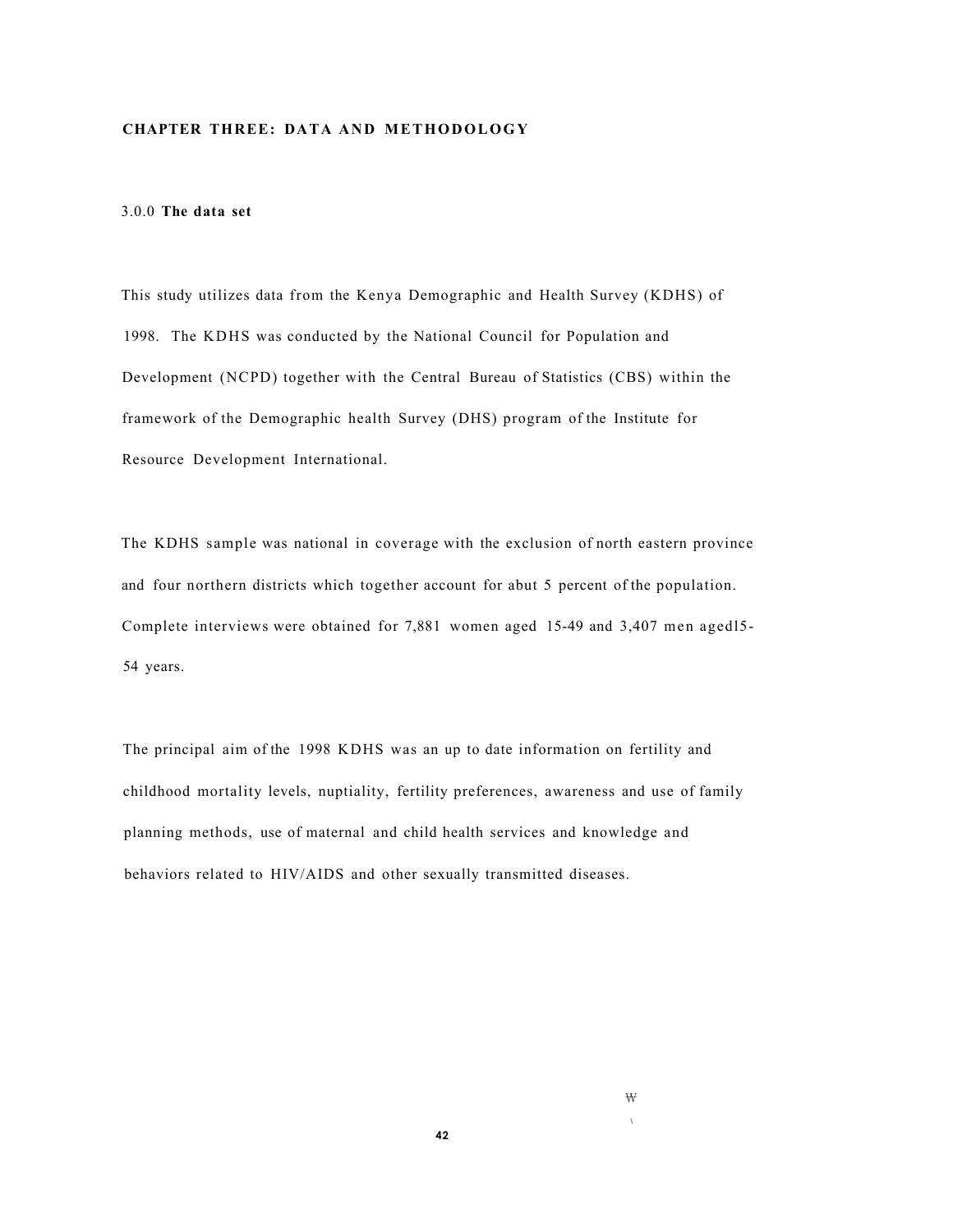## CHAPTER THREE: DATA AND METHODOLOGY

### 3.0.0 The data set

This study utilizes data from the Kenya Demographic and Health Survey (KDHS) of 1998. The KDHS was conducted by the National Council for Population and Development (NCPD) together with the Central Bureau of Statistics (CBS) within the framework of the Demographic health Survey (DHS) program of the Institute for Resource Development International.

The KDHS sample was national in coverage with the exclusion of north eastern province and four northern districts which together account for abut 5 percent of the population. Complete interviews were obtained for 7,881 women aged 15-49 and 3,407 men agedl5-54 years.

The principal aim of the 1998 KDHS was an up to date information on fertility and childhood mortality levels, nuptiality, fertility preferences, awareness and use of family planning methods, use of maternal and child health services and knowledge and behaviors related to HIV/AIDS and other sexually transmitted diseases.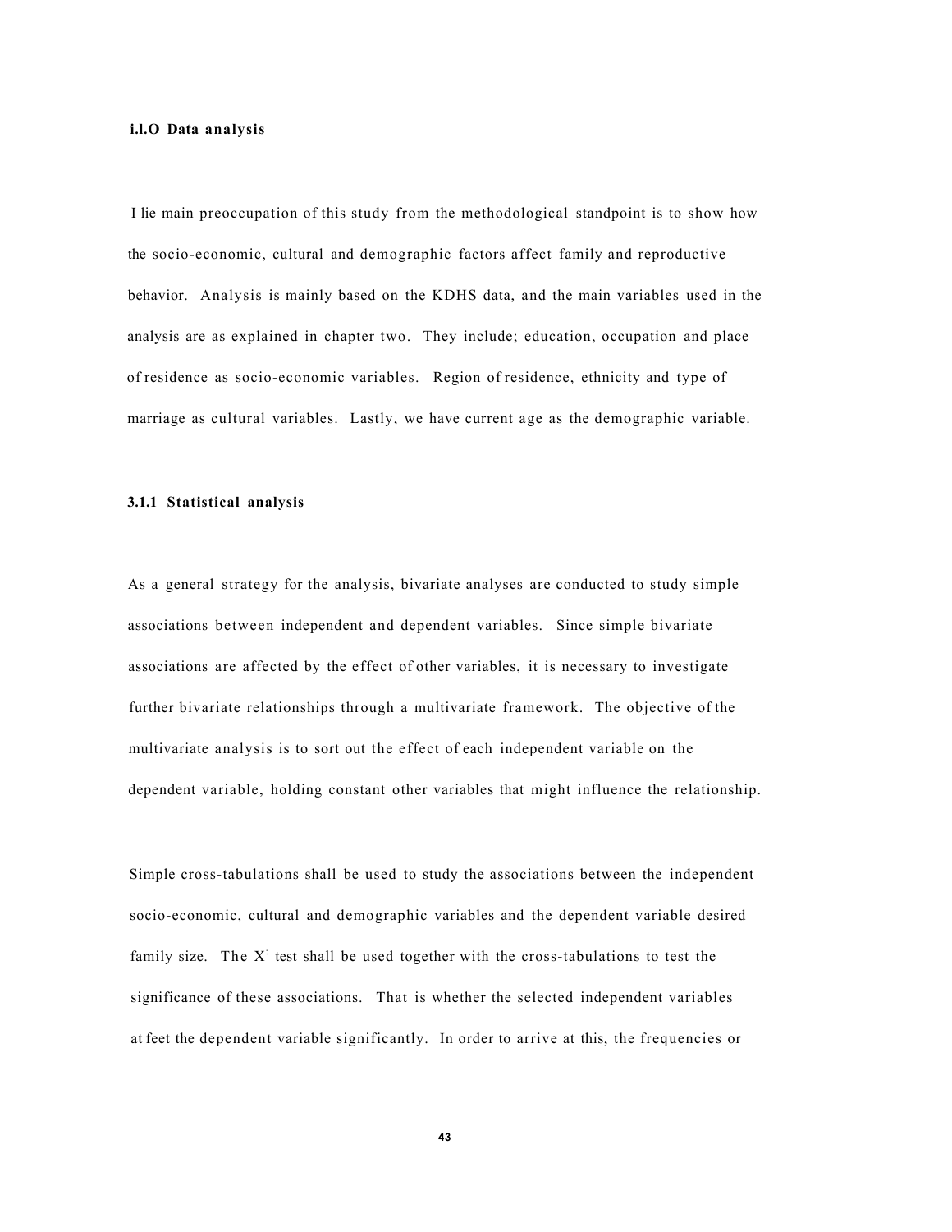### i.l.O Data analysis

I lie main preoccupation of this study from the methodological standpoint is to show how the socio-economic, cultural and demographic factors affect family and reproductive behavior. Analysis is mainly based on the KDHS data, and the main variables used in the analysis are as explained in chapter two. They include; education, occupation and place of residence as socio-economic variables. Region of residence, ethnicity and type of marriage as cultural variables. Lastly, we have current age as the demographic variable.

### 3.1.1 Statistical analysis

As a general strategy for the analysis, bivariate analyses are conducted to study simple associations between independent and dependent variables. Since simple bivariate associations are affected by the effect of other variables, it is necessary to investigate further bivariate relationships through a multivariate framework. The objective of the multivariate analysis is to sort out the effect of each independent variable on the dependent variable, holding constant other variables that might influence the relationship.

Simple cross-tabulations shall be used to study the associations between the independent socio-economic, cultural and demographic variables and the dependent variable desired family size. The $X^2$ test shall be used together with the cross-tabulations to test the significance of these associations. That is whether the selected independent variables at feet the dependent variable significantly. In order to arrive at this, the frequencies or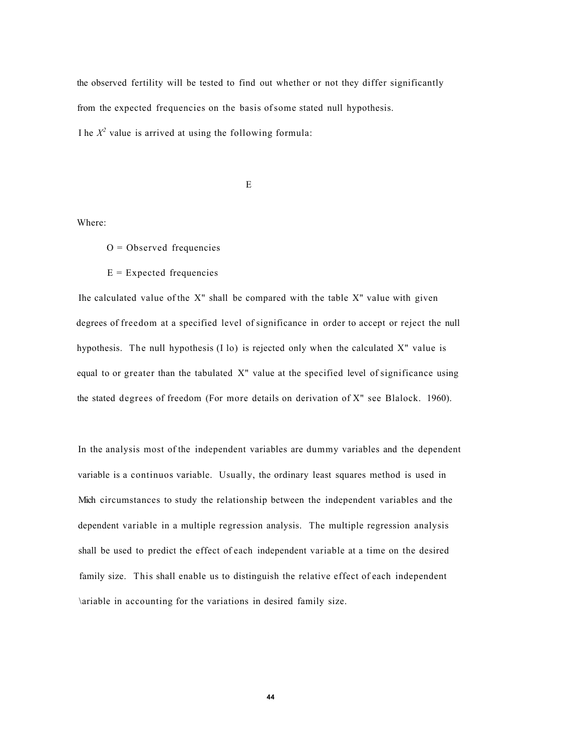the observed fertility will be tested to find out whether or not they differ significantly from the expected frequencies on the basis of some stated null hypothesis.

The $X^2$ value is arrived at using the following formula:

$$E$$

Where:

O = Observed frequencies

E = Expected frequencies

The calculated value of the $X^2$ shall be compared with the table $X^2$ value with given degrees of freedom at a specified level of significance in order to accept or reject the null hypothesis. The null hypothesis ($H_0$) is rejected only when the calculated $X^2$ value is equal to or greater than the tabulated $X^2$ value at the specified level of significance using the stated degrees of freedom (For more details on derivation of $X^2$ see Blalock. 1960).

In the analysis most of the independent variables are dummy variables and the dependent variable is a continuos variable. Usually, the ordinary least squares method is used in such circumstances to study the relationship between the independent variables and the dependent variable in a multiple regression analysis. The multiple regression analysis shall be used to predict the effect of each independent variable at a time on the desired family size. This shall enable us to distinguish the relative effect of each independent variable in accounting for the variations in desired family size.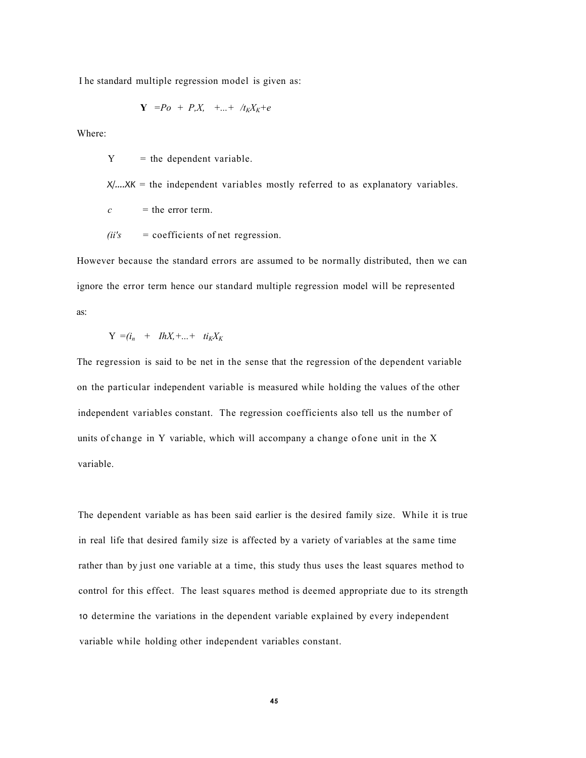The standard multiple regression model is given as:

$$Y = \beta_0 + \beta_1 X_1 + \ldots + \beta_K X_K + e$$

Where:

Y = the dependent variable.

$X_1 \ldots X_K$ = the independent variables mostly referred to as explanatory variables.

$e$ = the error term.

$\beta$'s = coefficients of net regression.

However because the standard errors are assumed to be normally distributed, then we can ignore the error term hence our standard multiple regression model will be represented as:

$$Y = \beta_0 + \beta_1 X_1 + \ldots + \beta_K X_K$$

The regression is said to be net in the sense that the regression of the dependent variable on the particular independent variable is measured while holding the values of the other independent variables constant. The regression coefficients also tell us the number of units of change in Y variable, which will accompany a change of one unit in the X variable.

The dependent variable as has been said earlier is the desired family size. While it is true in real life that desired family size is affected by a variety of variables at the same time rather than by just one variable at a time, this study thus uses the least squares method to control for this effect. The least squares method is deemed appropriate due to its strength to determine the variations in the dependent variable explained by every independent variable while holding other independent variables constant.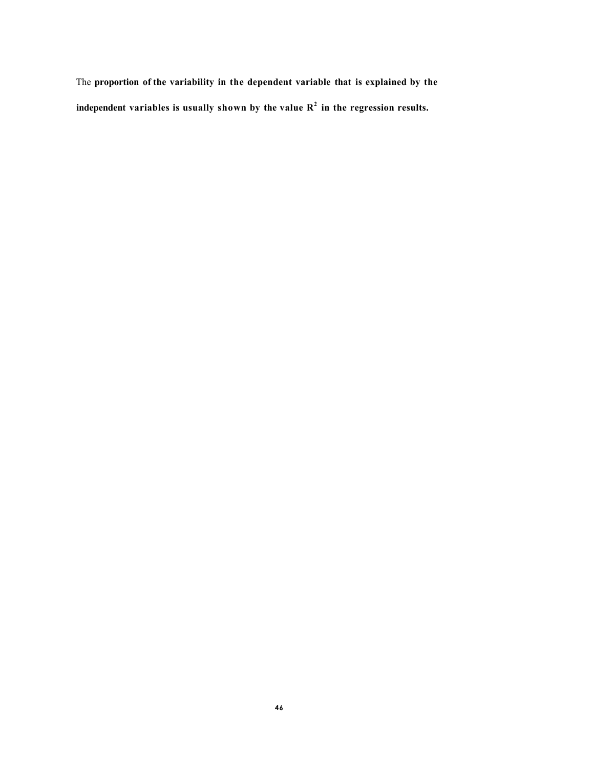The **proportion of the variability in the dependent variable that is explained by the independent variables is usually shown by the value $R^2$ in the regression results.**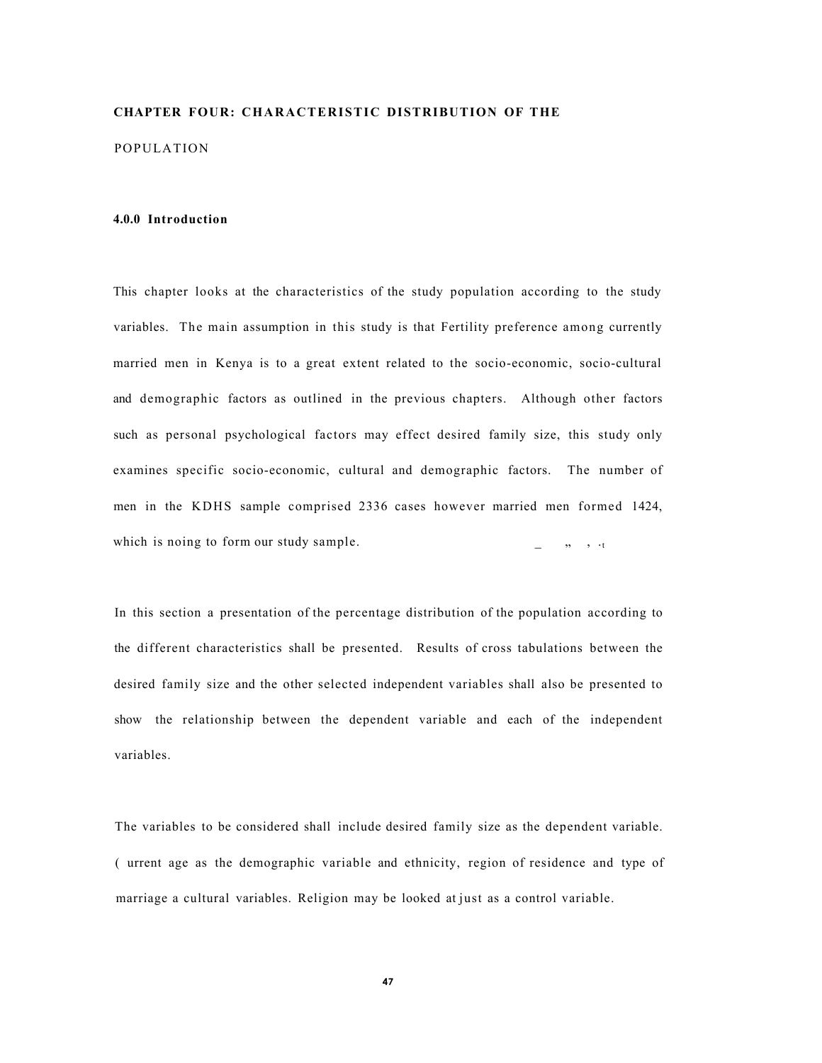## CHAPTER FOUR: CHARACTERISTIC DISTRIBUTION OF THE POPULATION

### 4.0.0 Introduction

This chapter looks at the characteristics of the study population according to the study variables. The main assumption in this study is that Fertility preference among currently married men in Kenya is to a great extent related to the socio-economic, socio-cultural and demographic factors as outlined in the previous chapters. Although other factors such as personal psychological factors may effect desired family size, this study only examines specific socio-economic, cultural and demographic factors. The number of men in the KDHS sample comprised 2336 cases however married men formed 1424, which is noing to form our study sample.

In this section a presentation of the percentage distribution of the population according to the different characteristics shall be presented. Results of cross tabulations between the desired family size and the other selected independent variables shall also be presented to show the relationship between the dependent variable and each of the independent variables.

The variables to be considered shall include desired family size as the dependent variable. ( urrent age as the demographic variable and ethnicity, region of residence and type of marriage a cultural variables. Religion may be looked at just as a control variable.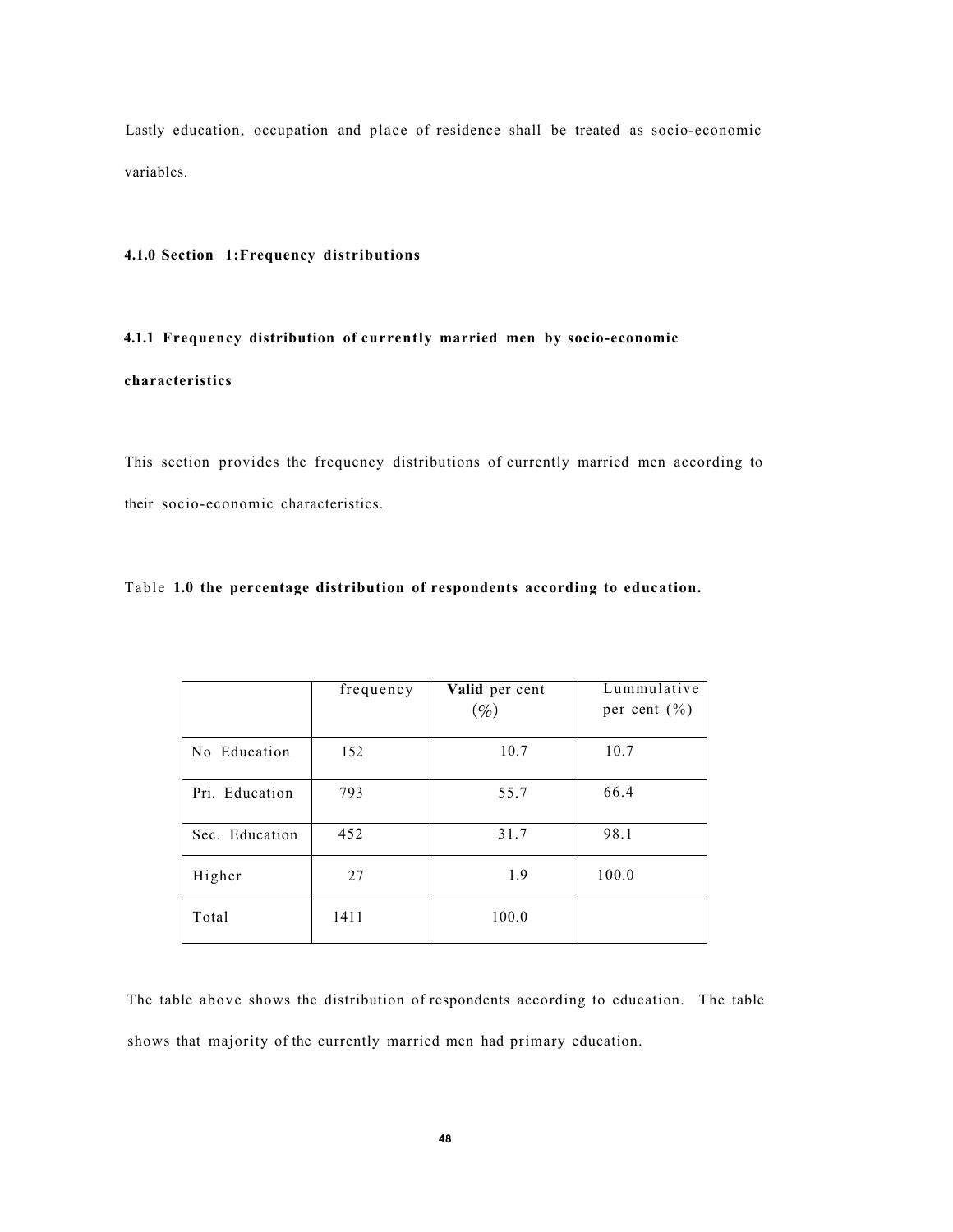Lastly education, occupation and place of residence shall be treated as socio-economic variables.

### 4.1.0 Section 1:Frequency distributions

### 4.1.1 Frequency distribution of currently married men by socio-economic characteristics

This section provides the frequency distributions of currently married men according to their socio-economic characteristics.

Table **1.0 the percentage distribution of respondents according to education.**

| | frequency | **Valid** per cent (%) | Lummulative per cent (%) |
|---|---|---|---|
| No Education | 152 | 10.7 | 10.7 |
| Pri. Education | 793 | 55.7 | 66.4 |
| Sec. Education | 452 | 31.7 | 98.1 |
| Higher | 27 | 1.9 | 100.0 |
| Total | 1411 | 100.0 | |

The table above shows the distribution of respondents according to education. The table shows that majority of the currently married men had primary education.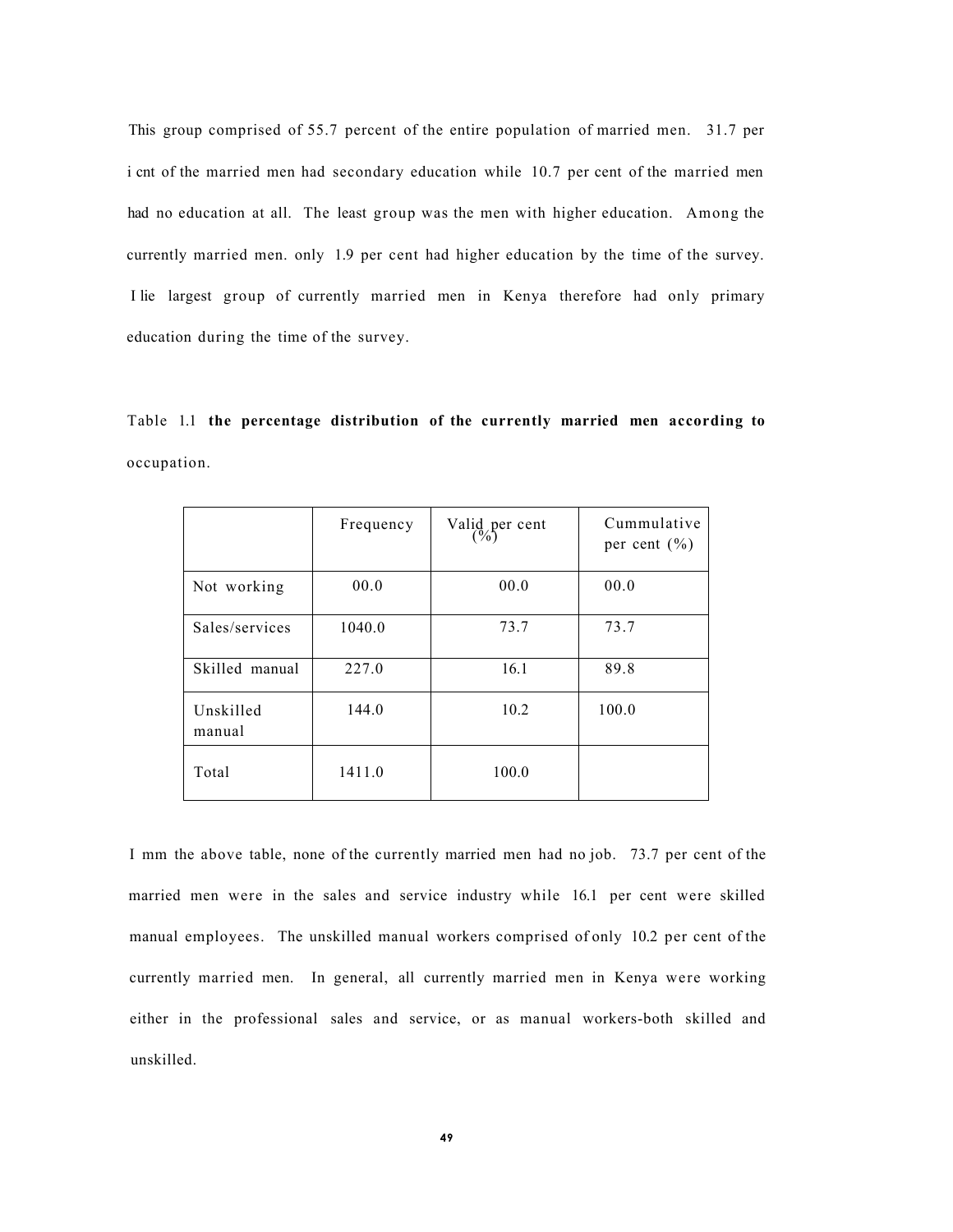This group comprised of 55.7 percent of the entire population of married men. 31.7 per i cnt of the married men had secondary education while 10.7 per cent of the married men had no education at all. The least group was the men with higher education. Among the currently married men. only 1.9 per cent had higher education by the time of the survey. I lie largest group of currently married men in Kenya therefore had only primary education during the time of the survey.

Table 1.1 **the percentage distribution of the currently married men according to** occupation.

| | Frequency | Valid per cent (%) | Cummulative per cent (%) |
|---|---|---|---|
| Not working | 00.0 | 00.0 | 00.0 |
| Sales/services | 1040.0 | 73.7 | 73.7 |
| Skilled manual | 227.0 | 16.1 | 89.8 |
| Unskilled manual | 144.0 | 10.2 | 100.0 |
| Total | 1411.0 | 100.0 | |

I mm the above table, none of the currently married men had no job. 73.7 per cent of the married men were in the sales and service industry while 16.1 per cent were skilled manual employees. The unskilled manual workers comprised of only 10.2 per cent of the currently married men. In general, all currently married men in Kenya were working either in the professional sales and service, or as manual workers-both skilled and unskilled.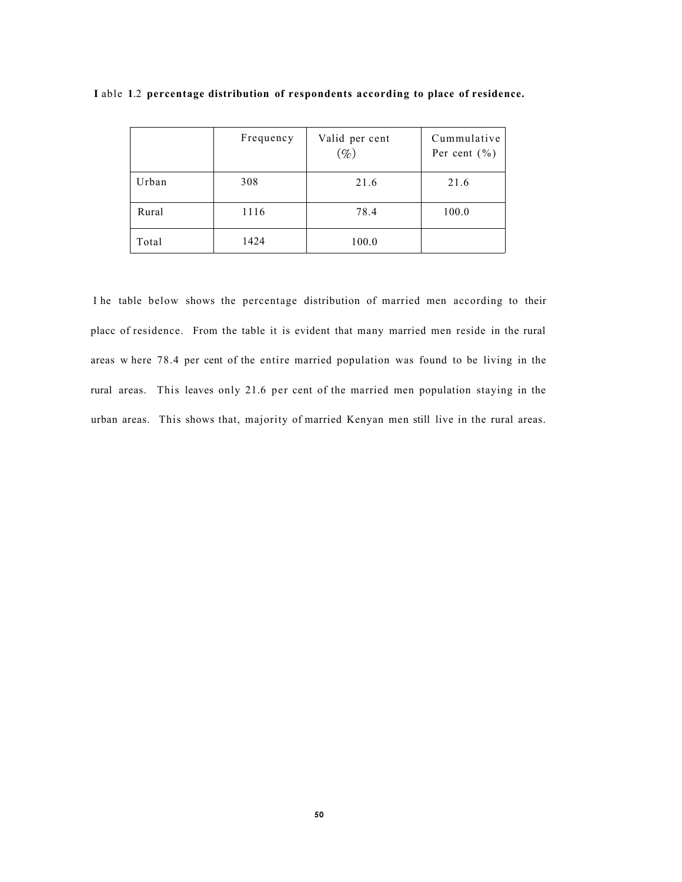**Table 1.2 percentage distribution of respondents according to place of residence.**

| | Frequency | Valid per cent (%) | Cummulative Per cent (%) |
|---|---|---|---|
| Urban | 308 | 21.6 | 21.6 |
| Rural | 1116 | 78.4 | 100.0 |
| Total | 1424 | 100.0 | |

The table below shows the percentage distribution of married men according to their placc of residence. From the table it is evident that many married men reside in the rural areas w here 78.4 per cent of the entire married population was found to be living in the rural areas. This leaves only 21.6 per cent of the married men population staying in the urban areas. This shows that, majority of married Kenyan men still live in the rural areas.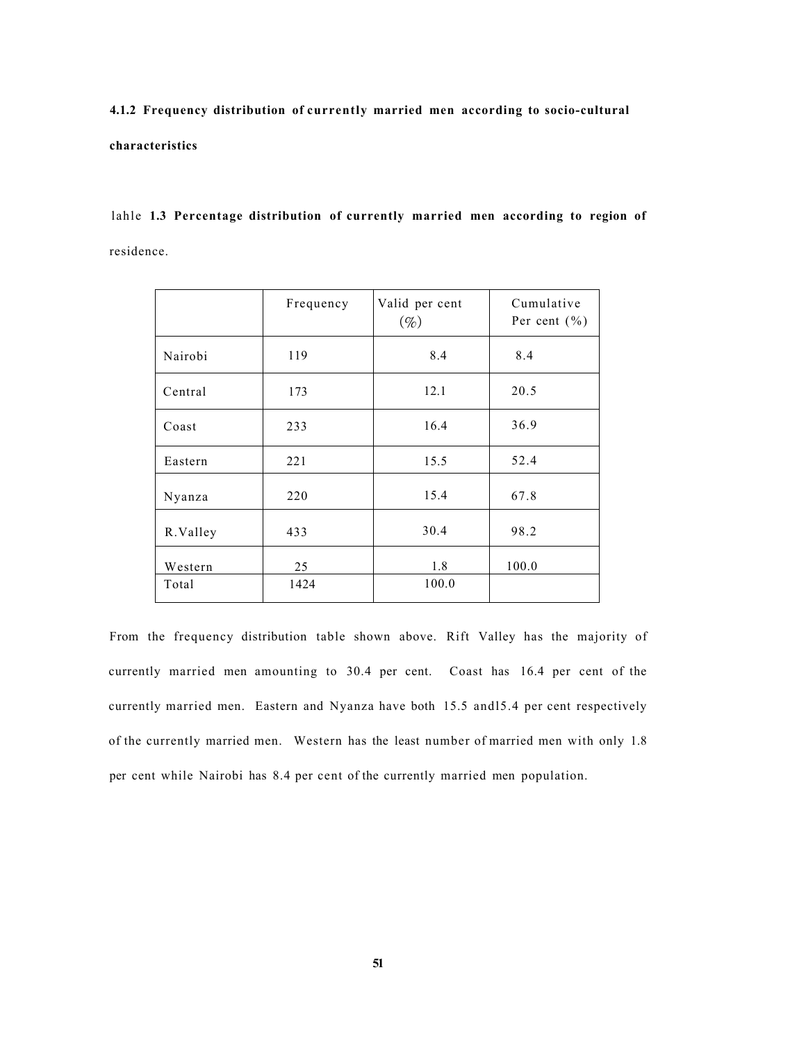### 4.1.2 Frequency distribution of currently married men according to socio-cultural characteristics

lahle **1.3 Percentage distribution of currently married men according to region of** residence.

| | Frequency | Valid per cent (%) | Cumulative Per cent (%) |
|---|---|---|---|
| Nairobi | 119 | 8.4 | 8.4 |
| Central | 173 | 12.1 | 20.5 |
| Coast | 233 | 16.4 | 36.9 |
| Eastern | 221 | 15.5 | 52.4 |
| Nyanza | 220 | 15.4 | 67.8 |
| R.Valley | 433 | 30.4 | 98.2 |
| Western | 25 | 1.8 | 100.0 |
| Total | 1424 | 100.0 | |

From the frequency distribution table shown above. Rift Valley has the majority of currently married men amounting to 30.4 per cent. Coast has 16.4 per cent of the currently married men. Eastern and Nyanza have both 15.5 and15.4 per cent respectively of the currently married men. Western has the least number of married men with only 1.8 per cent while Nairobi has 8.4 per cent of the currently married men population.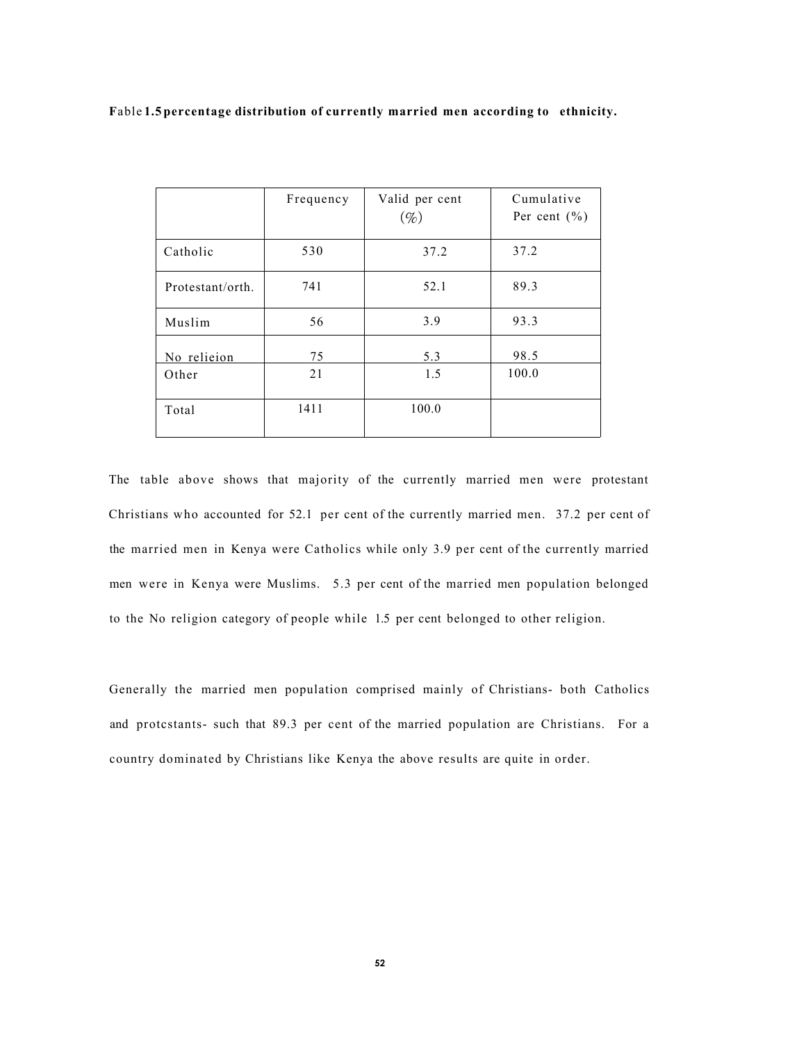**Fable 1.5 percentage distribution of currently married men according to ethnicity.**

| | Frequency | Valid per cent (%) | Cumulative Per cent (%) |
|---|---|---|---|
| Catholic | 530 | 37.2 | 37.2 |
| Protestant/orth. | 741 | 52.1 | 89.3 |
| Muslim | 56 | 3.9 | 93.3 |
| No relieion | 75 | 5.3 | 98.5 |
| Other | 21 | 1.5 | 100.0 |
| Total | 1411 | 100.0 | |

The table above shows that majority of the currently married men were protestant Christians who accounted for 52.1 per cent of the currently married men. 37.2 per cent of the married men in Kenya were Catholics while only 3.9 per cent of the currently married men were in Kenya were Muslims. 5.3 per cent of the married men population belonged to the No religion category of people while 1.5 per cent belonged to other religion.

Generally the married men population comprised mainly of Christians- both Catholics and protcstants- such that 89.3 per cent of the married population are Christians. For a country dominated by Christians like Kenya the above results are quite in order.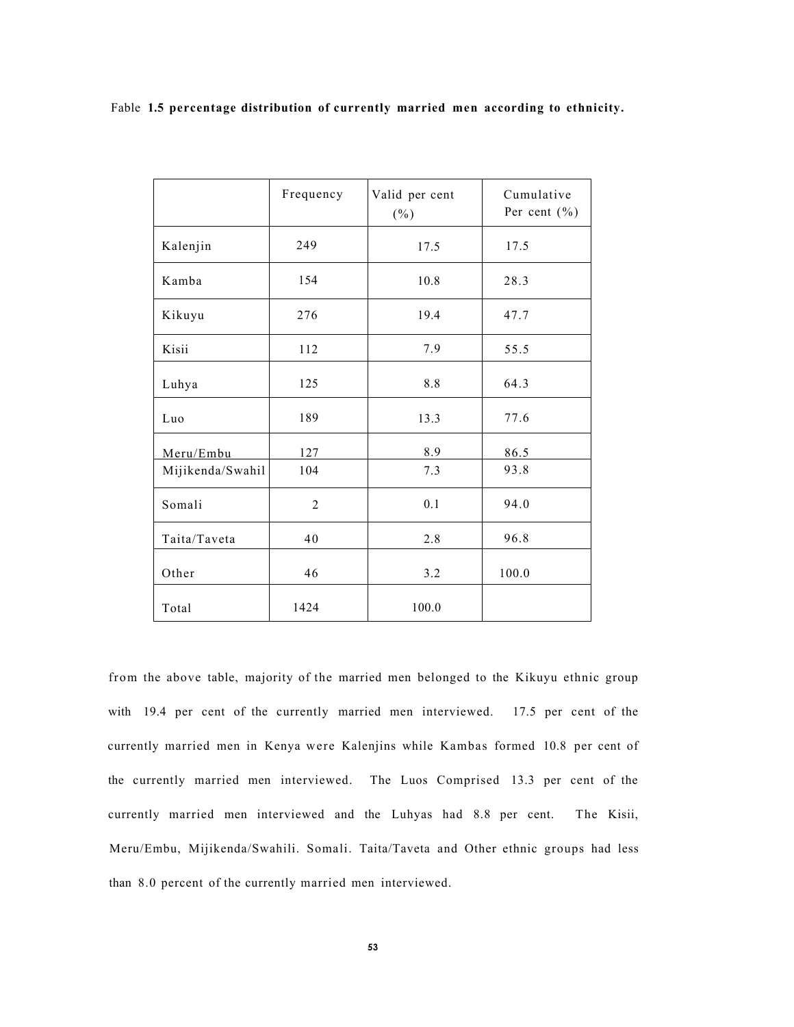Fable **1.5 percentage distribution of currently married men according to ethnicity.**

| | Frequency | Valid per cent (%) | Cumulative Per cent (%) |
|---|---|---|---|
| Kalenjin | 249 | 17.5 | 17.5 |
| Kamba | 154 | 10.8 | 28.3 |
| Kikuyu | 276 | 19.4 | 47.7 |
| Kisii | 112 | 7.9 | 55.5 |
| Luhya | 125 | 8.8 | 64.3 |
| Luo | 189 | 13.3 | 77.6 |
| Meru/Embu | 127 | 8.9 | 86.5 |
| Mijikenda/Swahil | 104 | 7.3 | 93.8 |
| Somali | 2 | 0.1 | 94.0 |
| Taita/Taveta | 40 | 2.8 | 96.8 |
| Other | 46 | 3.2 | 100.0 |
| Total | 1424 | 100.0 | |

from the above table, majority of the married men belonged to the Kikuyu ethnic group with 19.4 per cent of the currently married men interviewed. 17.5 per cent of the currently married men in Kenya were Kalenjins while Kambas formed 10.8 per cent of the currently married men interviewed. The Luos Comprised 13.3 per cent of the currently married men interviewed and the Luhyas had 8.8 per cent. The Kisii, Meru/Embu, Mijikenda/Swahili. Somali. Taita/Taveta and Other ethnic groups had less than 8.0 percent of the currently married men interviewed.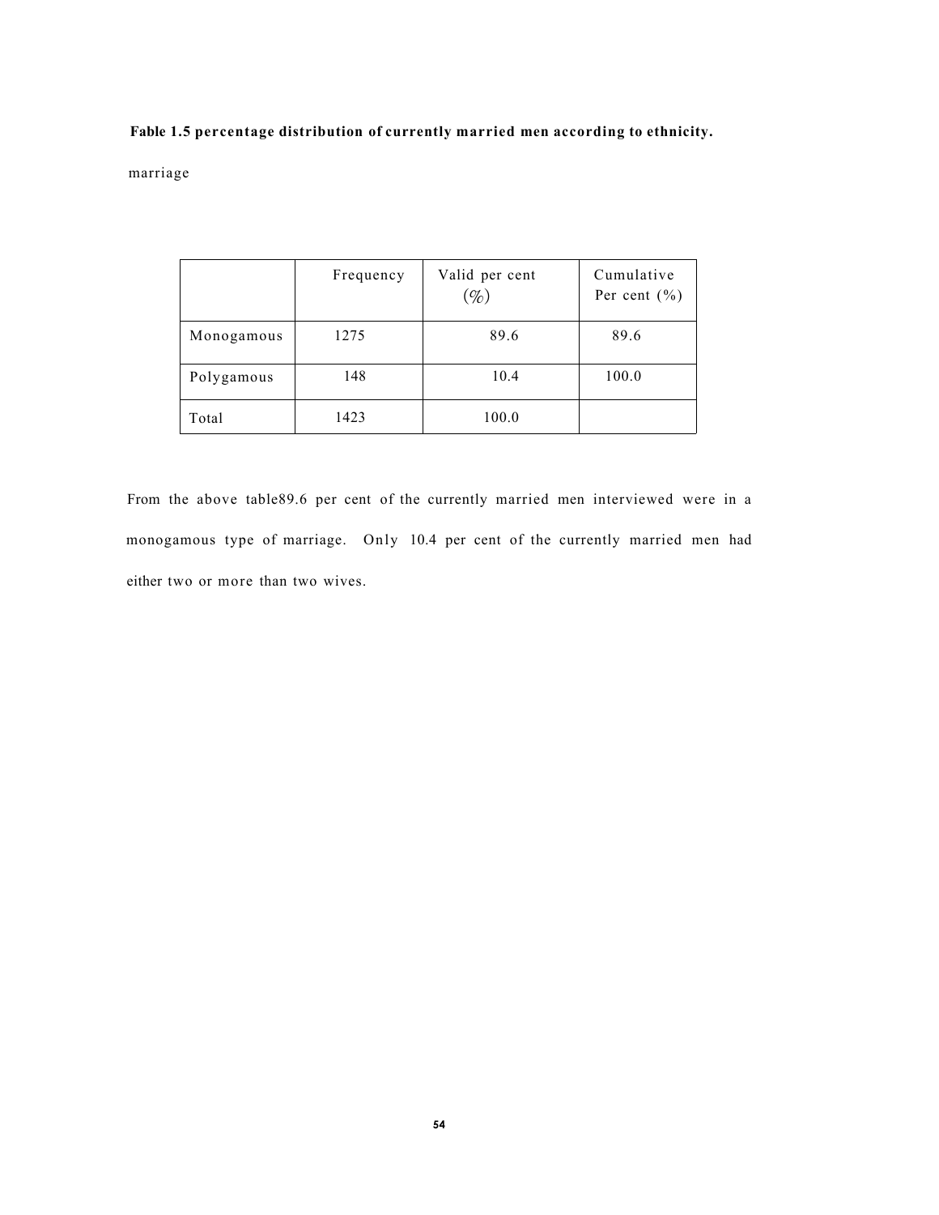**Fable 1.5 percentage distribution of currently married men according to ethnicity.**

marriage

| | Frequency | Valid per cent (%) | Cumulative Per cent (%) |
|---|---|---|---|
| Monogamous | 1275 | 89.6 | 89.6 |
| Polygamous | 148 | 10.4 | 100.0 |
| Total | 1423 | 100.0 | |

From the above table89.6 per cent of the currently married men interviewed were in a monogamous type of marriage. Only 10.4 per cent of the currently married men had either two or more than two wives.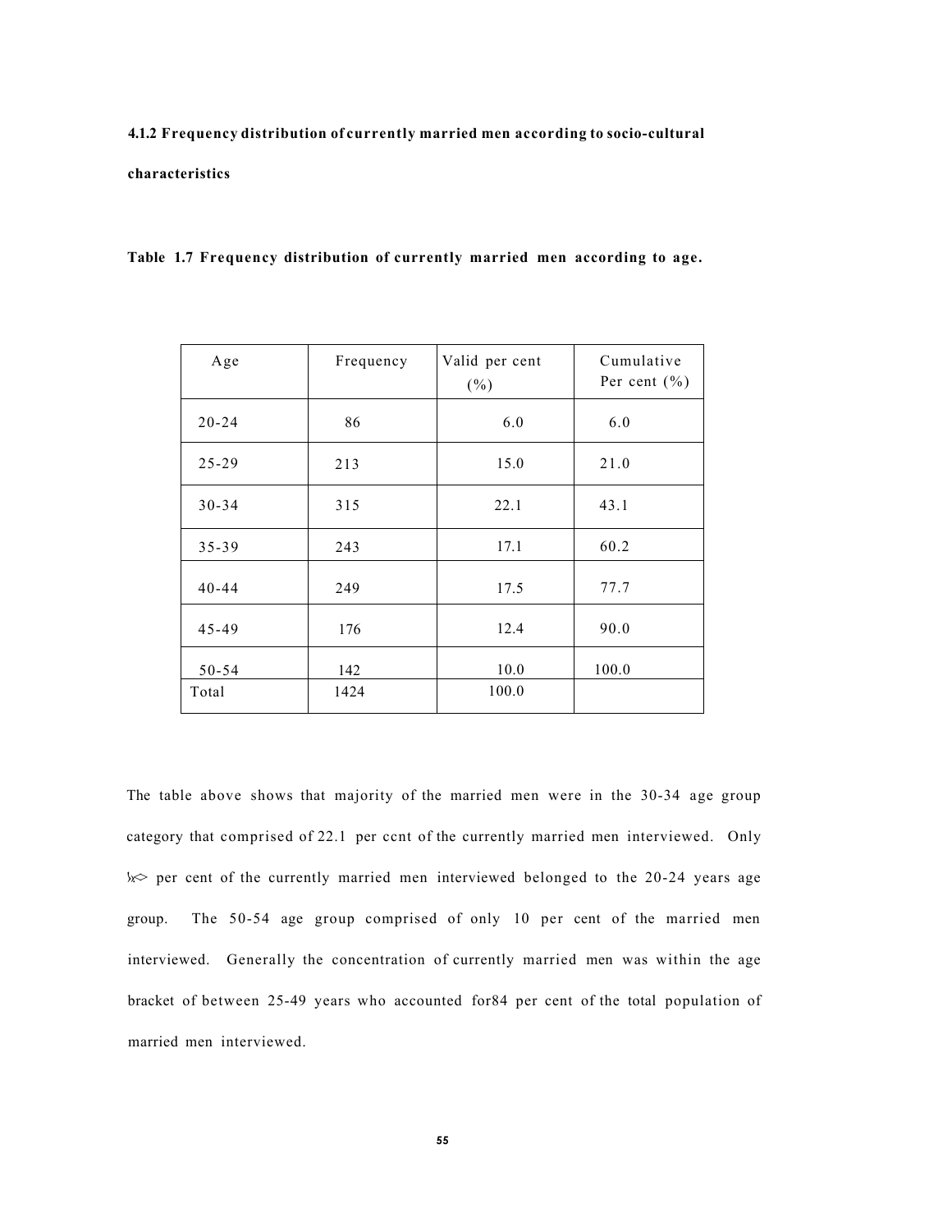**4.1.2 Frequency distribution of currently married men according to socio-cultural characteristics**

**Table 1.7 Frequency distribution of currently married men according to age.**

| Age | Frequency | Valid per cent (%) | Cumulative Per cent (%) |
|---|---|---|---|
| 20-24 | 86 | 6.0 | 6.0 |
| 25-29 | 213 | 15.0 | 21.0 |
| 30-34 | 315 | 22.1 | 43.1 |
| 35-39 | 243 | 17.1 | 60.2 |
| 40-44 | 249 | 17.5 | 77.7 |
| 45-49 | 176 | 12.4 | 90.0 |
| 50-54 | 142 | 10.0 | 100.0 |
| Total | 1424 | 100.0 | |

The table above shows that majority of the married men were in the 30-34 age group category that comprised of 22.1 per ccnt of the currently married men interviewed. Only ﾒ<> per cent of the currently married men interviewed belonged to the 20-24 years age group. The 50-54 age group comprised of only 10 per cent of the married men interviewed. Generally the concentration of currently married men was within the age bracket of between 25-49 years who accounted for84 per cent of the total population of married men interviewed.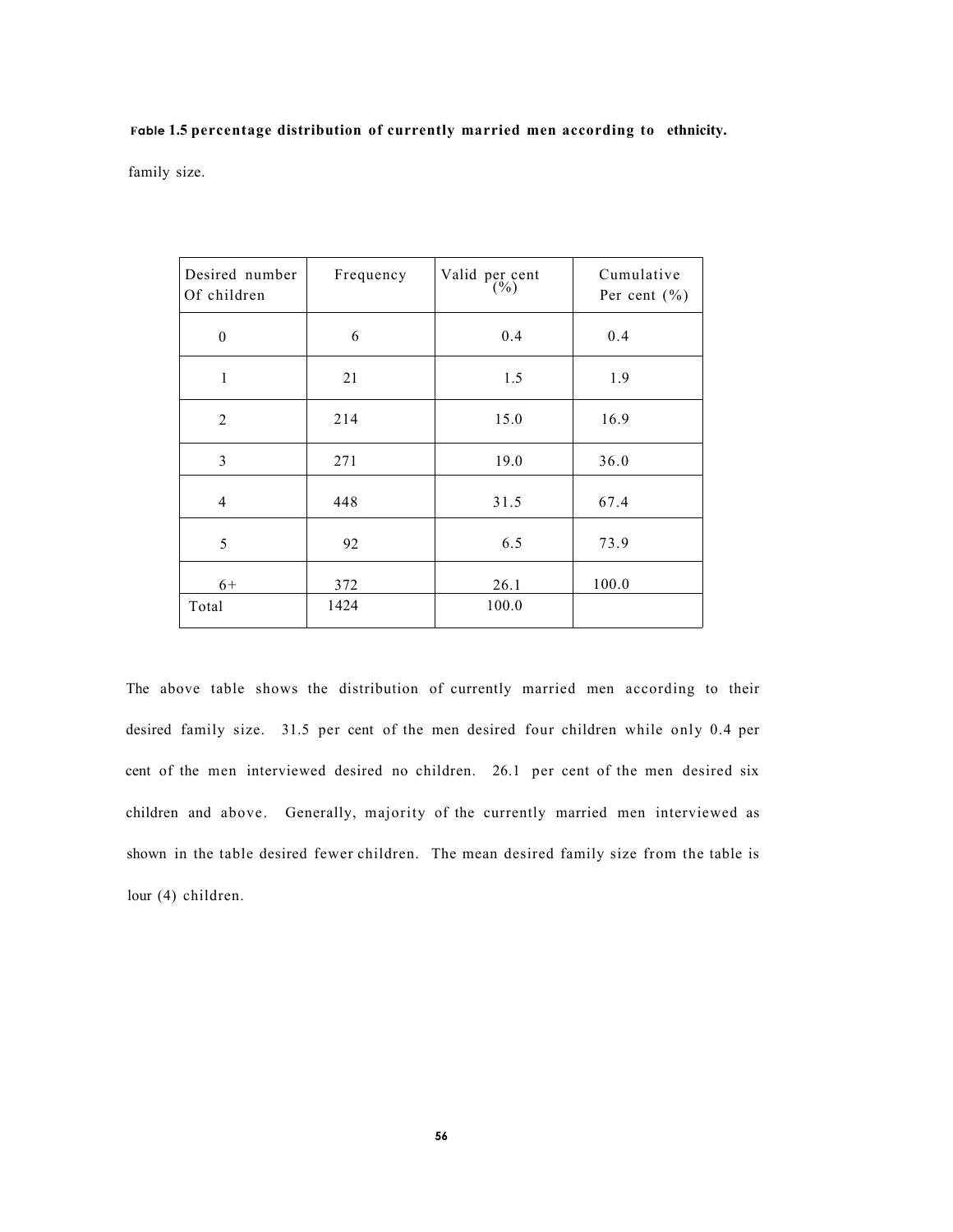**Fable 1.5 percentage distribution of currently married men according to ethnicity.**

family size.

| Desired number Of children | Frequency | Valid per cent (%) | Cumulative Per cent (%) |
|---|---|---|---|
| 0 | 6 | 0.4 | 0.4 |
| 1 | 21 | 1.5 | 1.9 |
| 2 | 214 | 15.0 | 16.9 |
| 3 | 271 | 19.0 | 36.0 |
| 4 | 448 | 31.5 | 67.4 |
| 5 | 92 | 6.5 | 73.9 |
| 6+ | 372 | 26.1 | 100.0 |
| Total | 1424 | 100.0 | |

The above table shows the distribution of currently married men according to their desired family size. 31.5 per cent of the men desired four children while only 0.4 per cent of the men interviewed desired no children. 26.1 per cent of the men desired six children and above. Generally, majority of the currently married men interviewed as shown in the table desired fewer children. The mean desired family size from the table is lour (4) children.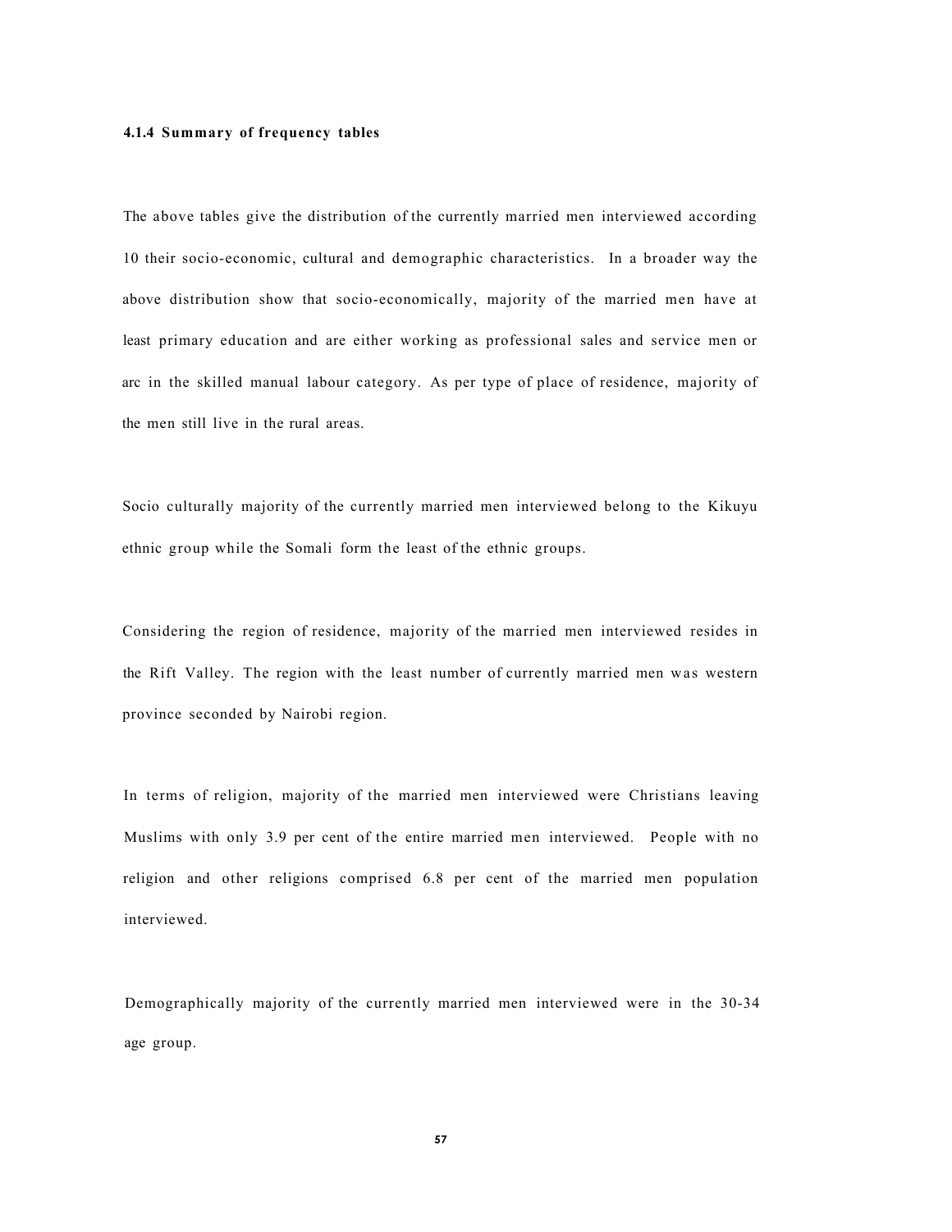### 4.1.4 Summary of frequency tables

The above tables give the distribution of the currently married men interviewed according 10 their socio-economic, cultural and demographic characteristics. In a broader way the above distribution show that socio-economically, majority of the married men have at least primary education and are either working as professional sales and service men or arc in the skilled manual labour category. As per type of place of residence, majority of the men still live in the rural areas.

Socio culturally majority of the currently married men interviewed belong to the Kikuyu ethnic group while the Somali form the least of the ethnic groups.

Considering the region of residence, majority of the married men interviewed resides in the Rift Valley. The region with the least number of currently married men was western province seconded by Nairobi region.

In terms of religion, majority of the married men interviewed were Christians leaving Muslims with only 3.9 per cent of the entire married men interviewed. People with no religion and other religions comprised 6.8 per cent of the married men population interviewed.

Demographically majority of the currently married men interviewed were in the 30-34 age group.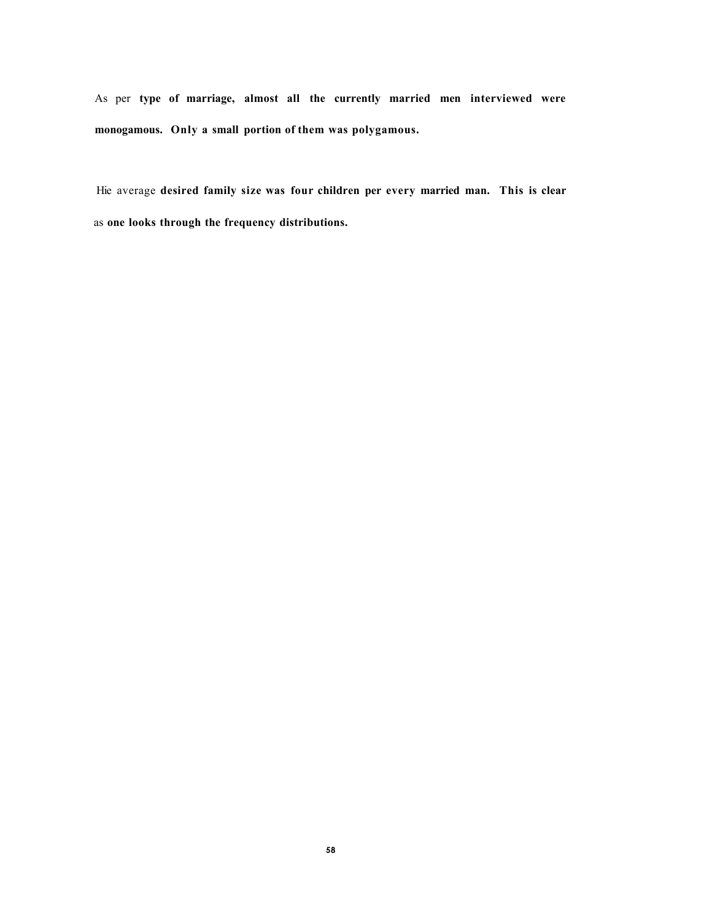As per **type of marriage, almost all the currently married men interviewed were monogamous. Only a small portion of them was polygamous.**

Hie average **desired family size was four children per every married man. This is clear** as **one looks through the frequency distributions.**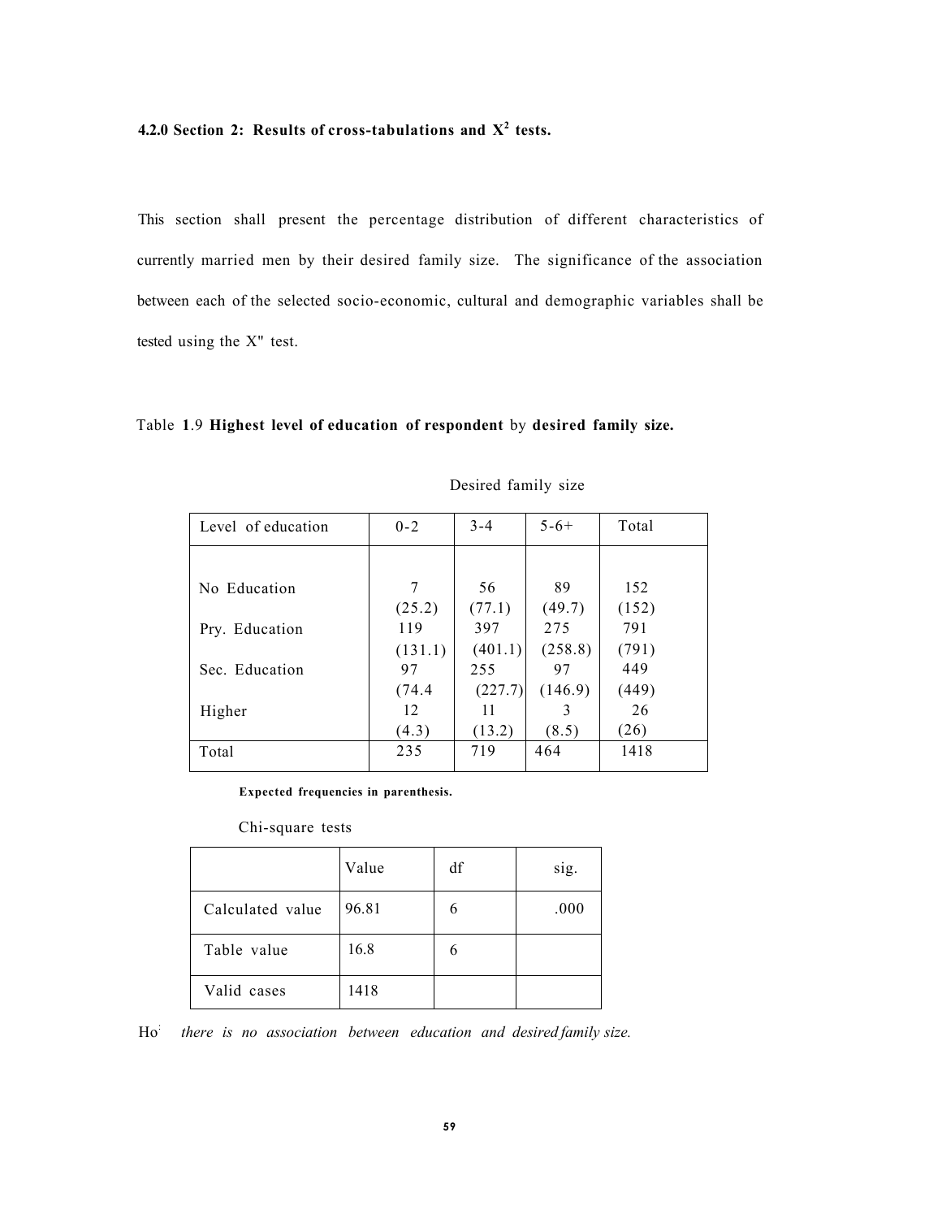### 4.2.0 Section 2: Results of cross-tabulations and $X^2$ tests.

This section shall present the percentage distribution of different characteristics of currently married men by their desired family size. The significance of the association between each of the selected socio-economic, cultural and demographic variables shall be tested using the X" test.

Table 1.9 **Highest level of education of respondent** by **desired family size.**

| | Desired family size | | | |
|---|---|---|---|---|
| Level of education | 0-2 | 3-4 | 5-6+ | Total |
| No Education | 7<br>(25.2) | 56<br>(77.1) | 89<br>(49.7) | 152<br>(152) |
| Pry. Education | 119<br>(131.1) | 397<br>(401.1) | 275<br>(258.8) | 791<br>(791) |
| Sec. Education | 97<br>(74.4 | 255<br>(227.7) | 97<br>(146.9) | 449<br>(449) |
| Higher | 12<br>(4.3) | 11<br>(13.2) | 3<br>(8.5) | 26<br>(26) |
| Total | 235 | 719 | 464 | 1418 |

**Expected frequencies in parenthesis.**

Chi-square tests

| | Value | df | sig. |
|---|---|---|---|
| Calculated value | 96.81 | 6 | .000 |
| Table value | 16.8 | 6 | |
| Valid cases | 1418 | | |

Ho: *there is no association between education and desired family size.*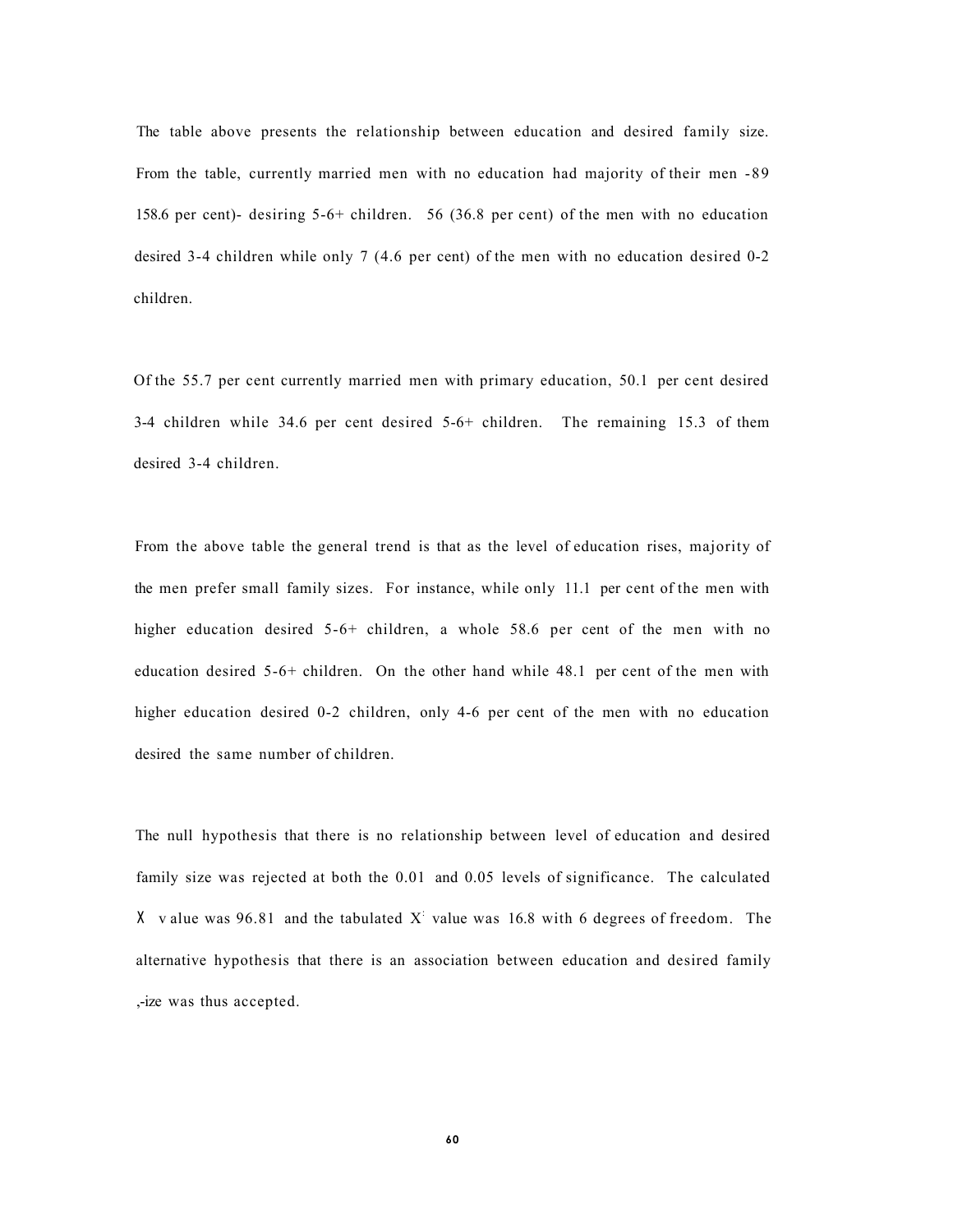The table above presents the relationship between education and desired family size. From the table, currently married men with no education had majority of their men -89 158.6 per cent)- desiring 5-6+ children. 56 (36.8 per cent) of the men with no education desired 3-4 children while only 7 (4.6 per cent) of the men with no education desired 0-2 children.

Of the 55.7 per cent currently married men with primary education, 50.1 per cent desired 3-4 children while 34.6 per cent desired 5-6+ children. The remaining 15.3 of them desired 3-4 children.

From the above table the general trend is that as the level of education rises, majority of the men prefer small family sizes. For instance, while only 11.1 per cent of the men with higher education desired 5-6+ children, a whole 58.6 per cent of the men with no education desired 5-6+ children. On the other hand while 48.1 per cent of the men with higher education desired 0-2 children, only 4-6 per cent of the men with no education desired the same number of children.

The null hypothesis that there is no relationship between level of education and desired family size was rejected at both the 0.01 and 0.05 levels of significance. The calculated $X$ value was 96.81 and the tabulated $X^2$ value was 16.8 with 6 degrees of freedom. The alternative hypothesis that there is an association between education and desired family ,-ize was thus accepted.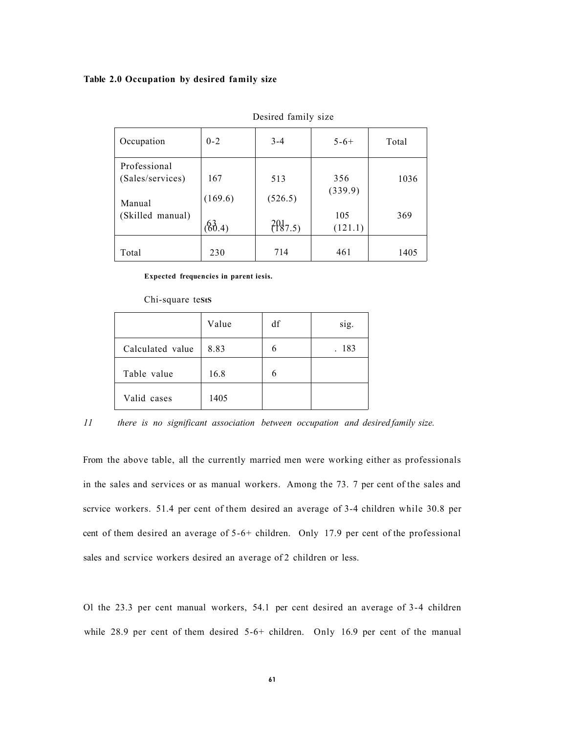**Table 2.0 Occupation by desired family size**

| | Desired family size | | | |
|---|---|---|---|---|
| Occupation | 0-2 | 3-4 | 5-6+ | Total |
| Professional (Sales/services) | 167 (169.6) | 513 (526.5) | 356 (339.9) | 1036 |
| Manual (Skilled manual) | 63 (60.4) | 201 (187.5) | 105 (121.1) | 369 |
| Total | 230 | 714 | 461 | 1405 |

**Expected frequencies in parent iesis.**

Chi-square tests

| | Value | df | sig. |
|---|---|---|---|
| Calculated value | 8.83 | 6 | . 183 |
| Table value | 16.8 | 6 | |
| Valid cases | 1405 | | |

*11 there is no significant association between occupation and desired family size.*

From the above table, all the currently married men were working either as professionals in the sales and services or as manual workers. Among the 73. 7 per cent of the sales and scrvice workers. 51.4 per cent of them desired an average of 3-4 children while 30.8 per cent of them desired an average of 5-6+ children. Only 17.9 per cent of the professional sales and scrvice workers desired an average of 2 children or less.

Ol the 23.3 per cent manual workers, 54.1 per cent desired an average of 3-4 children while 28.9 per cent of them desired 5-6+ children. Only 16.9 per cent of the manual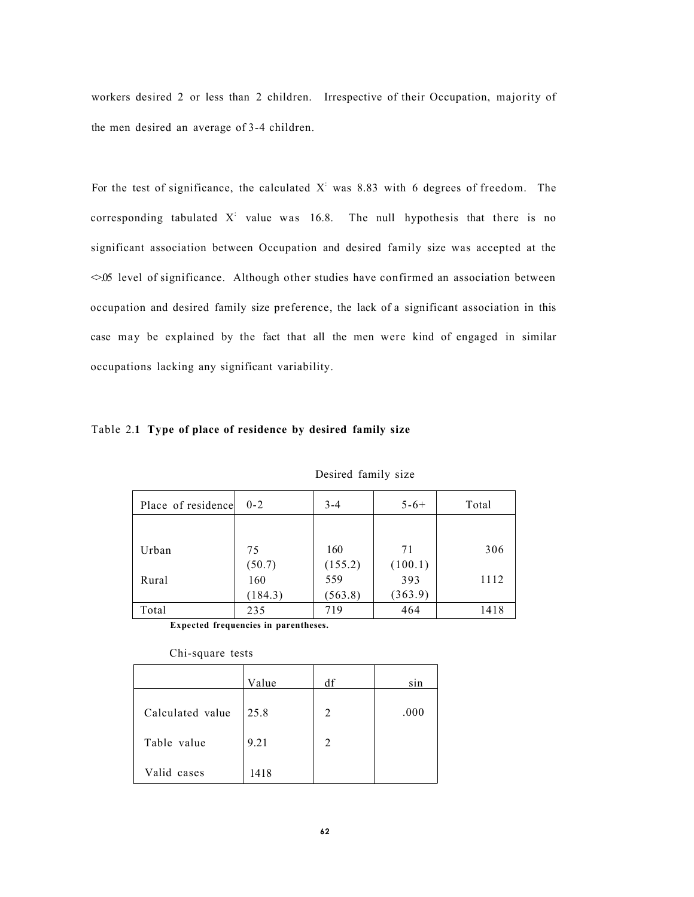workers desired 2 or less than 2 children. Irrespective of their Occupation, majority of the men desired an average of 3-4 children.

For the test of significance, the calculated $X^2$ was 8.83 with 6 degrees of freedom. The corresponding tabulated $X^2$ value was 16.8. The null hypothesis that there is no significant association between Occupation and desired family size was accepted at the <>.05 level of significance. Although other studies have confirmed an association between occupation and desired family size preference, the lack of a significant association in this case may be explained by the fact that all the men were kind of engaged in similar occupations lacking any significant variability.

Table 2.**1 Type of place of residence by desired family size**

| | Desired family size | | | |
|---|---|---|---|---|
| Place of residence | 0-2 | 3-4 | 5-6+ | Total |
| Urban | 75 (50.7) | 160 (155.2) | 71 (100.1) | 306 |
| Rural | 160 (184.3) | 559 (563.8) | 393 (363.9) | 1112 |
| Total | 235 | 719 | 464 | 1418 |

**Expected frequencies in parentheses.**

Chi-square tests

| | Value | df | sin |
|---|---|---|---|
| Calculated value | 25.8 | 2 | .000 |
| Table value | 9.21 | 2 | |
| Valid cases | 1418 | | |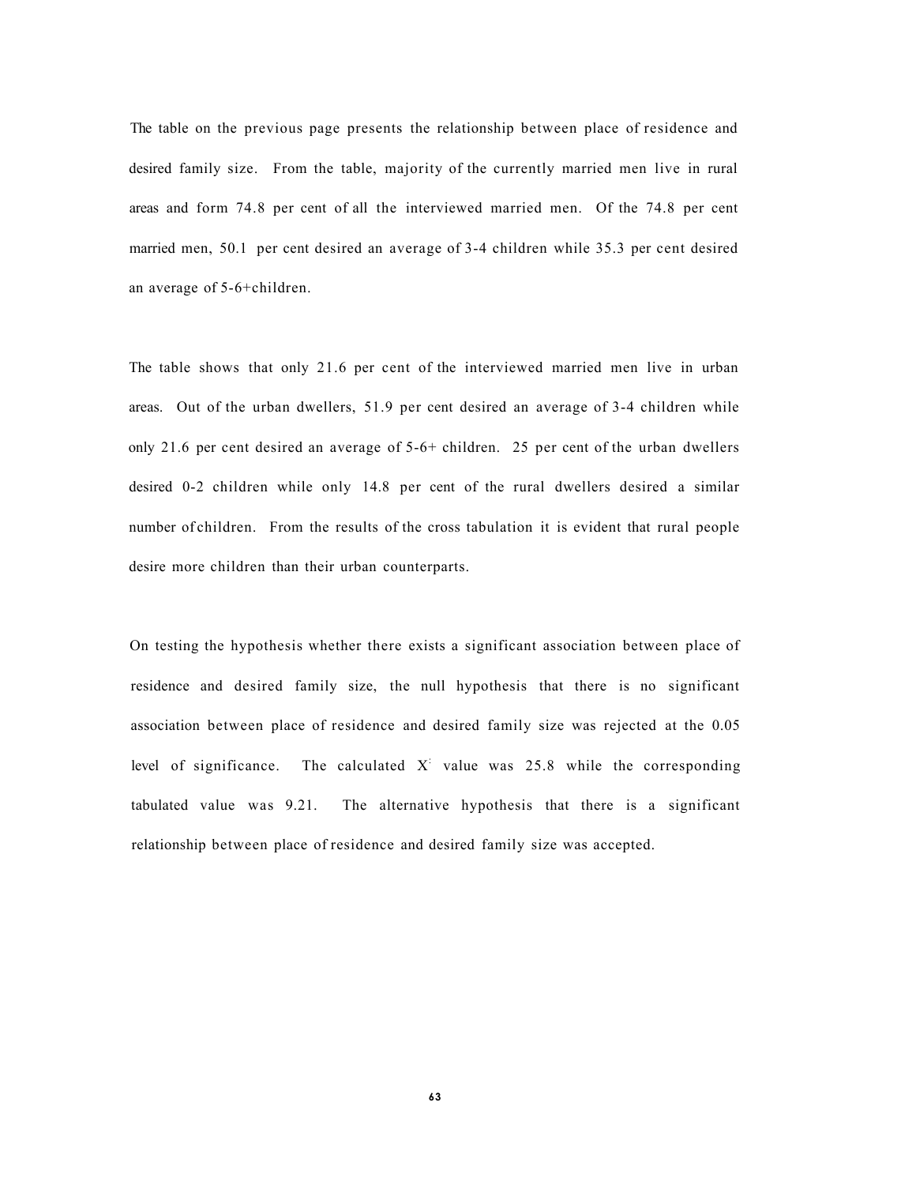The table on the previous page presents the relationship between place of residence and desired family size. From the table, majority of the currently married men live in rural areas and form 74.8 per cent of all the interviewed married men. Of the 74.8 per cent married men, 50.1 per cent desired an average of 3-4 children while 35.3 per cent desired an average of 5-6+children.

The table shows that only 21.6 per cent of the interviewed married men live in urban areas. Out of the urban dwellers, 51.9 per cent desired an average of 3-4 children while only 21.6 per cent desired an average of 5-6+ children. 25 per cent of the urban dwellers desired 0-2 children while only 14.8 per cent of the rural dwellers desired a similar number of children. From the results of the cross tabulation it is evident that rural people desire more children than their urban counterparts.

On testing the hypothesis whether there exists a significant association between place of residence and desired family size, the null hypothesis that there is no significant association between place of residence and desired family size was rejected at the 0.05 level of significance. The calculated $X^2$ value was 25.8 while the corresponding tabulated value was 9.21. The alternative hypothesis that there is a significant relationship between place of residence and desired family size was accepted.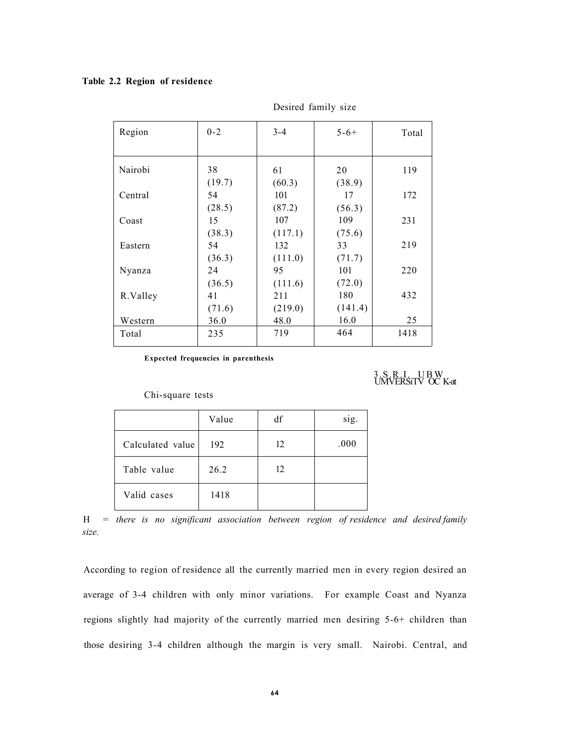**Table 2.2 Region of residence**

| Region | Desired family size 0-2 | 3-4 | 5-6+ | Total |
|---|---|---|---|---|
| Nairobi | 38 (19.7) | 61 (60.3) | 20 (38.9) | 119 |
| Central | 54 (28.5) | 101 (87.2) | 17 (56.3) | 172 |
| Coast | 15 (38.3) | 107 (117.1) | 109 (75.6) | 231 |
| Eastern | 54 (36.3) | 132 (111.0) | 33 (71.7) | 219 |
| Nyanza | 24 (36.5) | 95 (111.6) | 101 (72.0) | 220 |
| R.Valley | 41 (71.6) | 211 (219.0) | 180 (141.4) | 432 |
| Western | 36.0 | 48.0 | 16.0 | 25 |
| Total | 235 | 719 | 464 | 1418 |

**Expected frequencies in parenthesis**

Chi-square tests

| | Value | df | sig. |
|---|---|---|---|
| Calculated value | 192 | 12 | .000 |
| Table value | 26.2 | 12 | |
| Valid cases | 1418 | | |

H = *there is no significant association between region of residence and desired family size.*

According to region of residence all the currently married men in every region desired an average of 3-4 children with only minor variations. For example Coast and Nyanza regions slightly had majority of the currently married men desiring 5-6+ children than those desiring 3-4 children although the margin is very small. Nairobi. Central, and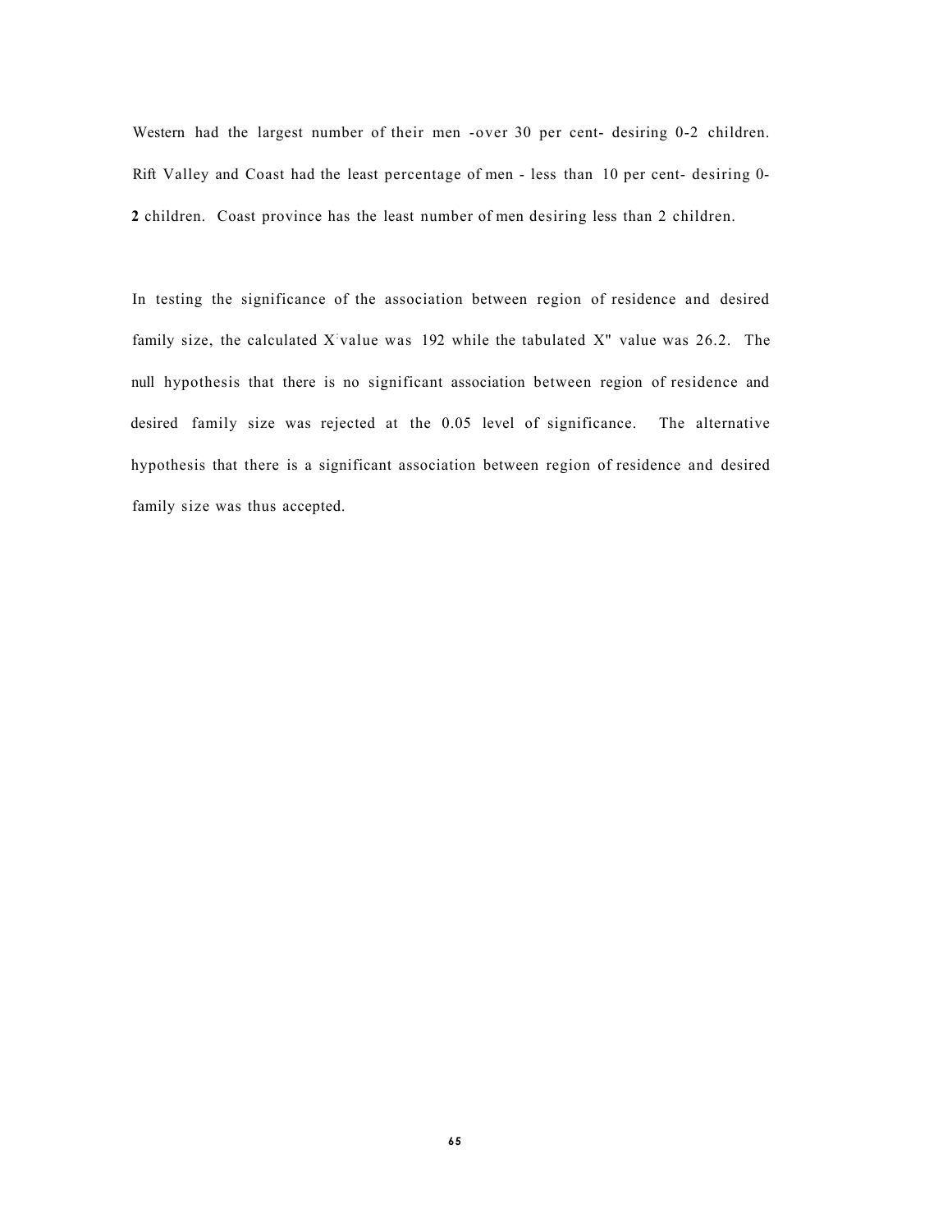Western had the largest number of their men -over 30 per cent- desiring 0-2 children. Rift Valley and Coast had the least percentage of men - less than 10 per cent- desiring 0-**2** children. Coast province has the least number of men desiring less than 2 children.

In testing the significance of the association between region of residence and desired family size, the calculated $X^2$ value was 192 while the tabulated $X^2$ value was 26.2. The null hypothesis that there is no significant association between region of residence and desired family size was rejected at the 0.05 level of significance. The alternative hypothesis that there is a significant association between region of residence and desired family size was thus accepted.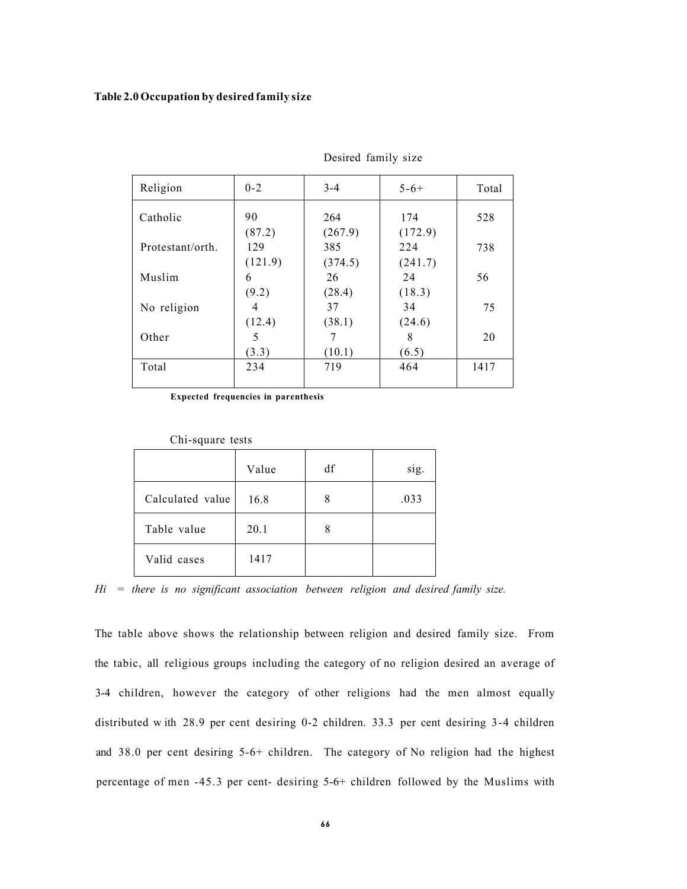**Table 2.0 Occupation by desired family size**

| | Desired family size | | | |
|---|---|---|---|---|
| Religion | 0-2 | 3-4 | 5-6+ | Total |
| Catholic | 90 (87.2) | 264 (267.9) | 174 (172.9) | 528 |
| Protestant/orth. | 129 (121.9) | 385 (374.5) | 224 (241.7) | 738 |
| Muslim | 6 (9.2) | 26 (28.4) | 24 (18.3) | 56 |
| No religion | 4 (12.4) | 37 (38.1) | 34 (24.6) | 75 |
| Other | 5 (3.3) | 7 (10.1) | 8 (6.5) | 20 |
| Total | 234 | 719 | 464 | 1417 |

**Expected frequencies in parenthesis**

Chi-square tests

| | Value | df | sig. |
|---|---|---|---|
| Calculated value | 16.8 | 8 | .033 |
| Table value | 20.1 | 8 | |
| Valid cases | 1417 | | |

*Hi = there is no significant association between religion and desired family size.*

The table above shows the relationship between religion and desired family size. From the tabic, all religious groups including the category of no religion desired an average of 3-4 children, however the category of other religions had the men almost equally distributed w ith 28.9 per cent desiring 0-2 children. 33.3 per cent desiring 3-4 children and 38.0 per cent desiring 5-6+ children. The category of No religion had the highest percentage of men -45.3 per cent- desiring 5-6+ children followed by the Muslims with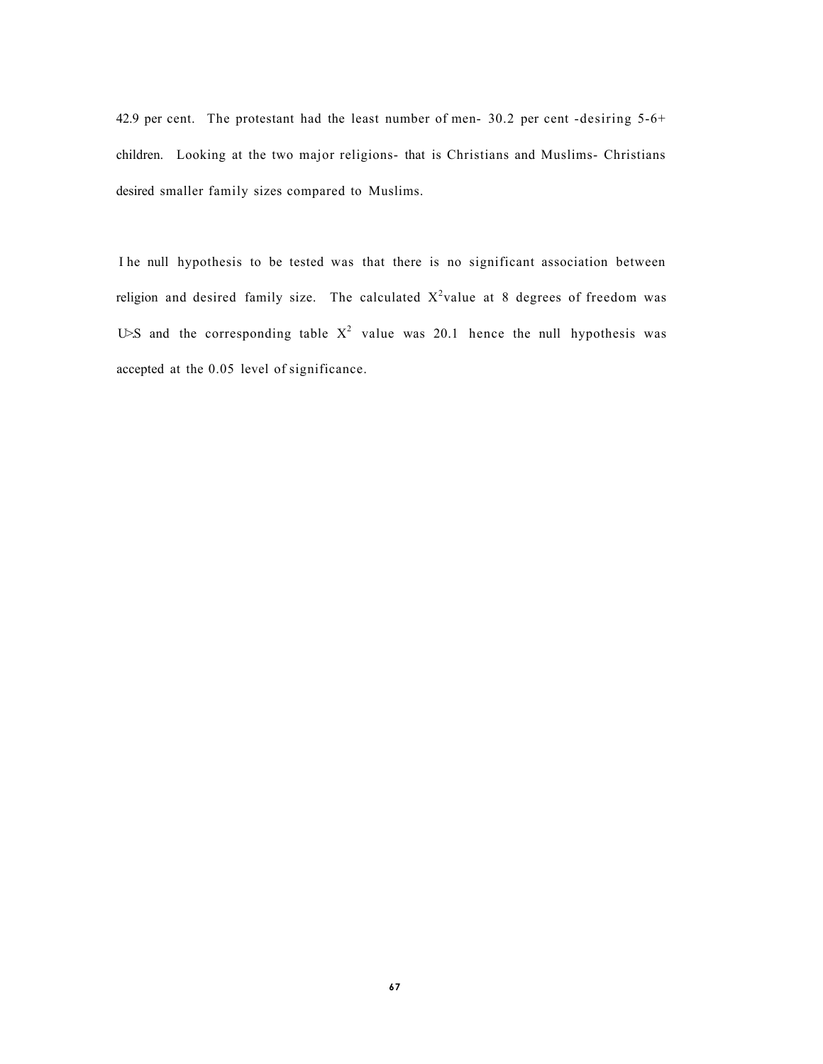42.9 per cent. The protestant had the least number of men- 30.2 per cent -desiring 5-6+ children. Looking at the two major religions- that is Christians and Muslims- Christians desired smaller family sizes compared to Muslims.

I he null hypothesis to be tested was that there is no significant association between religion and desired family size. The calculated $X^2$value at 8 degrees of freedom was U>S and the corresponding table $X^2$ value was 20.1 hence the null hypothesis was accepted at the 0.05 level of significance.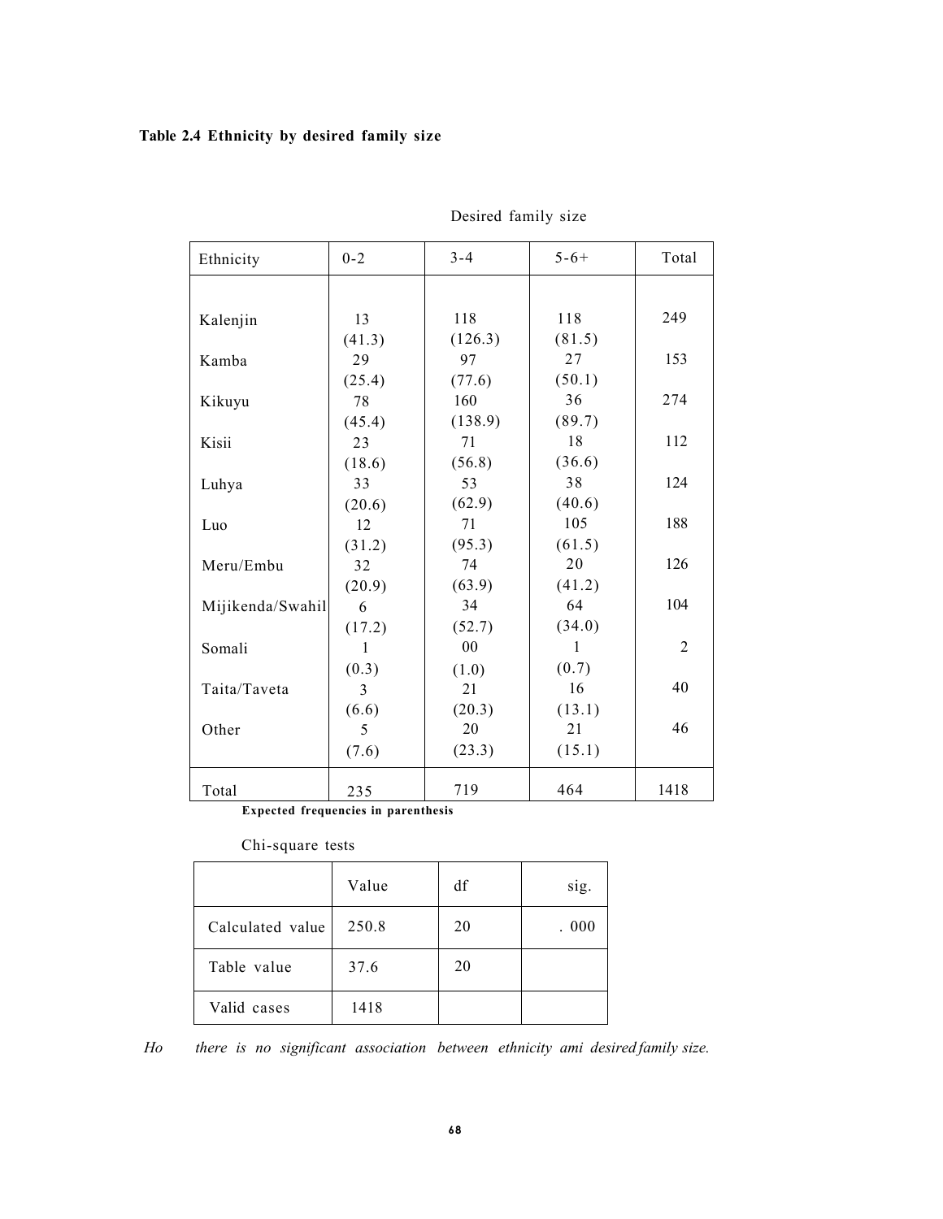**Table 2.4 Ethnicity by desired family size**

| | Desired family size | | | |
|---|---|---|---|---|
| Ethnicity | 0-2 | 3-4 | 5-6+ | Total |
| Kalenjin | 13 (41.3) | 118 (126.3) | 118 (81.5) | 249 |
| Kamba | 29 (25.4) | 97 (77.6) | 27 (50.1) | 153 |
| Kikuyu | 78 (45.4) | 160 (138.9) | 36 (89.7) | 274 |
| Kisii | 23 (18.6) | 71 (56.8) | 18 (36.6) | 112 |
| Luhya | 33 (20.6) | 53 (62.9) | 38 (40.6) | 124 |
| Luo | 12 (31.2) | 71 (95.3) | 105 (61.5) | 188 |
| Meru/Embu | 32 (20.9) | 74 (63.9) | 20 (41.2) | 126 |
| Mijikenda/Swahil | 6 (17.2) | 34 (52.7) | 64 (34.0) | 104 |
| Somali | 1 (0.3) | 00 (1.0) | 1 (0.7) | 2 |
| Taita/Taveta | 3 (6.6) | 21 (20.3) | 16 (13.1) | 40 |
| Other | 5 (7.6) | 20 (23.3) | 21 (15.1) | 46 |
| Total | 235 | 719 | 464 | 1418 |

**Expected frequencies in parenthesis**

Chi-square tests

| | Value | df | sig. |
|---|---|---|---|
| Calculated value | 250.8 | 20 | .000 |
| Table value | 37.6 | 20 | |
| Valid cases | 1418 | | |

*Ho there is no significant association between ethnicity ami desired family size.*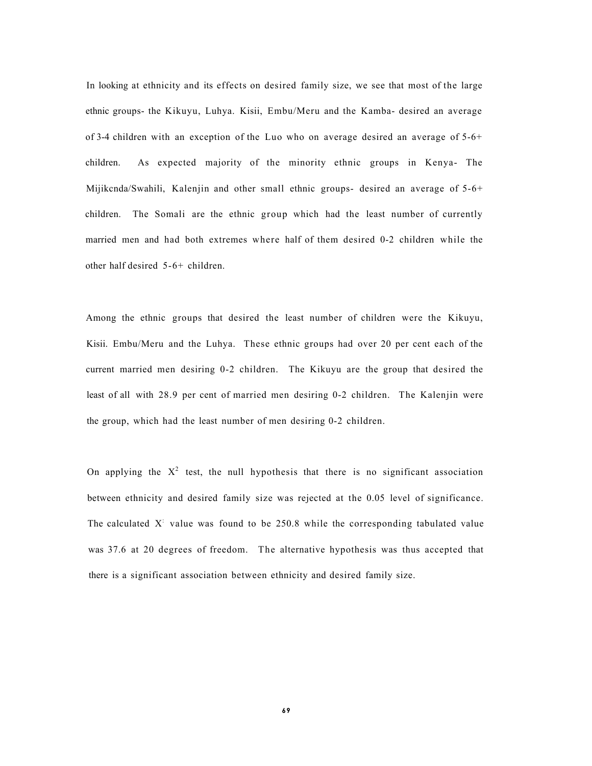In looking at ethnicity and its effects on desired family size, we see that most of the large ethnic groups- the Kikuyu, Luhya. Kisii, Embu/Meru and the Kamba- desired an average of 3-4 children with an exception of the Luo who on average desired an average of 5-6+ children. As expected majority of the minority ethnic groups in Kenya- The Mijikcnda/Swahili, Kalenjin and other small ethnic groups- desired an average of 5-6+ children. The Somali are the ethnic group which had the least number of currently married men and had both extremes where half of them desired 0-2 children while the other half desired 5-6+ children.

Among the ethnic groups that desired the least number of children were the Kikuyu, Kisii. Embu/Meru and the Luhya. These ethnic groups had over 20 per cent each of the current married men desiring 0-2 children. The Kikuyu are the group that desired the least of all with 28.9 per cent of married men desiring 0-2 children. The Kalenjin were the group, which had the least number of men desiring 0-2 children.

On applying the $X^2$ test, the null hypothesis that there is no significant association between ethnicity and desired family size was rejected at the 0.05 level of significance. The calculated $X^2$ value was found to be 250.8 while the corresponding tabulated value was 37.6 at 20 degrees of freedom. The alternative hypothesis was thus accepted that there is a significant association between ethnicity and desired family size.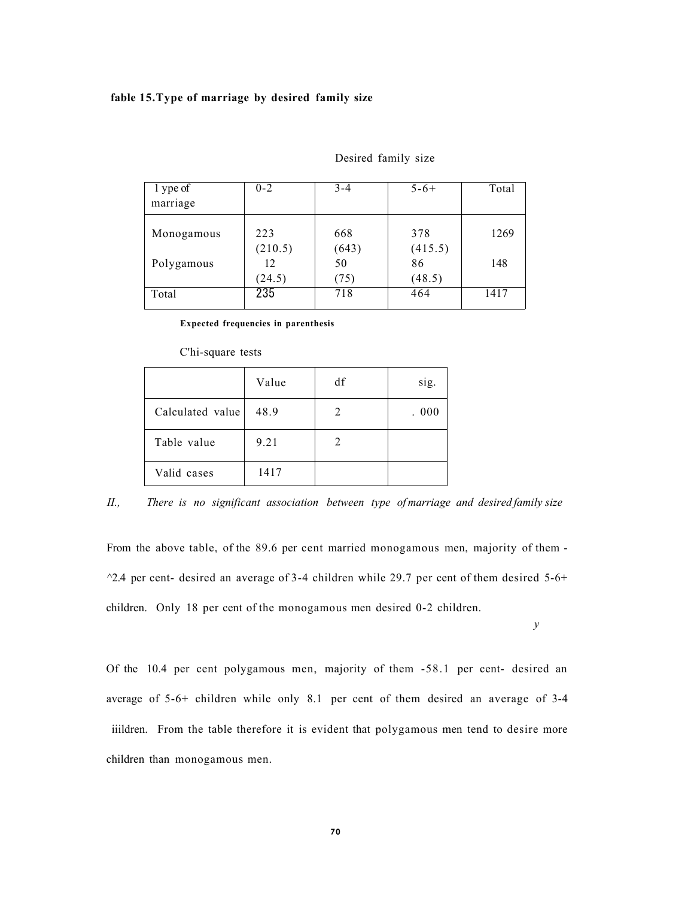**fable 15. Type of marriage by desired family size**

| 1 ype of marriage | Desired family size | | | |
|---|---|---|---|---|
| | 0-2 | 3-4 | 5-6+ | Total |
| Monogamous | 223 (210.5) | 668 (643) | 378 (415.5) | 1269 |
| Polygamous | 12 (24.5) | 50 (75) | 86 (48.5) | 148 |
| Total | 235 | 718 | 464 | 1417 |

**Expected frequencies in parenthesis**

C'hi-square tests

| | Value | df | sig. |
|---|---|---|---|
| Calculated value | 48.9 | 2 | . 000 |
| Table value | 9.21 | 2 | |
| Valid cases | 1417 | | |

*II., There is no significant association between type of marriage and desired family size*

From the above table, of the 89.6 per cent married monogamous men, majority of them - ^2.4 per cent- desired an average of 3-4 children while 29.7 per cent of them desired 5-6+ children. Only 18 per cent of the monogamous men desired 0-2 children.

Of the 10.4 per cent polygamous men, majority of them -58.1 per cent- desired an average of 5-6+ children while only 8.1 per cent of them desired an average of 3-4 iiildren. From the table therefore it is evident that polygamous men tend to desire more children than monogamous men.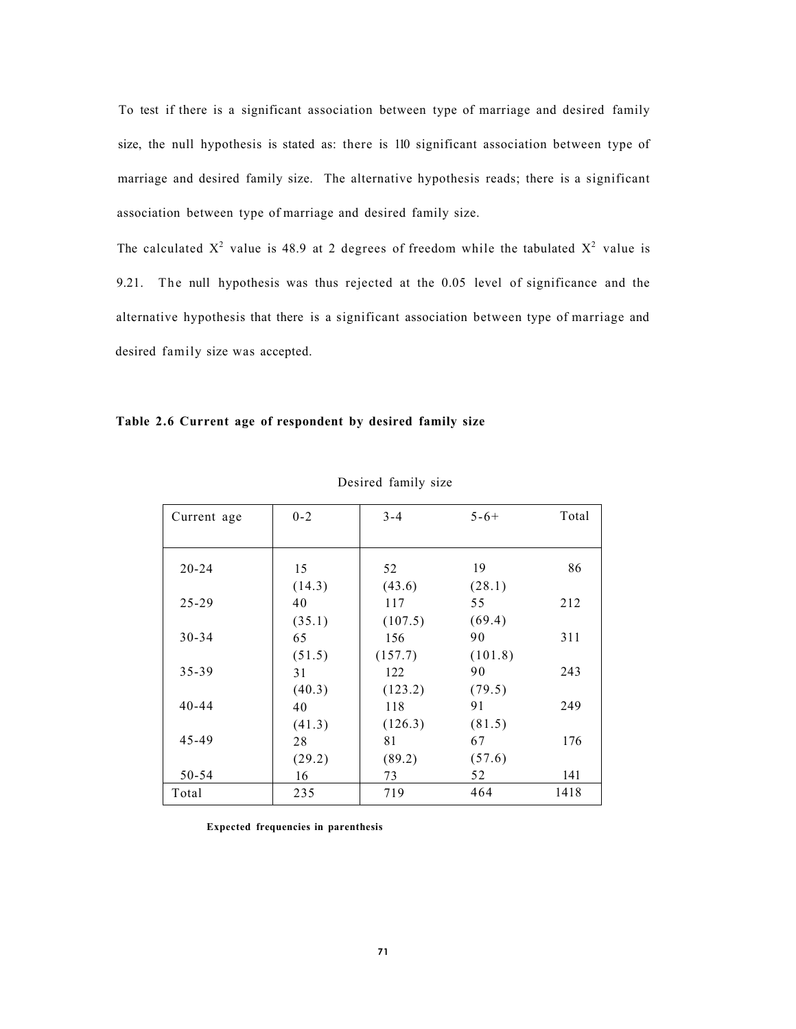To test if there is a significant association between type of marriage and desired family size, the null hypothesis is stated as: there is 110 significant association between type of marriage and desired family size. The alternative hypothesis reads; there is a significant association between type of marriage and desired family size.

The calculated $X^2$ value is 48.9 at 2 degrees of freedom while the tabulated $X^2$ value is 9.21. The null hypothesis was thus rejected at the 0.05 level of significance and the alternative hypothesis that there is a significant association between type of marriage and desired family size was accepted.

**Table 2.6 Current age of respondent by desired family size**

| | Desired family size | | | |
|---|---|---|---|---|
| Current age | 0-2 | 3-4 | 5-6+ | Total |
| 20-24 | 15 (14.3) | 52 (43.6) | 19 (28.1) | 86 |
| 25-29 | 40 (35.1) | 117 (107.5) | 55 (69.4) | 212 |
| 30-34 | 65 (51.5) | 156 (157.7) | 90 (101.8) | 311 |
| 35-39 | 31 (40.3) | 122 (123.2) | 90 (79.5) | 243 |
| 40-44 | 40 (41.3) | 118 (126.3) | 91 (81.5) | 249 |
| 45-49 | 28 (29.2) | 81 (89.2) | 67 (57.6) | 176 |
| 50-54 | 16 | 73 | 52 | 141 |
| Total | 235 | 719 | 464 | 1418 |

**Expected frequencies in parenthesis**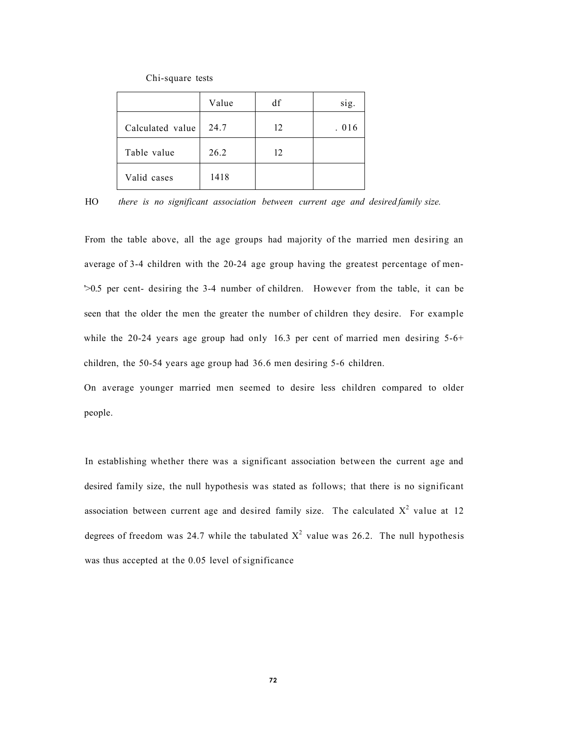Chi-square tests

| | Value | df | sig. |
|---|---|---|---|
| Calculated value | 24.7 | 12 | . 016 |
| Table value | 26.2 | 12 | |
| Valid cases | 1418 | | |

HO *there is no significant association between current age and desired family size.*

From the table above, all the age groups had majority of the married men desiring an average of 3-4 children with the 20-24 age group having the greatest percentage of men- '>0.5 per cent- desiring the 3-4 number of children. However from the table, it can be seen that the older the men the greater the number of children they desire. For example while the 20-24 years age group had only 16.3 per cent of married men desiring 5-6+ children, the 50-54 years age group had 36.6 men desiring 5-6 children.

On average younger married men seemed to desire less children compared to older people.

In establishing whether there was a significant association between the current age and desired family size, the null hypothesis was stated as follows; that there is no significant association between current age and desired family size. The calculated $X^2$ value at 12 degrees of freedom was 24.7 while the tabulated $X^2$ value was 26.2. The null hypothesis was thus accepted at the 0.05 level of significance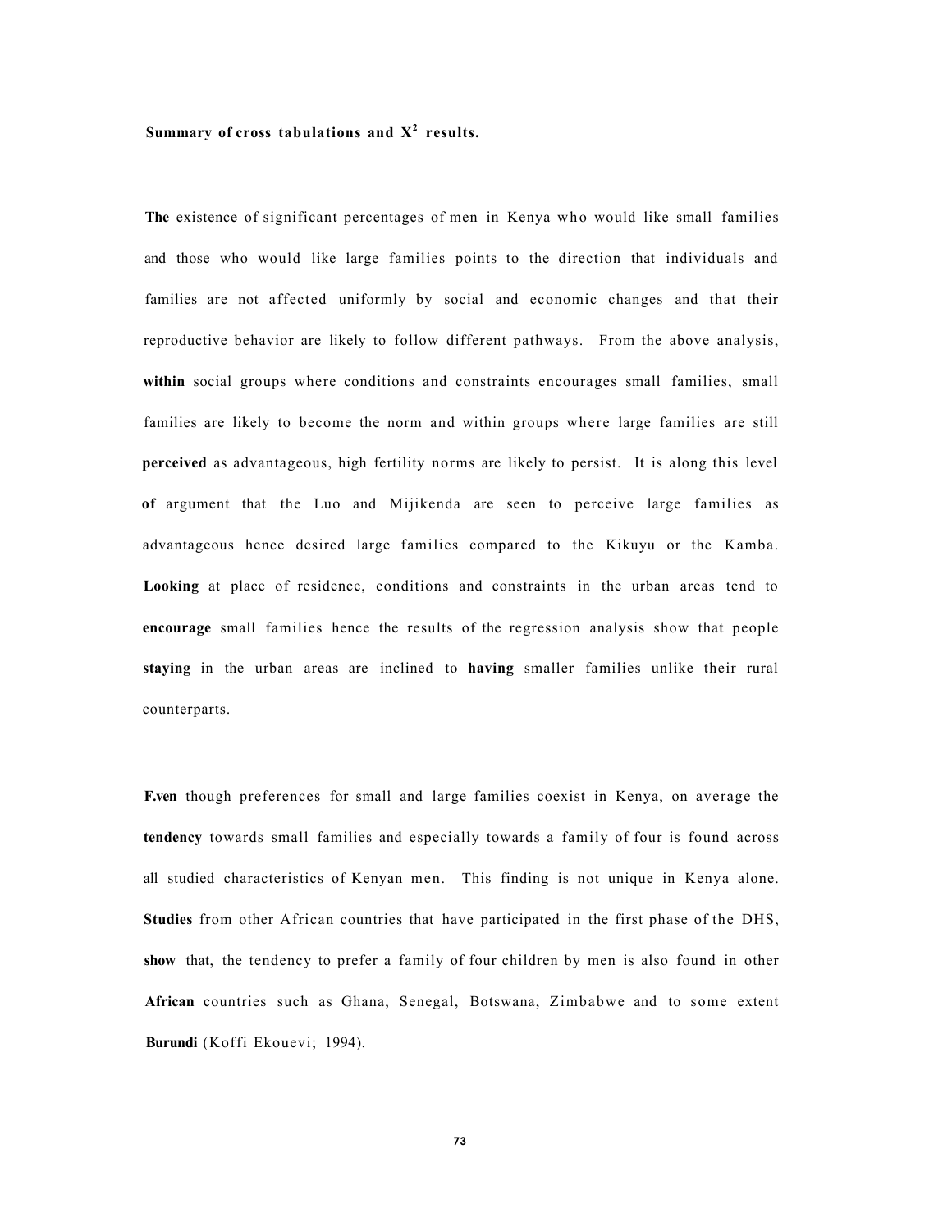### Summary of cross tabulations and $X^2$ results.

The existence of significant percentages of men in Kenya who would like small families and those who would like large families points to the direction that individuals and families are not affected uniformly by social and economic changes and that their reproductive behavior are likely to follow different pathways. From the above analysis, within social groups where conditions and constraints encourages small families, small families are likely to become the norm and within groups where large families are still perceived as advantageous, high fertility norms are likely to persist. It is along this level of argument that the Luo and Mijikenda are seen to perceive large families as advantageous hence desired large families compared to the Kikuyu or the Kamba. Looking at place of residence, conditions and constraints in the urban areas tend to encourage small families hence the results of the regression analysis show that people staying in the urban areas are inclined to having smaller families unlike their rural counterparts.

F.ven though preferences for small and large families coexist in Kenya, on average the tendency towards small families and especially towards a family of four is found across all studied characteristics of Kenyan men. This finding is not unique in Kenya alone. Studies from other African countries that have participated in the first phase of the DHS, show that, the tendency to prefer a family of four children by men is also found in other African countries such as Ghana, Senegal, Botswana, Zimbabwe and to some extent Burundi (Koffi Ekouevi; 1994).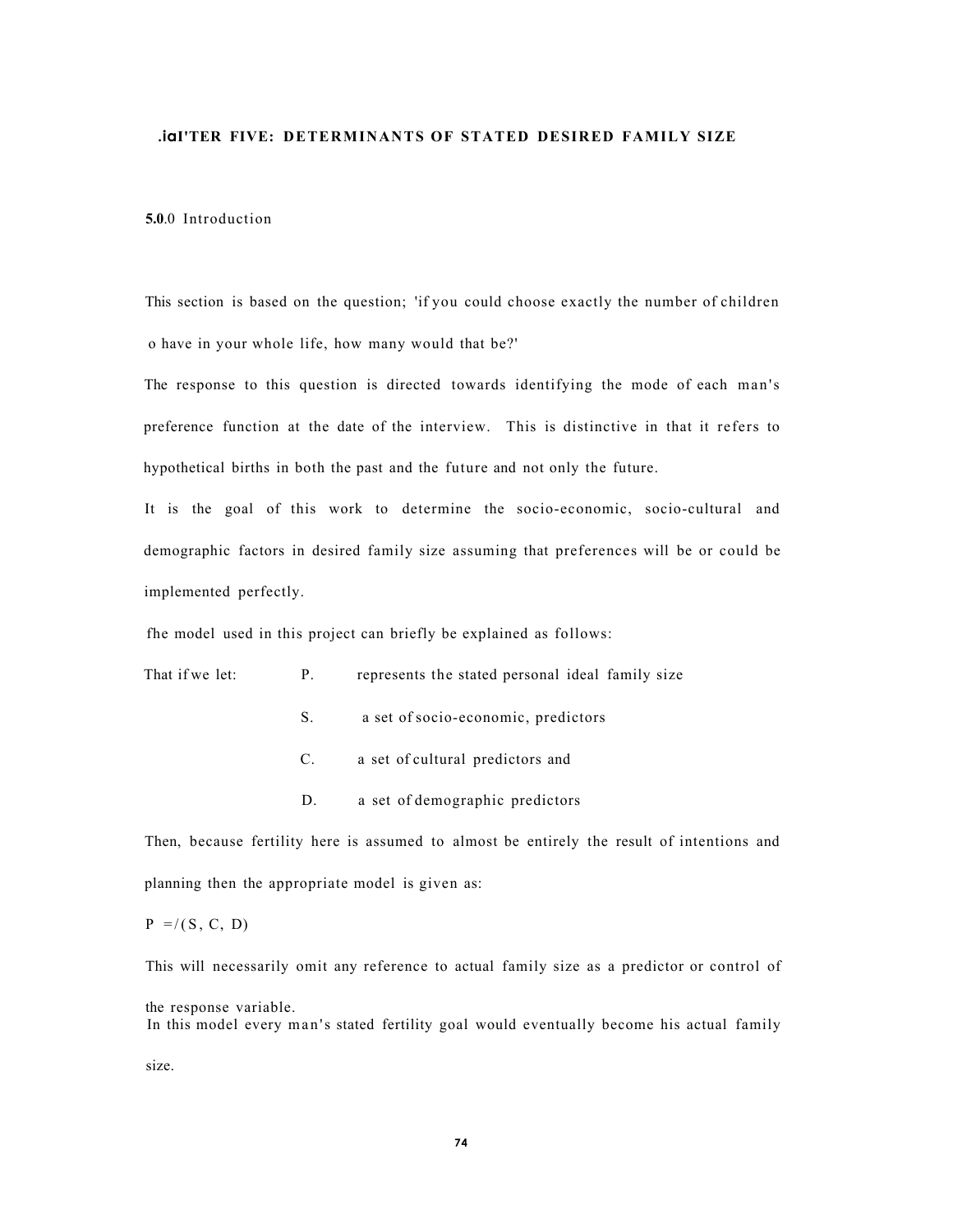# .iaI'TER FIVE: DETERMINANTS OF STATED DESIRED FAMILY SIZE

## 5.0.0 Introduction

This section is based on the question; 'if you could choose exactly the number of children o have in your whole life, how many would that be?'

The response to this question is directed towards identifying the mode of each man's preference function at the date of the interview. This is distinctive in that it refers to hypothetical births in both the past and the future and not only the future.

It is the goal of this work to determine the socio-economic, socio-cultural and demographic factors in desired family size assuming that preferences will be or could be implemented perfectly.

fhe model used in this project can briefly be explained as follows:

That if we let:

- P. represents the stated personal ideal family size
- S. a set of socio-economic, predictors
- C. a set of cultural predictors and
- D. a set of demographic predictors

Then, because fertility here is assumed to almost be entirely the result of intentions and planning then the appropriate model is given as:

$P = /(S, C, D)$

This will necessarily omit any reference to actual family size as a predictor or control of the response variable.

In this model every man's stated fertility goal would eventually become his actual family size.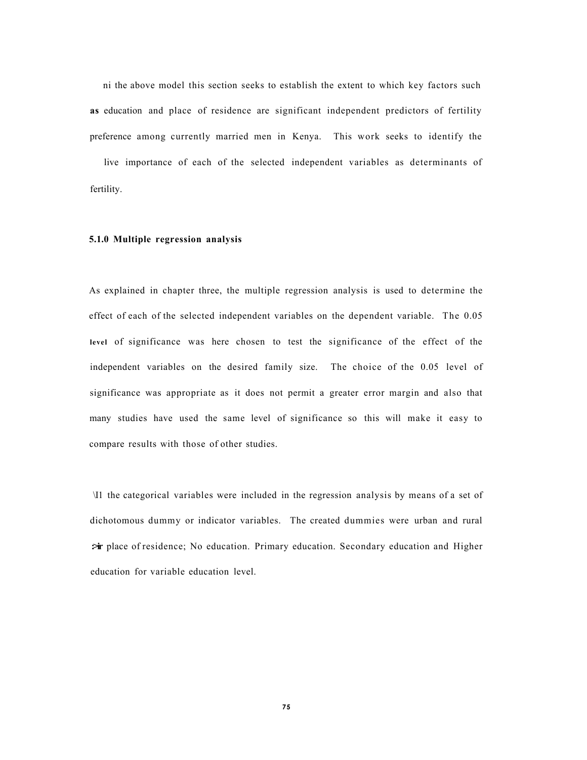ni the above model this section seeks to establish the extent to which key factors such **as** education and place of residence are significant independent predictors of fertility preference among currently married men in Kenya. This work seeks to identify the live importance of each of the selected independent variables as determinants of fertility.

### 5.1.0 Multiple regression analysis

As explained in chapter three, the multiple regression analysis is used to determine the effect of each of the selected independent variables on the dependent variable. The 0.05 **level** of significance was here chosen to test the significance of the effect of the independent variables on the desired family size. The choice of the 0.05 level of significance was appropriate as it does not permit a greater error margin and also that many studies have used the same level of significance so this will make it easy to compare results with those of other studies.

\I1 the categorical variables were included in the regression analysis by means of a set of dichotomous dummy or indicator variables. The created dummies were urban and rural >ir place of residence; No education. Primary education. Secondary education and Higher education for variable education level.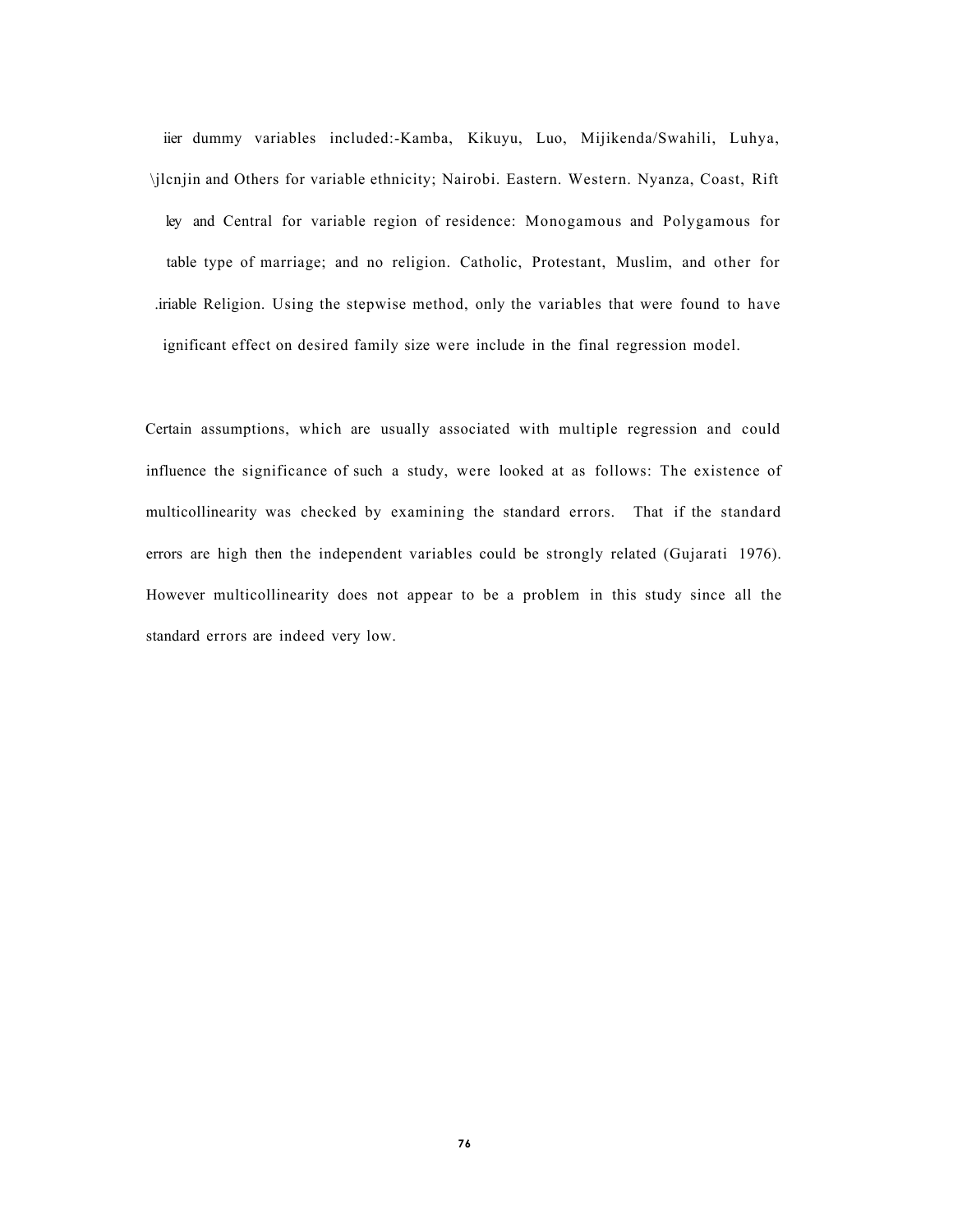iier dummy variables included:-Kamba, Kikuyu, Luo, Mijikenda/Swahili, Luhya, \jlcnjin and Others for variable ethnicity; Nairobi. Eastern. Western. Nyanza, Coast, Rift ley and Central for variable region of residence: Monogamous and Polygamous for table type of marriage; and no religion. Catholic, Protestant, Muslim, and other for .iriable Religion. Using the stepwise method, only the variables that were found to have ignificant effect on desired family size were include in the final regression model.

Certain assumptions, which are usually associated with multiple regression and could influence the significance of such a study, were looked at as follows: The existence of multicollinearity was checked by examining the standard errors. That if the standard errors are high then the independent variables could be strongly related (Gujarati 1976). However multicollinearity does not appear to be a problem in this study since all the standard errors are indeed very low.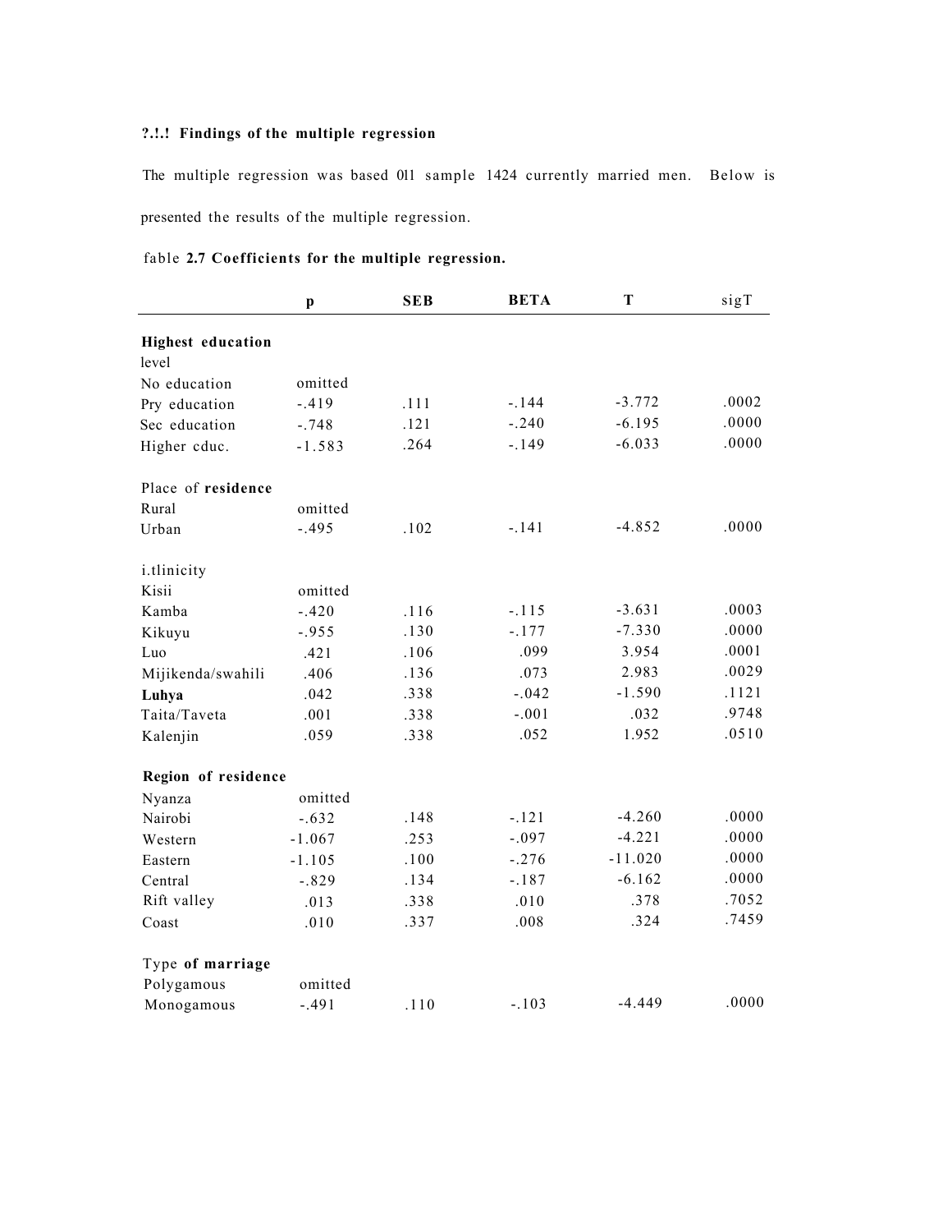### ?.!.! Findings of the multiple regression

The multiple regression was based 0l1 sample 1424 currently married men. Below is presented the results of the multiple regression.

fable **2.7 Coefficients for the multiple regression.**

| | p | SEB | BETA | T | sigT |
|---|---|---|---|---|---|
| **Highest education level** | | | | | |
| No education | omitted | | | | |
| Pry education | -.419 | .111 | -.144 | -3.772 | .0002 |
| Sec education | -.748 | .121 | -.240 | -6.195 | .0000 |
| Higher cduc. | -1.583 | .264 | -.149 | -6.033 | .0000 |
| Place of **residence** | | | | | |
| Rural | omitted | | | | |
| Urban | -.495 | .102 | -.141 | -4.852 | .0000 |
| i.tlinicity | | | | | |
| Kisii | omitted | | | | |
| Kamba | -.420 | .116 | -.115 | -3.631 | .0003 |
| Kikuyu | -.955 | .130 | -.177 | -7.330 | .0000 |
| Luo | .421 | .106 | .099 | 3.954 | .0001 |
| Mijikenda/swahili | .406 | .136 | .073 | 2.983 | .0029 |
| **Luhya** | .042 | .338 | -.042 | -1.590 | .1121 |
| Taita/Taveta | .001 | .338 | -.001 | .032 | .9748 |
| Kalenjin | .059 | .338 | .052 | 1.952 | .0510 |
| **Region of residence** | | | | | |
| Nyanza | omitted | | | | |
| Nairobi | -.632 | .148 | -.121 | -4.260 | .0000 |
| Western | -1.067 | .253 | -.097 | -4.221 | .0000 |
| Eastern | -1.105 | .100 | -.276 | -11.020 | .0000 |
| Central | -.829 | .134 | -.187 | -6.162 | .0000 |
| Rift valley | .013 | .338 | .010 | .378 | .7052 |
| Coast | .010 | .337 | .008 | .324 | .7459 |
| Type **of marriage** | | | | | |
| Polygamous | omitted | | | | |
| Monogamous | -.491 | .110 | -.103 | -4.449 | .0000 |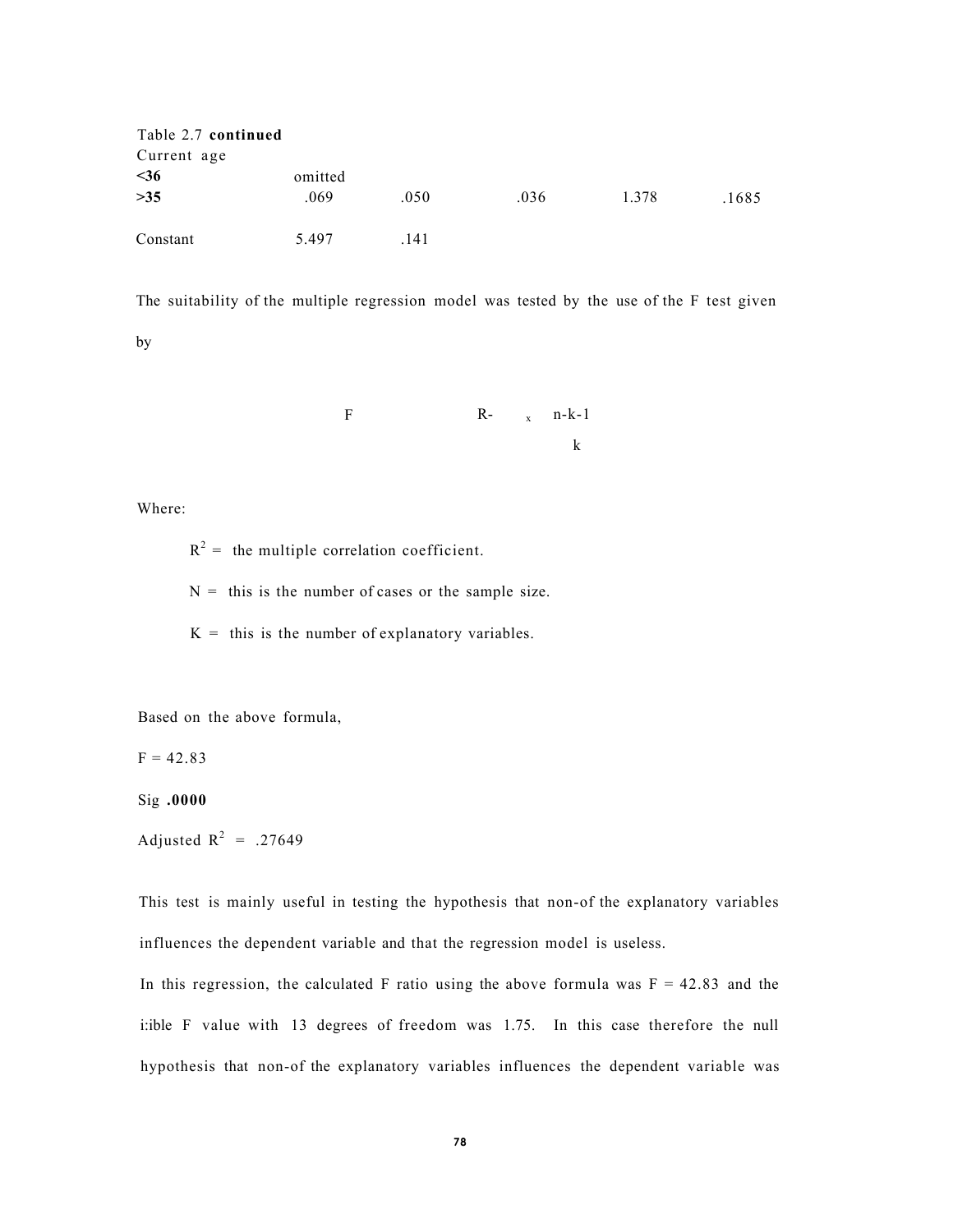Table 2.7 **continued**

| | | | | | |
|---|---|---|---|---|---|
| Current age | | | | | |
| **<36** | omitted | | | | |
| **>35** | .069 | .050 | .036 | 1.378 | .1685 |
| Constant | 5.497 | .141 | | | |

The suitability of the multiple regression model was tested by the use of the F test given by

$$F = \frac{R^2}{1 - R^2} \times \frac{n-k-1}{k}$$

Where:

$R^2$ = the multiple correlation coefficient.

N = this is the number of cases or the sample size.

K = this is the number of explanatory variables.

Based on the above formula,

F = 42.83

Sig **.0000**

Adjusted $R^2$ = .27649

This test is mainly useful in testing the hypothesis that non-of the explanatory variables influences the dependent variable and that the regression model is useless.

In this regression, the calculated F ratio using the above formula was F = 42.83 and the i:ible F value with 13 degrees of freedom was 1.75. In this case therefore the null hypothesis that non-of the explanatory variables influences the dependent variable was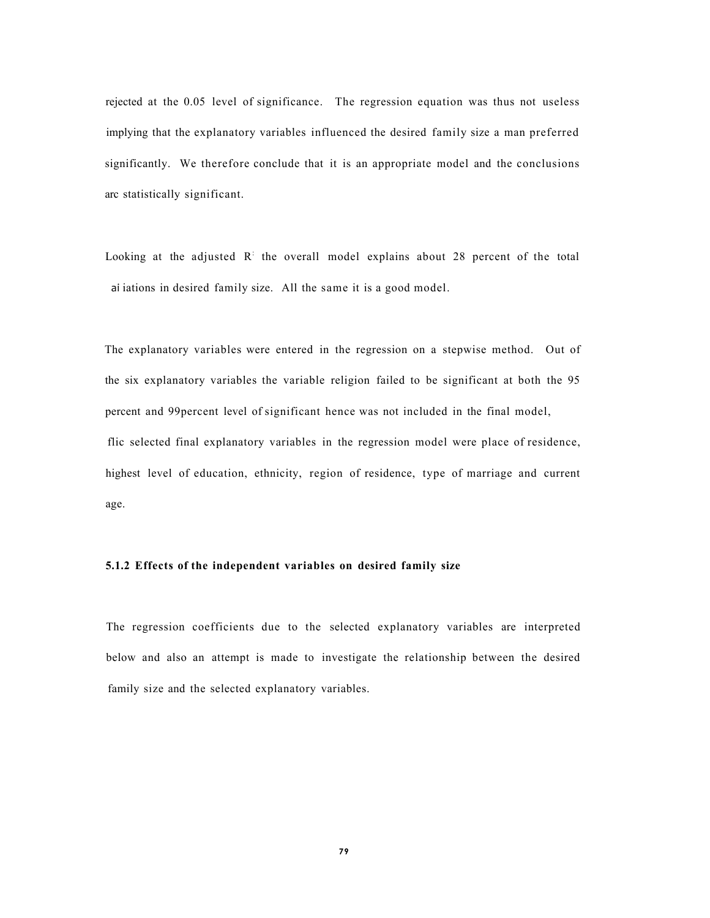rejected at the 0.05 level of significance. The regression equation was thus not useless implying that the explanatory variables influenced the desired family size a man preferred significantly. We therefore conclude that it is an appropriate model and the conclusions arc statistically significant.

Looking at the adjusted $R^2$ the overall model explains about 28 percent of the total ai iations in desired family size. All the same it is a good model.

The explanatory variables were entered in the regression on a stepwise method. Out of the six explanatory variables the variable religion failed to be significant at both the 95 percent and 99percent level of significant hence was not included in the final model, flic selected final explanatory variables in the regression model were place of residence, highest level of education, ethnicity, region of residence, type of marriage and current age.

### 5.1.2 Effects of the independent variables on desired family size

The regression coefficients due to the selected explanatory variables are interpreted below and also an attempt is made to investigate the relationship between the desired family size and the selected explanatory variables.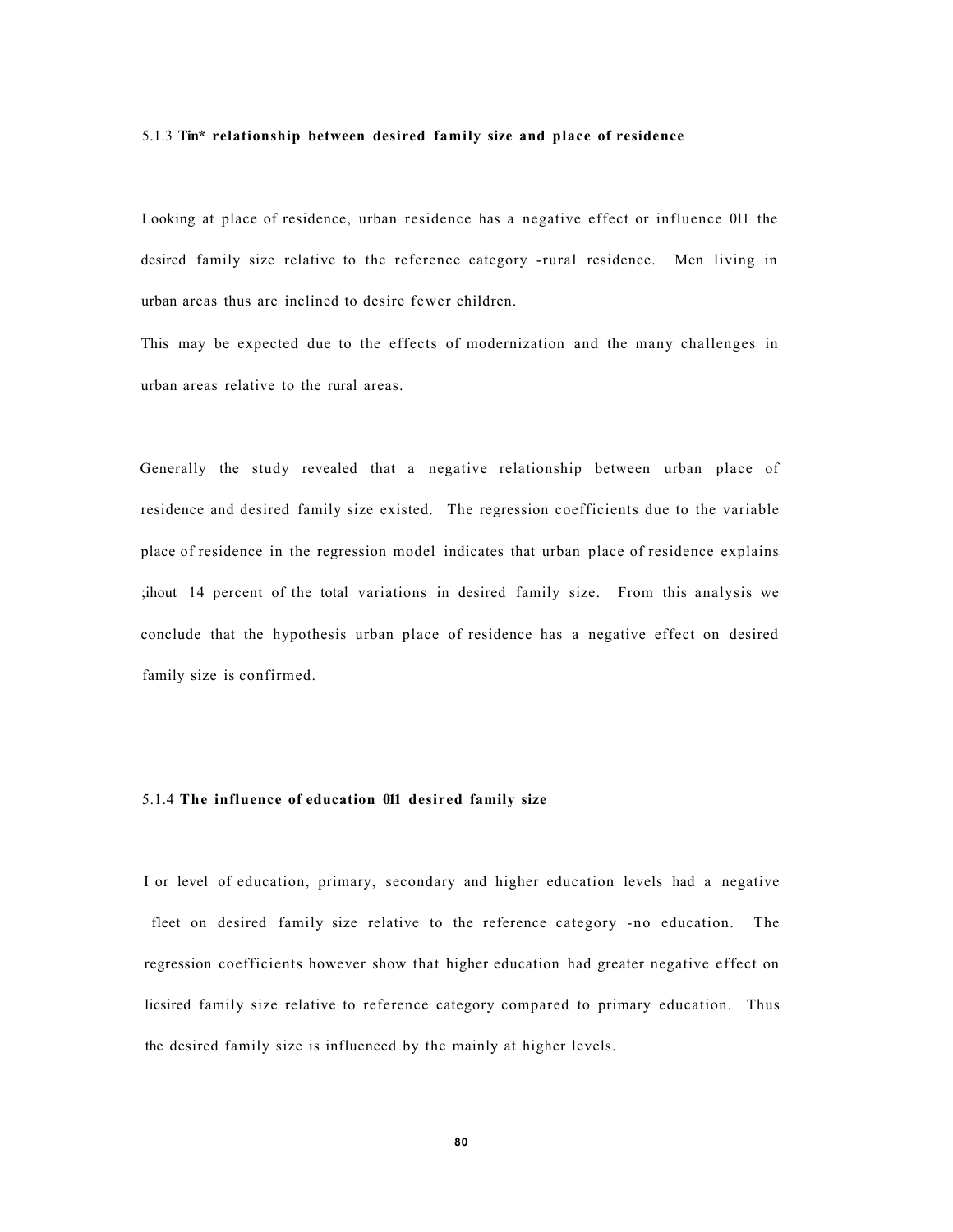### 5.1.3 Tin* relationship between desired family size and place of residence

Looking at place of residence, urban residence has a negative effect or influence 0l1 the desired family size relative to the reference category -rural residence. Men living in urban areas thus are inclined to desire fewer children.

This may be expected due to the effects of modernization and the many challenges in urban areas relative to the rural areas.

Generally the study revealed that a negative relationship between urban place of residence and desired family size existed. The regression coefficients due to the variable place of residence in the regression model indicates that urban place of residence explains ;ihout 14 percent of the total variations in desired family size. From this analysis we conclude that the hypothesis urban place of residence has a negative effect on desired family size is confirmed.

### 5.1.4 The influence of education 0l1 desired family size

I or level of education, primary, secondary and higher education levels had a negative fleet on desired family size relative to the reference category -no education. The regression coefficients however show that higher education had greater negative effect on licsired family size relative to reference category compared to primary education. Thus the desired family size is influenced by the mainly at higher levels.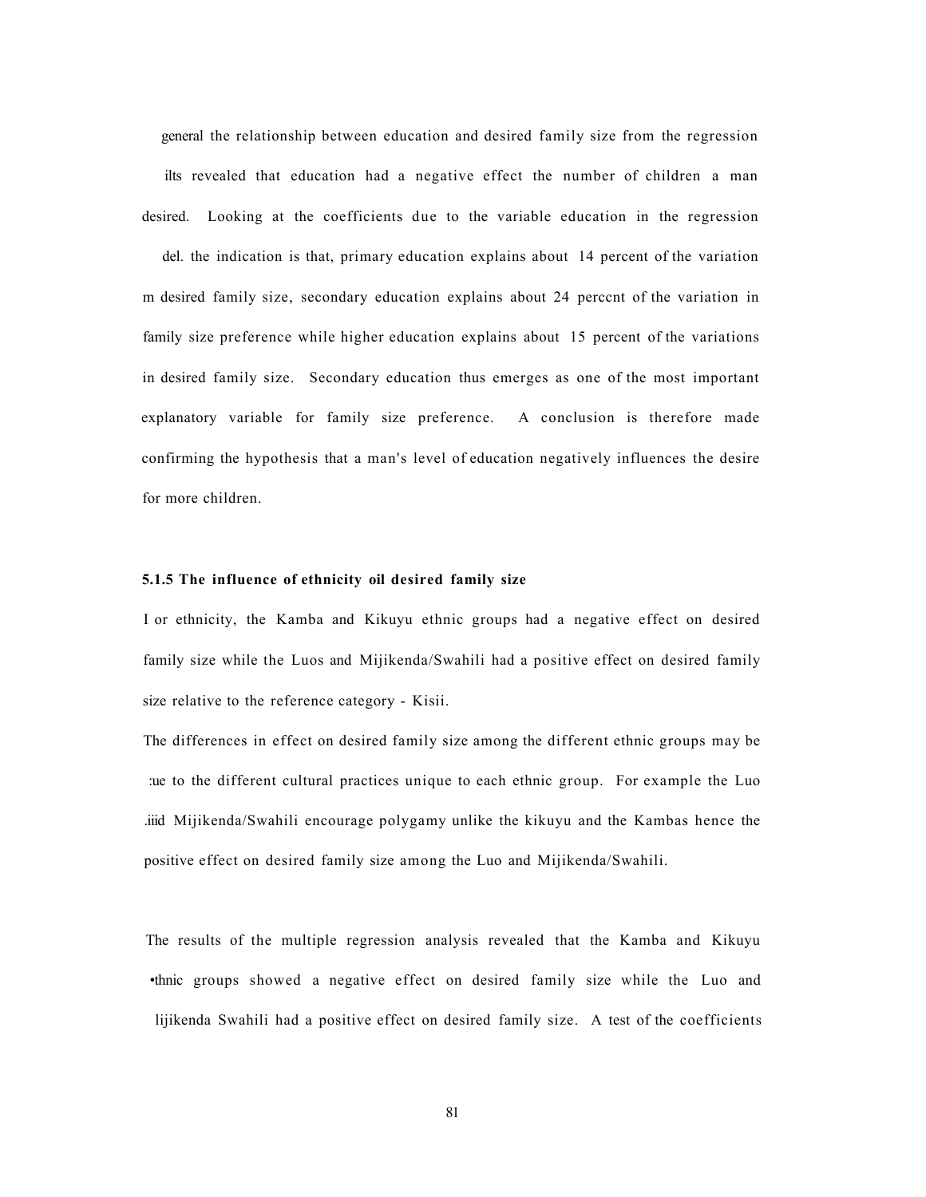general the relationship between education and desired family size from the regression ilts revealed that education had a negative effect the number of children a man desired. Looking at the coefficients due to the variable education in the regression del. the indication is that, primary education explains about 14 percent of the variation m desired family size, secondary education explains about 24 perccnt of the variation in family size preference while higher education explains about 15 percent of the variations in desired family size. Secondary education thus emerges as one of the most important explanatory variable for family size preference. A conclusion is therefore made confirming the hypothesis that a man's level of education negatively influences the desire for more children.

### 5.1.5 The influence of ethnicity oil desired family size

I or ethnicity, the Kamba and Kikuyu ethnic groups had a negative effect on desired family size while the Luos and Mijikenda/Swahili had a positive effect on desired family size relative to the reference category - Kisii.

The differences in effect on desired family size among the different ethnic groups may be :ue to the different cultural practices unique to each ethnic group. For example the Luo .iiid Mijikenda/Swahili encourage polygamy unlike the kikuyu and the Kambas hence the positive effect on desired family size among the Luo and Mijikenda/Swahili.

The results of the multiple regression analysis revealed that the Kamba and Kikuyu •thnic groups showed a negative effect on desired family size while the Luo and lijikenda Swahili had a positive effect on desired family size. A test of the coefficients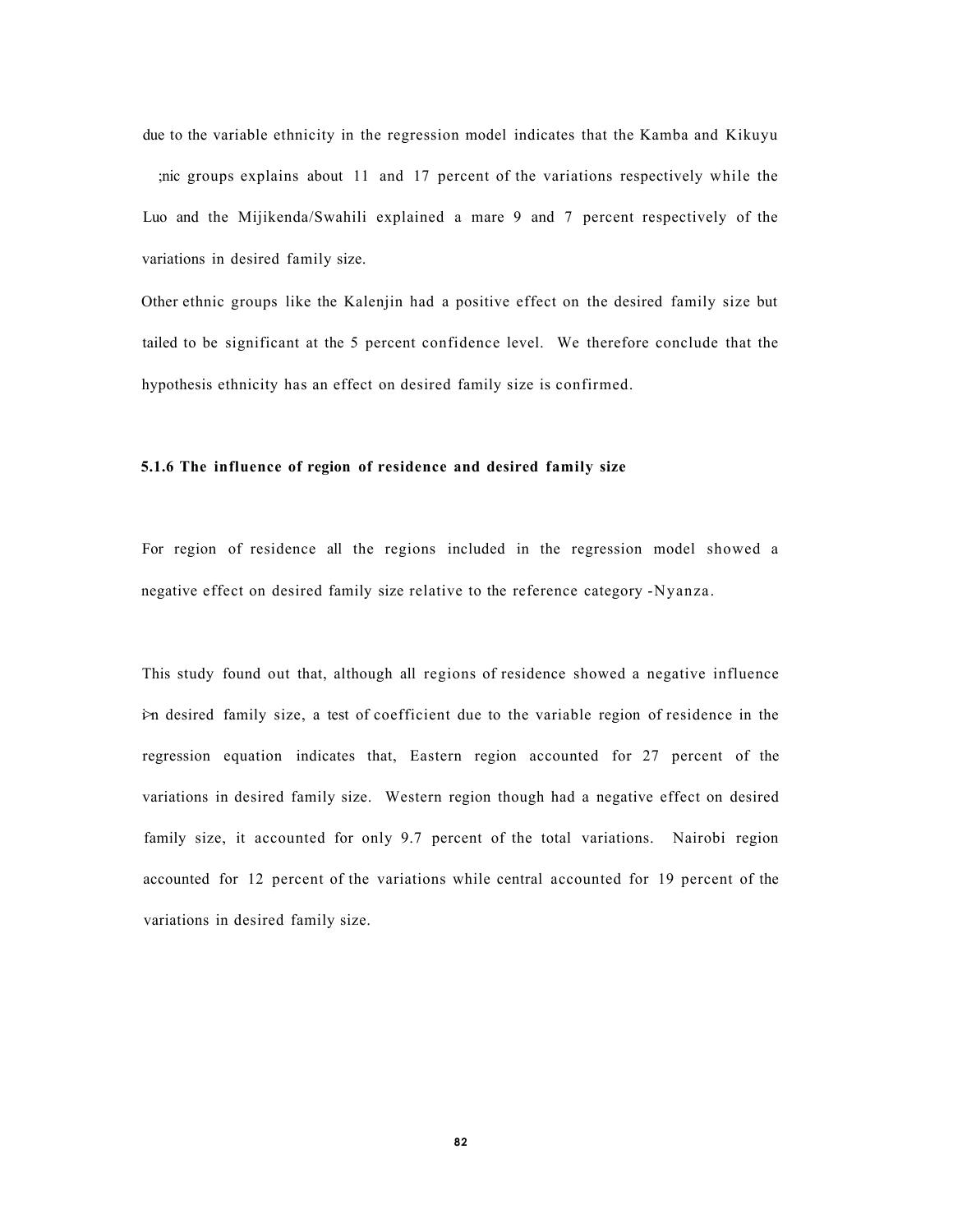due to the variable ethnicity in the regression model indicates that the Kamba and Kikuyu ;nic groups explains about 11 and 17 percent of the variations respectively while the Luo and the Mijikenda/Swahili explained a mare 9 and 7 percent respectively of the variations in desired family size.

Other ethnic groups like the Kalenjin had a positive effect on the desired family size but tailed to be significant at the 5 percent confidence level. We therefore conclude that the hypothesis ethnicity has an effect on desired family size is confirmed.

### 5.1.6 The influence of region of residence and desired family size

For region of residence all the regions included in the regression model showed a negative effect on desired family size relative to the reference category -Nyanza.

This study found out that, although all regions of residence showed a negative influence ón desired family size, a test of coefficient due to the variable region of residence in the regression equation indicates that, Eastern region accounted for 27 percent of the variations in desired family size. Western region though had a negative effect on desired family size, it accounted for only 9.7 percent of the total variations. Nairobi region accounted for 12 percent of the variations while central accounted for 19 percent of the variations in desired family size.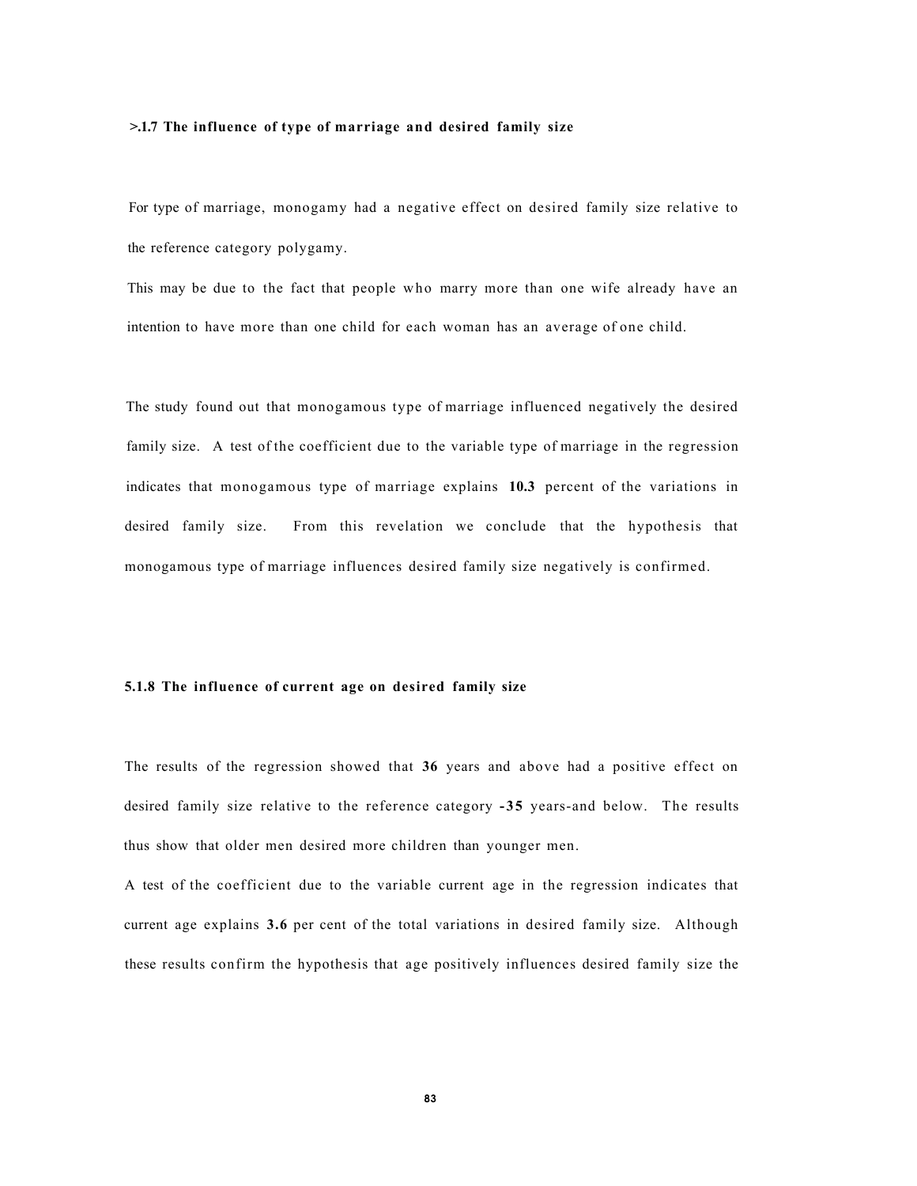### >.1.7 The influence of type of marriage and desired family size

For type of marriage, monogamy had a negative effect on desired family size relative to the reference category polygamy.

This may be due to the fact that people who marry more than one wife already have an intention to have more than one child for each woman has an average of one child.

The study found out that monogamous type of marriage influenced negatively the desired family size. A test of the coefficient due to the variable type of marriage in the regression indicates that monogamous type of marriage explains **10.3** percent of the variations in desired family size. From this revelation we conclude that the hypothesis that monogamous type of marriage influences desired family size negatively is confirmed.

### 5.1.8 The influence of current age on desired family size

The results of the regression showed that **36** years and above had a positive effect on desired family size relative to the reference category **-35** years-and below. The results thus show that older men desired more children than younger men.

A test of the coefficient due to the variable current age in the regression indicates that current age explains **3.6** per cent of the total variations in desired family size. Although these results confirm the hypothesis that age positively influences desired family size the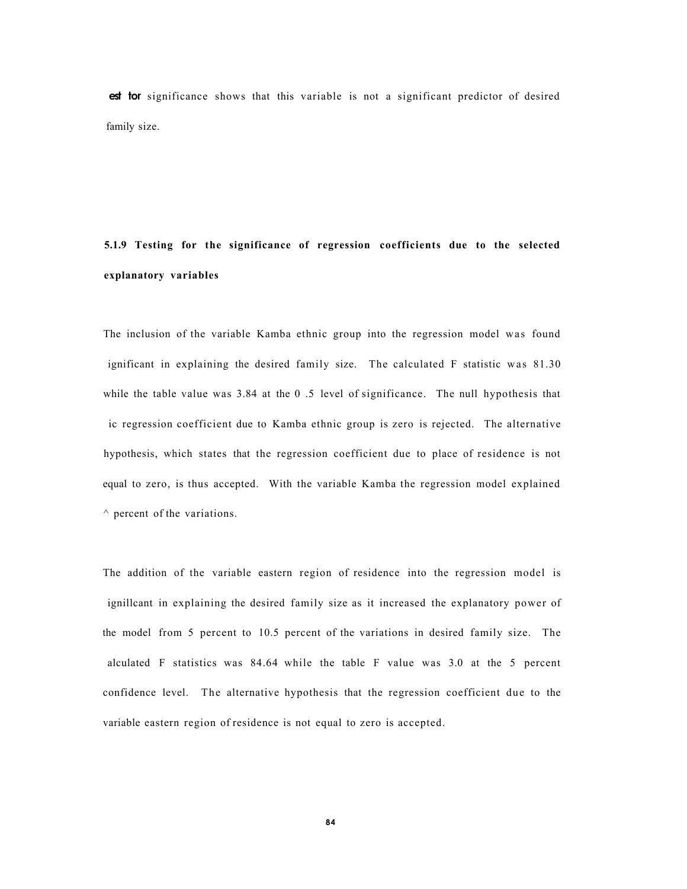est tor significance shows that this variable is not a significant predictor of desired family size.

### 5.1.9 Testing for the significance of regression coefficients due to the selected explanatory variables

The inclusion of the variable Kamba ethnic group into the regression model was found ignificant in explaining the desired family size. The calculated F statistic was 81.30 while the table value was 3.84 at the 0 .5 level of significance. The null hypothesis that ic regression coefficient due to Kamba ethnic group is zero is rejected. The alternative hypothesis, which states that the regression coefficient due to place of residence is not equal to zero, is thus accepted. With the variable Kamba the regression model explained ^ percent of the variations.

The addition of the variable eastern region of residence into the regression model is ignillcant in explaining the desired family size as it increased the explanatory power of the model from 5 percent to 10.5 percent of the variations in desired family size. The alculated F statistics was 84.64 while the table F value was 3.0 at the 5 percent confidence level. The alternative hypothesis that the regression coefficient due to the variable eastern region of residence is not equal to zero is accepted.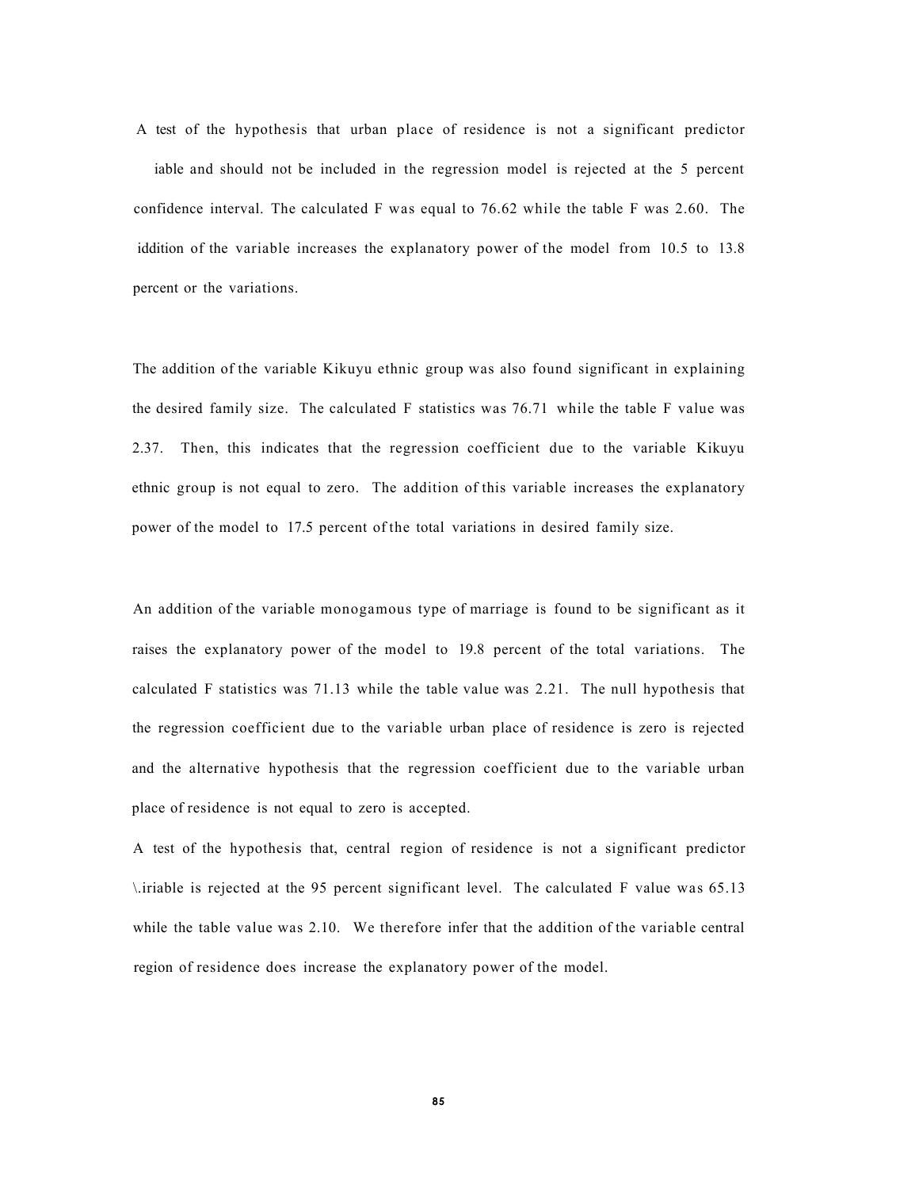A test of the hypothesis that urban place of residence is not a significant predictor iable and should not be included in the regression model is rejected at the 5 percent confidence interval. The calculated F was equal to 76.62 while the table F was 2.60. The iddition of the variable increases the explanatory power of the model from 10.5 to 13.8 percent or the variations.

The addition of the variable Kikuyu ethnic group was also found significant in explaining the desired family size. The calculated F statistics was 76.71 while the table F value was 2.37. Then, this indicates that the regression coefficient due to the variable Kikuyu ethnic group is not equal to zero. The addition of this variable increases the explanatory power of the model to 17.5 percent of the total variations in desired family size.

An addition of the variable monogamous type of marriage is found to be significant as it raises the explanatory power of the model to 19.8 percent of the total variations. The calculated F statistics was 71.13 while the table value was 2.21. The null hypothesis that the regression coefficient due to the variable urban place of residence is zero is rejected and the alternative hypothesis that the regression coefficient due to the variable urban place of residence is not equal to zero is accepted.

A test of the hypothesis that, central region of residence is not a significant predictor \.iriable is rejected at the 95 percent significant level. The calculated F value was 65.13 while the table value was 2.10. We therefore infer that the addition of the variable central region of residence does increase the explanatory power of the model.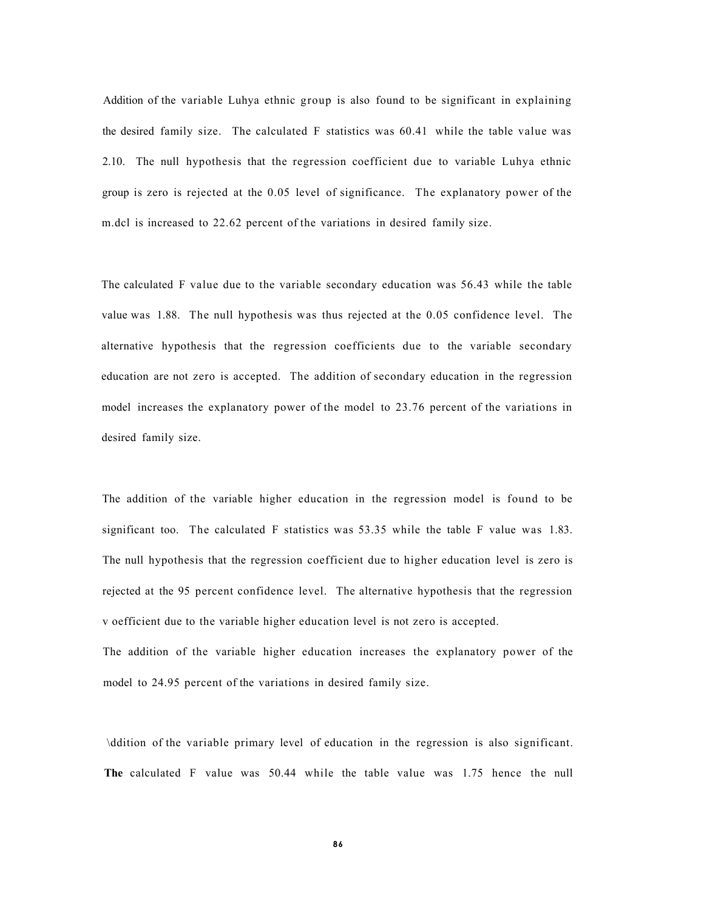Addition of the variable Luhya ethnic group is also found to be significant in explaining the desired family size. The calculated F statistics was 60.41 while the table value was 2.10. The null hypothesis that the regression coefficient due to variable Luhya ethnic group is zero is rejected at the 0.05 level of significance. The explanatory power of the m.dcl is increased to 22.62 percent of the variations in desired family size.

The calculated F value due to the variable secondary education was 56.43 while the table value was 1.88. The null hypothesis was thus rejected at the 0.05 confidence level. The alternative hypothesis that the regression coefficients due to the variable secondary education are not zero is accepted. The addition of secondary education in the regression model increases the explanatory power of the model to 23.76 percent of the variations in desired family size.

The addition of the variable higher education in the regression model is found to be significant too. The calculated F statistics was 53.35 while the table F value was 1.83. The null hypothesis that the regression coefficient due to higher education level is zero is rejected at the 95 percent confidence level. The alternative hypothesis that the regression v oefficient due to the variable higher education level is not zero is accepted.
The addition of the variable higher education increases the explanatory power of the model to 24.95 percent of the variations in desired family size.

\ddition of the variable primary level of education in the regression is also significant. **The** calculated F value was 50.44 while the table value was 1.75 hence the null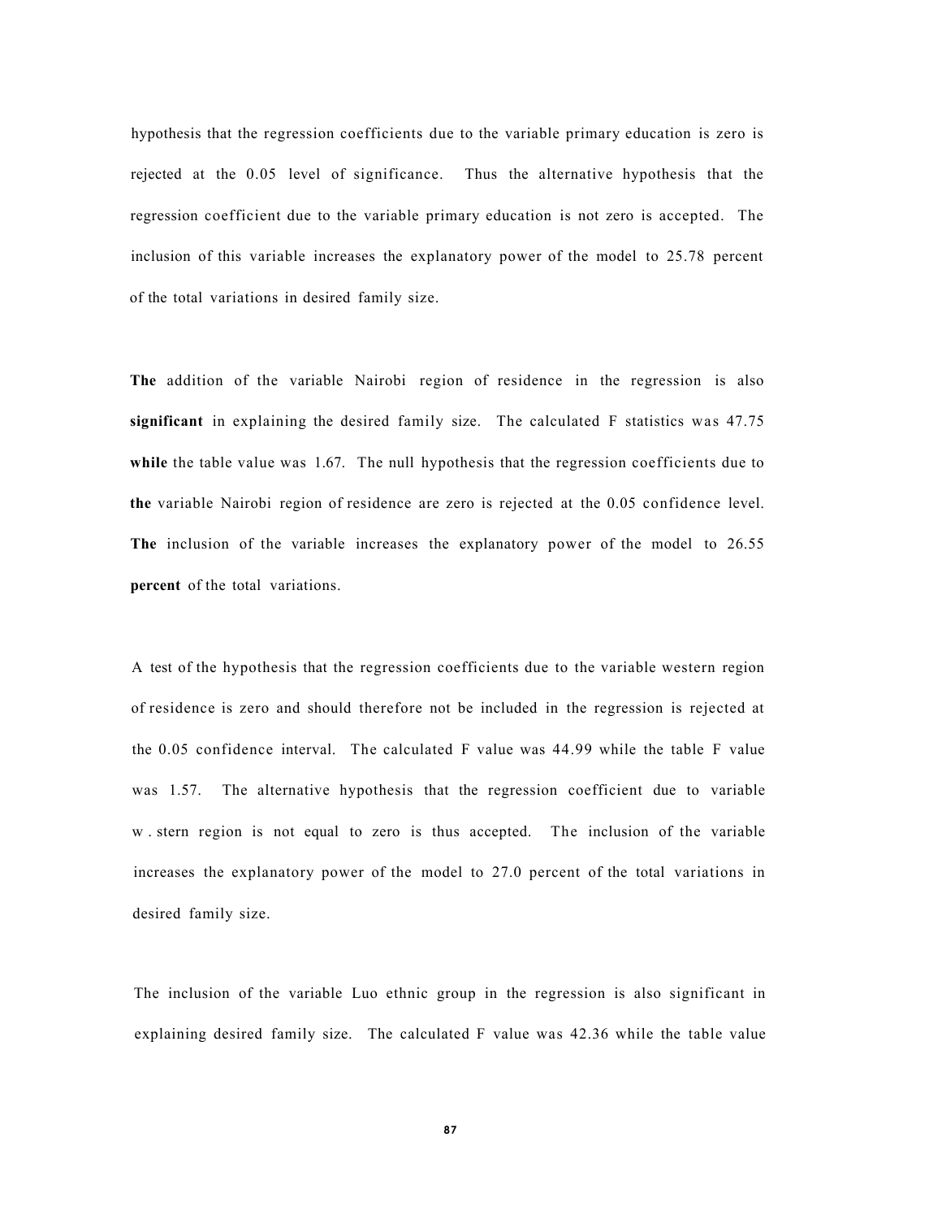hypothesis that the regression coefficients due to the variable primary education is zero is rejected at the 0.05 level of significance. Thus the alternative hypothesis that the regression coefficient due to the variable primary education is not zero is accepted. The inclusion of this variable increases the explanatory power of the model to 25.78 percent of the total variations in desired family size.

**The** addition of the variable Nairobi region of residence in the regression is also **significant** in explaining the desired family size. The calculated F statistics was 47.75 **while** the table value was 1.67. The null hypothesis that the regression coefficients due to **the** variable Nairobi region of residence are zero is rejected at the 0.05 confidence level. **The** inclusion of the variable increases the explanatory power of the model to 26.55 **percent** of the total variations.

A test of the hypothesis that the regression coefficients due to the variable western region of residence is zero and should therefore not be included in the regression is rejected at the 0.05 confidence interval. The calculated F value was 44.99 while the table F value was 1.57. The alternative hypothesis that the regression coefficient due to variable w . stern region is not equal to zero is thus accepted. The inclusion of the variable increases the explanatory power of the model to 27.0 percent of the total variations in desired family size.

The inclusion of the variable Luo ethnic group in the regression is also significant in explaining desired family size. The calculated F value was 42.36 while the table value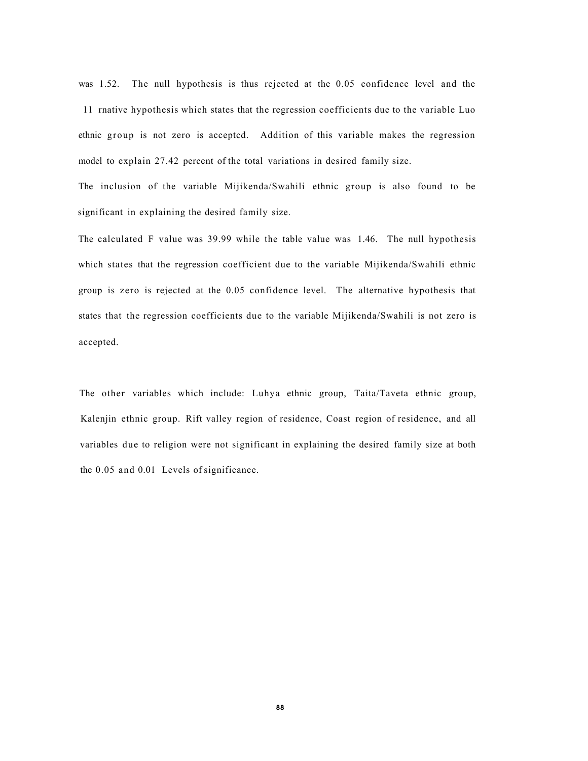was 1.52. The null hypothesis is thus rejected at the 0.05 confidence level and the 11 rnative hypothesis which states that the regression coefficients due to the variable Luo ethnic group is not zero is acceptcd. Addition of this variable makes the regression model to explain 27.42 percent of the total variations in desired family size.

The inclusion of the variable Mijikenda/Swahili ethnic group is also found to be significant in explaining the desired family size.

The calculated F value was 39.99 while the table value was 1.46. The null hypothesis which states that the regression coefficient due to the variable Mijikenda/Swahili ethnic group is zero is rejected at the 0.05 confidence level. The alternative hypothesis that states that the regression coefficients due to the variable Mijikenda/Swahili is not zero is accepted.

The other variables which include: Luhya ethnic group, Taita/Taveta ethnic group, Kalenjin ethnic group. Rift valley region of residence, Coast region of residence, and all variables due to religion were not significant in explaining the desired family size at both the 0.05 and 0.01 Levels of significance.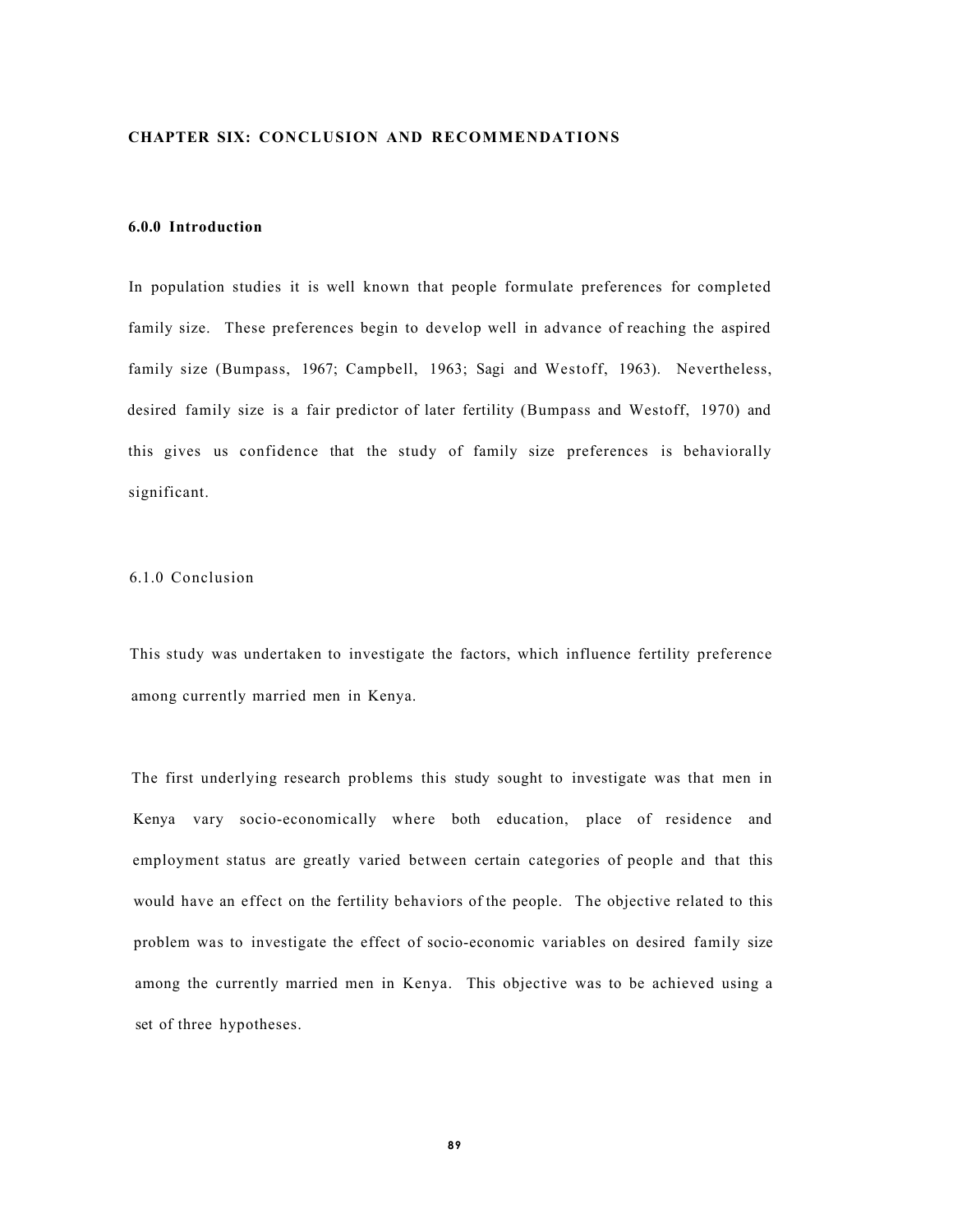# CHAPTER SIX: CONCLUSION AND RECOMMENDATIONS

## 6.0.0 Introduction

In population studies it is well known that people formulate preferences for completed family size. These preferences begin to develop well in advance of reaching the aspired family size (Bumpass, 1967; Campbell, 1963; Sagi and Westoff, 1963). Nevertheless, desired family size is a fair predictor of later fertility (Bumpass and Westoff, 1970) and this gives us confidence that the study of family size preferences is behaviorally significant.

## 6.1.0 Conclusion

This study was undertaken to investigate the factors, which influence fertility preference among currently married men in Kenya.

The first underlying research problems this study sought to investigate was that men in Kenya vary socio-economically where both education, place of residence and employment status are greatly varied between certain categories of people and that this would have an effect on the fertility behaviors of the people. The objective related to this problem was to investigate the effect of socio-economic variables on desired family size among the currently married men in Kenya. This objective was to be achieved using a set of three hypotheses.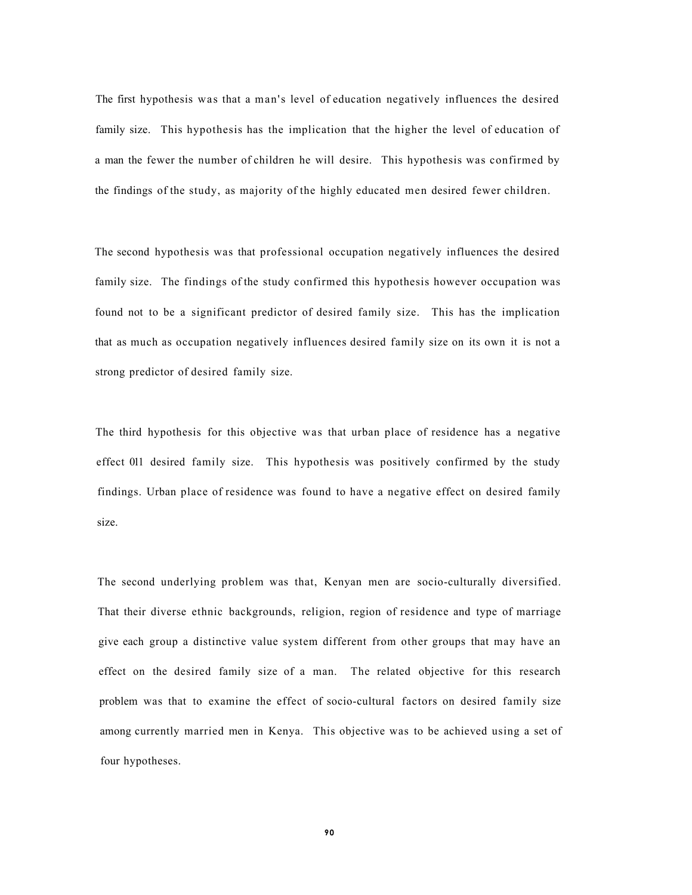The first hypothesis was that a man's level of education negatively influences the desired family size. This hypothesis has the implication that the higher the level of education of a man the fewer the number of children he will desire. This hypothesis was confirmed by the findings of the study, as majority of the highly educated men desired fewer children.

The second hypothesis was that professional occupation negatively influences the desired family size. The findings of the study confirmed this hypothesis however occupation was found not to be a significant predictor of desired family size. This has the implication that as much as occupation negatively influences desired family size on its own it is not a strong predictor of desired family size.

The third hypothesis for this objective was that urban place of residence has a negative effect 0l1 desired family size. This hypothesis was positively confirmed by the study findings. Urban place of residence was found to have a negative effect on desired family size.

The second underlying problem was that, Kenyan men are socio-culturally diversified. That their diverse ethnic backgrounds, religion, region of residence and type of marriage give each group a distinctive value system different from other groups that may have an effect on the desired family size of a man. The related objective for this research problem was that to examine the effect of socio-cultural factors on desired family size among currently married men in Kenya. This objective was to be achieved using a set of four hypotheses.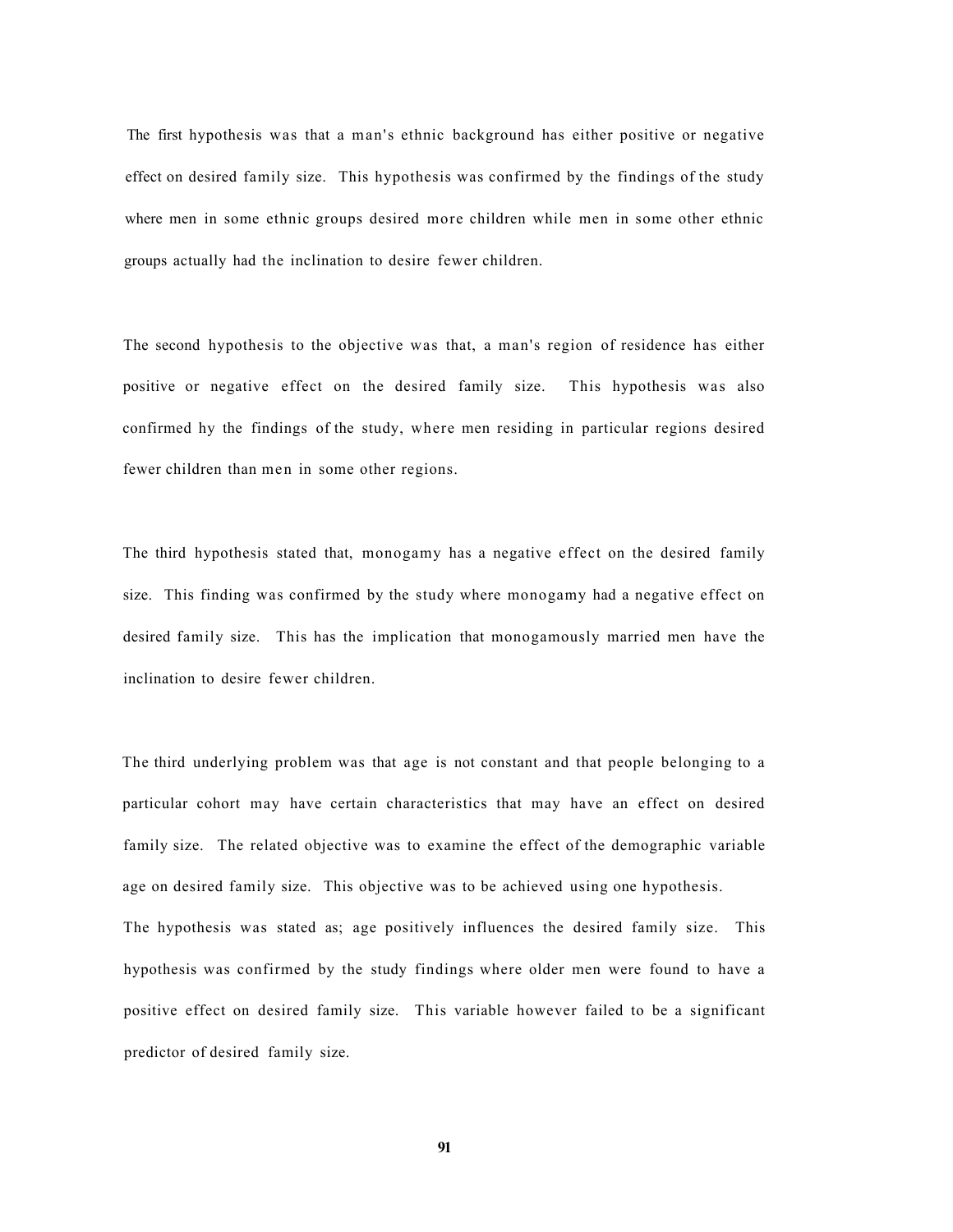The first hypothesis was that a man's ethnic background has either positive or negative effect on desired family size. This hypothesis was confirmed by the findings of the study where men in some ethnic groups desired more children while men in some other ethnic groups actually had the inclination to desire fewer children.

The second hypothesis to the objective was that, a man's region of residence has either positive or negative effect on the desired family size. This hypothesis was also confirmed hy the findings of the study, where men residing in particular regions desired fewer children than men in some other regions.

The third hypothesis stated that, monogamy has a negative effect on the desired family size. This finding was confirmed by the study where monogamy had a negative effect on desired family size. This has the implication that monogamously married men have the inclination to desire fewer children.

The third underlying problem was that age is not constant and that people belonging to a particular cohort may have certain characteristics that may have an effect on desired family size. The related objective was to examine the effect of the demographic variable age on desired family size. This objective was to be achieved using one hypothesis.
The hypothesis was stated as; age positively influences the desired family size. This hypothesis was confirmed by the study findings where older men were found to have a positive effect on desired family size. This variable however failed to be a significant predictor of desired family size.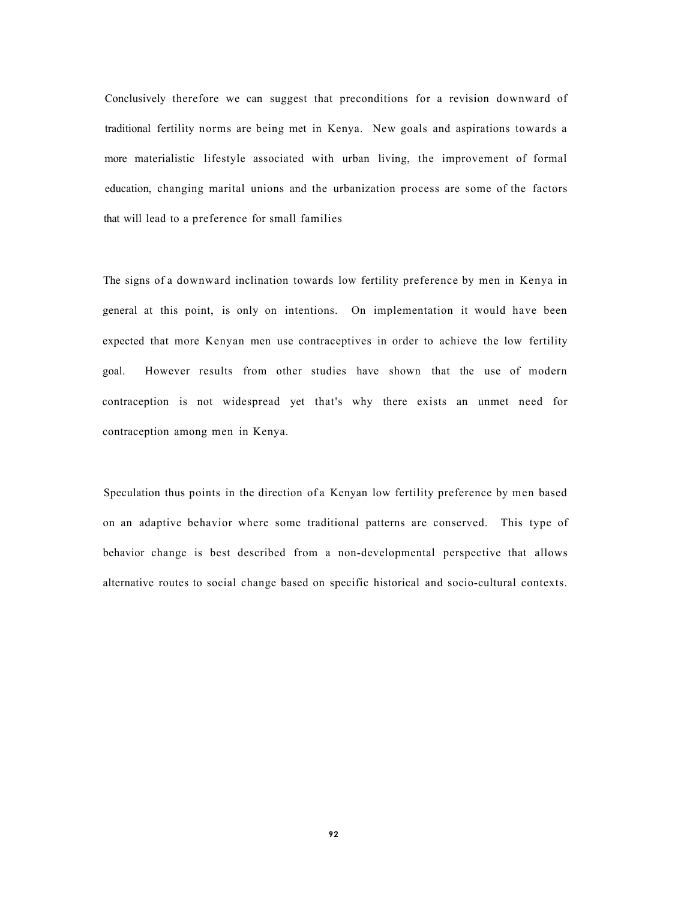Conclusively therefore we can suggest that preconditions for a revision downward of traditional fertility norms are being met in Kenya. New goals and aspirations towards a more materialistic lifestyle associated with urban living, the improvement of formal education, changing marital unions and the urbanization process are some of the factors that will lead to a preference for small families

The signs of a downward inclination towards low fertility preference by men in Kenya in general at this point, is only on intentions. On implementation it would have been expected that more Kenyan men use contraceptives in order to achieve the low fertility goal. However results from other studies have shown that the use of modern contraception is not widespread yet that's why there exists an unmet need for contraception among men in Kenya.

Speculation thus points in the direction of a Kenyan low fertility preference by men based on an adaptive behavior where some traditional patterns are conserved. This type of behavior change is best described from a non-developmental perspective that allows alternative routes to social change based on specific historical and socio-cultural contexts.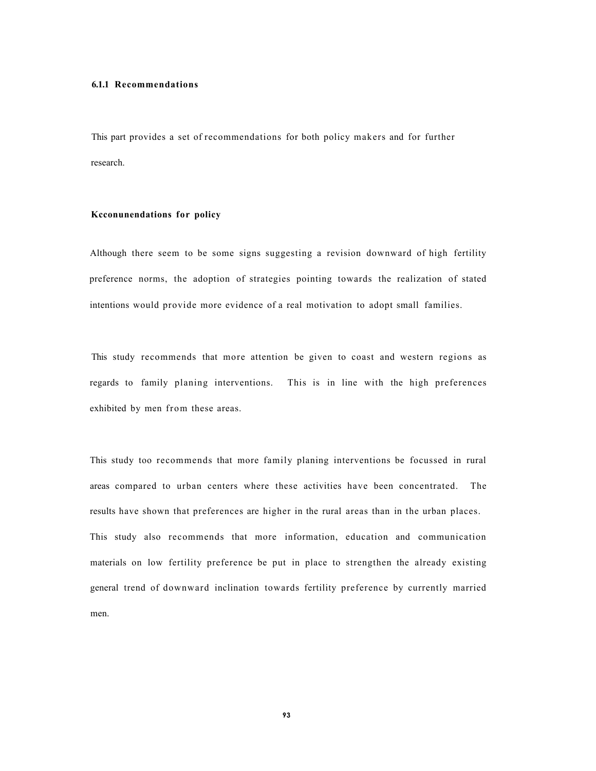### 6.1.1 Recommendations

This part provides a set of recommendations for both policy makers and for further research.

**Kcconunendations for policy**

Although there seem to be some signs suggesting a revision downward of high fertility preference norms, the adoption of strategies pointing towards the realization of stated intentions would provide more evidence of a real motivation to adopt small families.

This study recommends that more attention be given to coast and western regions as regards to family planing interventions. This is in line with the high preferences exhibited by men from these areas.

This study too recommends that more family planing interventions be focussed in rural areas compared to urban centers where these activities have been concentrated. The results have shown that preferences are higher in the rural areas than in the urban places. This study also recommends that more information, education and communication materials on low fertility preference be put in place to strengthen the already existing general trend of downward inclination towards fertility preference by currently married men.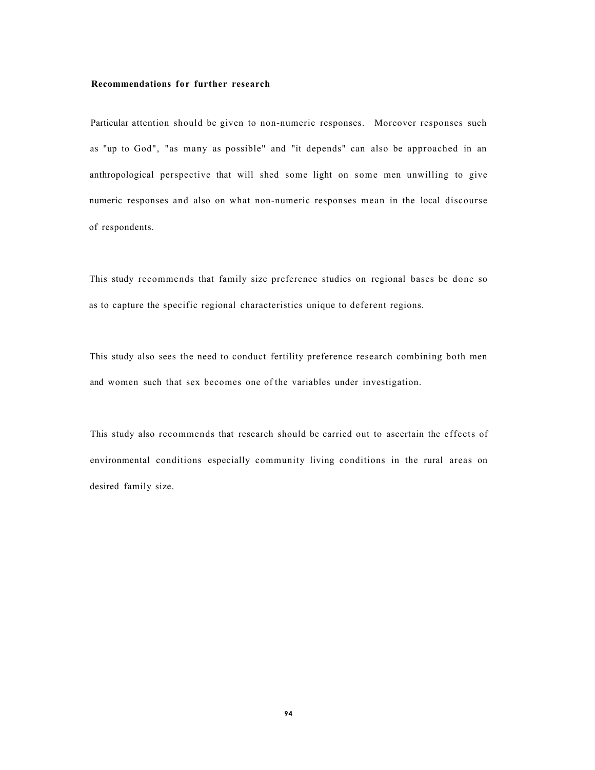### Recommendations for further research

Particular attention should be given to non-numeric responses. Moreover responses such as "up to God", "as many as possible" and "it depends" can also be approached in an anthropological perspective that will shed some light on some men unwilling to give numeric responses and also on what non-numeric responses mean in the local discourse of respondents.

This study recommends that family size preference studies on regional bases be done so as to capture the specific regional characteristics unique to deferent regions.

This study also sees the need to conduct fertility preference research combining both men and women such that sex becomes one of the variables under investigation.

This study also recommends that research should be carried out to ascertain the effects of environmental conditions especially community living conditions in the rural areas on desired family size.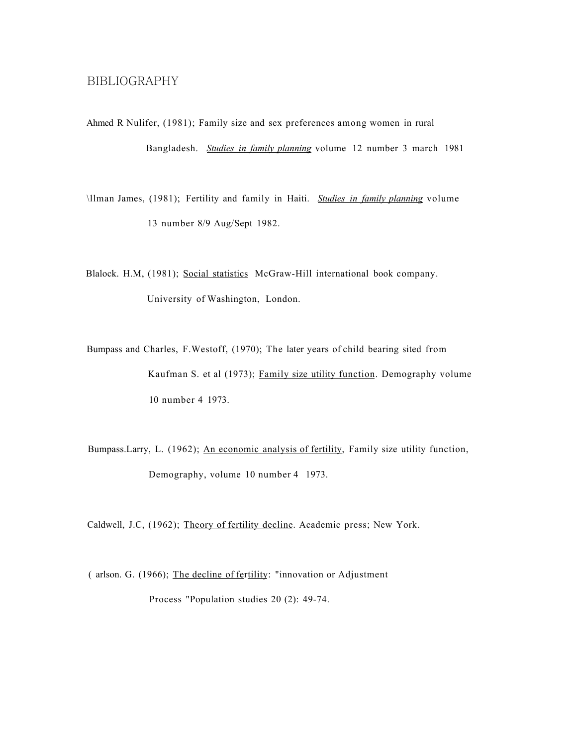# BIBLIOGRAPHY

Ahmed R Nulifer, (1981); Family size and sex preferences among women in rural Bangladesh. *Studies in family planning* volume 12 number 3 march 1981

\llman James, (1981); Fertility and family in Haiti. *Studies in family planning* volume 13 number 8/9 Aug/Sept 1982.

Blalock. H.M, (1981); Social statistics McGraw-Hill international book company. University of Washington, London.

Bumpass and Charles, F.Westoff, (1970); The later years of child bearing sited from Kaufman S. et al (1973); Family size utility function. Demography volume 10 number 4 1973.

Bumpass.Larry, L. (1962); An economic analysis of fertility, Family size utility function, Demography, volume 10 number 4 1973.

Caldwell, J.C, (1962); Theory of fertility decline. Academic press; New York.

( arlson. G. (1966); The decline of fertility: "innovation or Adjustment Process "Population studies 20 (2): 49-74.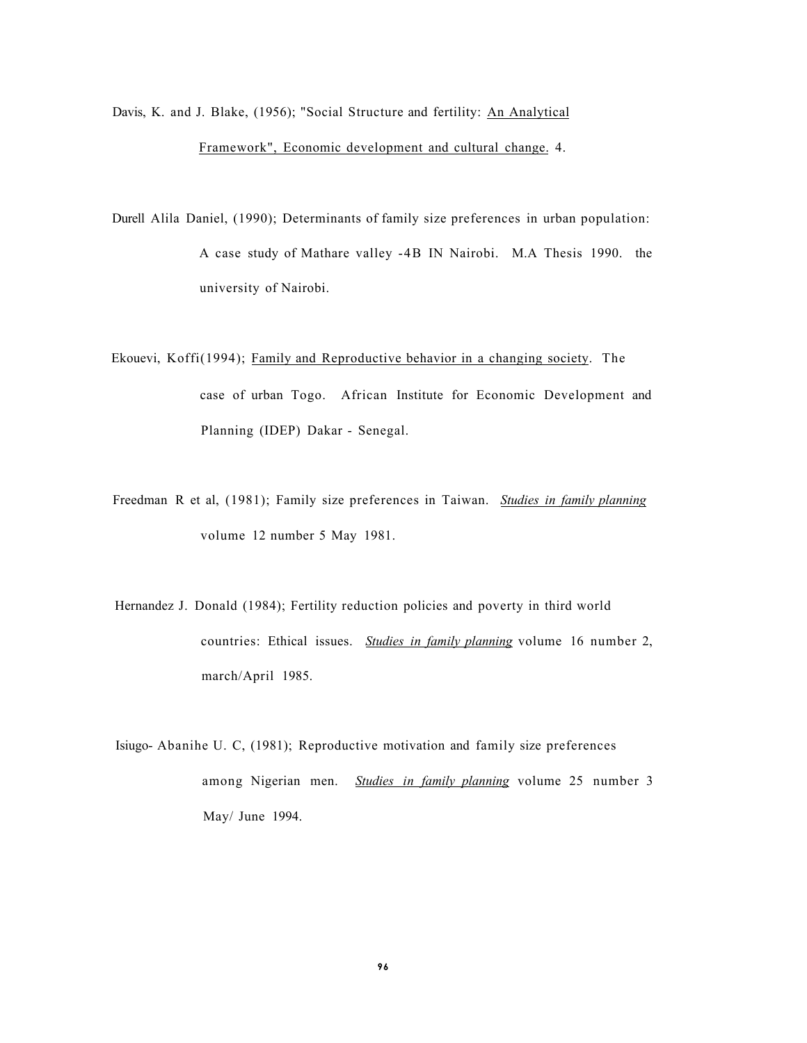Davis, K. and J. Blake, (1956); "Social Structure and fertility: <u>An Analytical Framework", Economic development and cultural change.</u> 4.

Durell Alila Daniel, (1990); Determinants of family size preferences in urban population: A case study of Mathare valley -4B IN Nairobi. M.A Thesis 1990. the university of Nairobi.

Ekouevi, Koffi(1994); <u>Family and Reproductive behavior in a changing society</u>. The case of urban Togo. African Institute for Economic Development and Planning (IDEP) Dakar - Senegal.

Freedman R et al, (1981); Family size preferences in Taiwan. <u>*Studies in family planning*</u> volume 12 number 5 May 1981.

Hernandez J. Donald (1984); Fertility reduction policies and poverty in third world countries: Ethical issues. <u>*Studies in family planning*</u> volume 16 number 2, march/April 1985.

Isiugo- Abanihe U. C, (1981); Reproductive motivation and family size preferences among Nigerian men. <u>*Studies in family planning*</u> volume 25 number 3 May/ June 1994.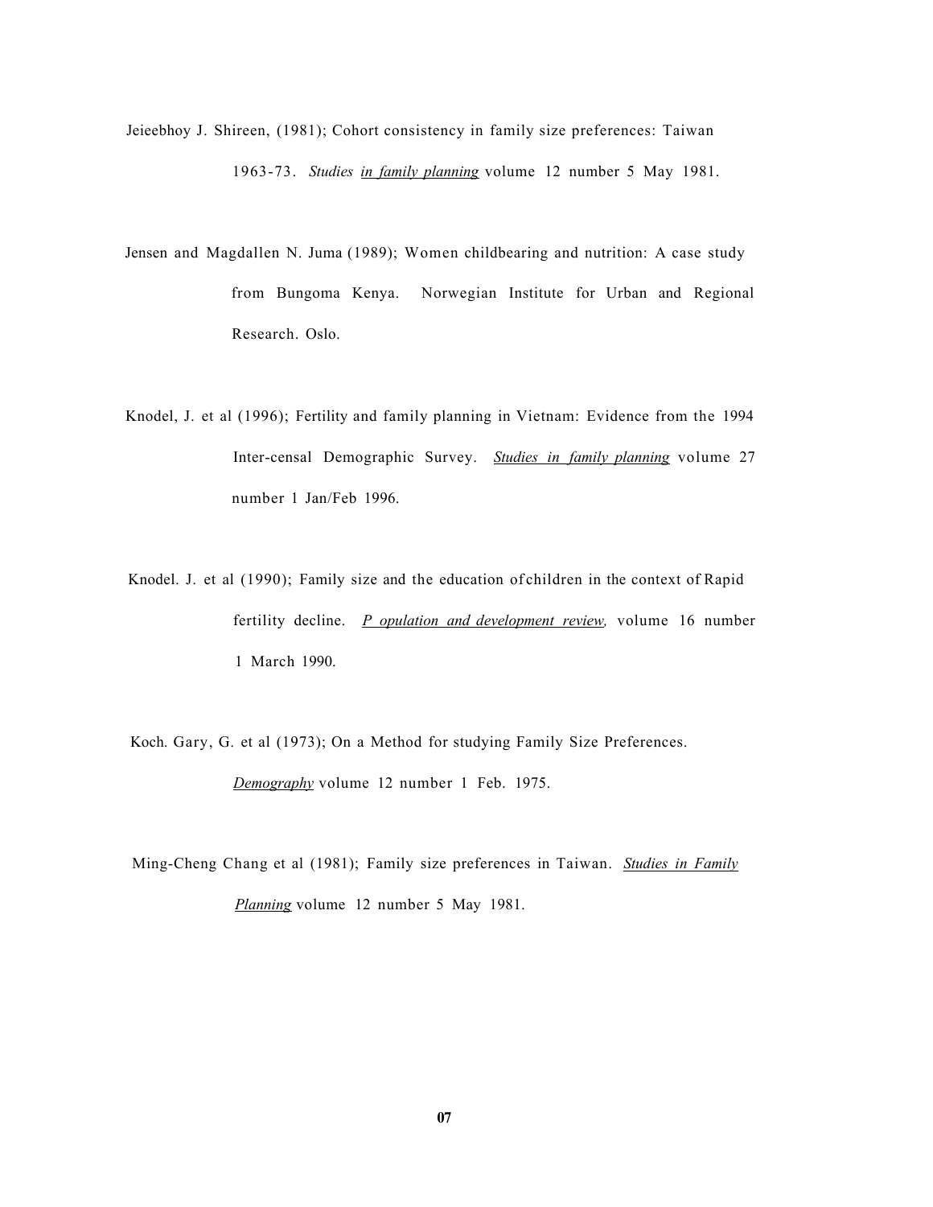Jeieebhoy J. Shireen, (1981); Cohort consistency in family size preferences: Taiwan 1963-73. *Studies in family planning* volume 12 number 5 May 1981.

Jensen and Magdallen N. Juma (1989); Women childbearing and nutrition: A case study from Bungoma Kenya. Norwegian Institute for Urban and Regional Research. Oslo.

Knodel, J. et al (1996); Fertility and family planning in Vietnam: Evidence from the 1994 Inter-censal Demographic Survey. *Studies in family planning* volume 27 number 1 Jan/Feb 1996.

Knodel. J. et al (1990); Family size and the education of children in the context of Rapid fertility decline. *P opulation and development review,* volume 16 number 1 March 1990.

Koch. Gary, G. et al (1973); On a Method for studying Family Size Preferences. *Demography* volume 12 number 1 Feb. 1975.

Ming-Cheng Chang et al (1981); Family size preferences in Taiwan. *Studies in Family Planning* volume 12 number 5 May 1981.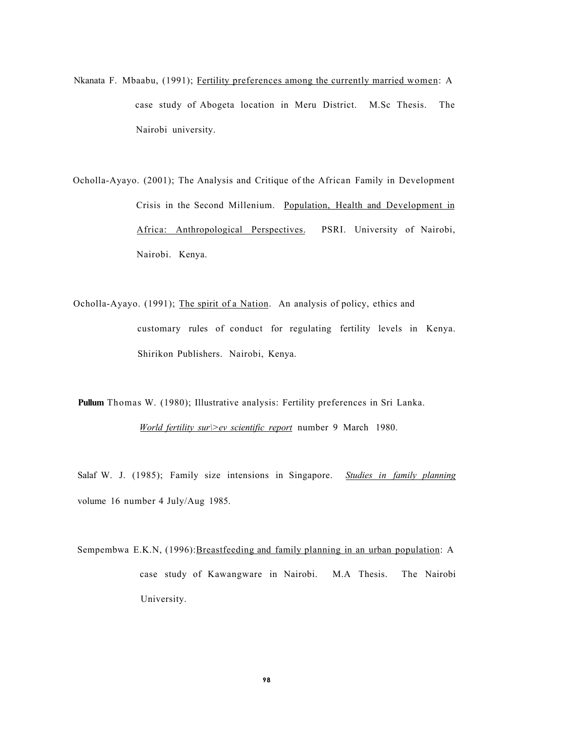Nkanata F. Mbaabu, (1991); Fertility preferences among the currently married women: A case study of Abogeta location in Meru District. M.Sc Thesis. The Nairobi university.

Ocholla-Ayayo. (2001); The Analysis and Critique of the African Family in Development Crisis in the Second Millenium. Population, Health and Development in Africa: Anthropological Perspectives. PSRI. University of Nairobi, Nairobi. Kenya.

Ocholla-Ayayo. (1991); The spirit of a Nation. An analysis of policy, ethics and customary rules of conduct for regulating fertility levels in Kenya. Shirikon Publishers. Nairobi, Kenya.

**Pullum** Thomas W. (1980); Illustrative analysis: Fertility preferences in Sri Lanka. *World fertility sur\>ev scientific report* number 9 March 1980.

Salaf W. J. (1985); Family size intensions in Singapore. *Studies in family planning* volume 16 number 4 July/Aug 1985.

Sempembwa E.K.N, (1996): Breastfeeding and family planning in an urban population: A case study of Kawangware in Nairobi. M.A Thesis. The Nairobi University.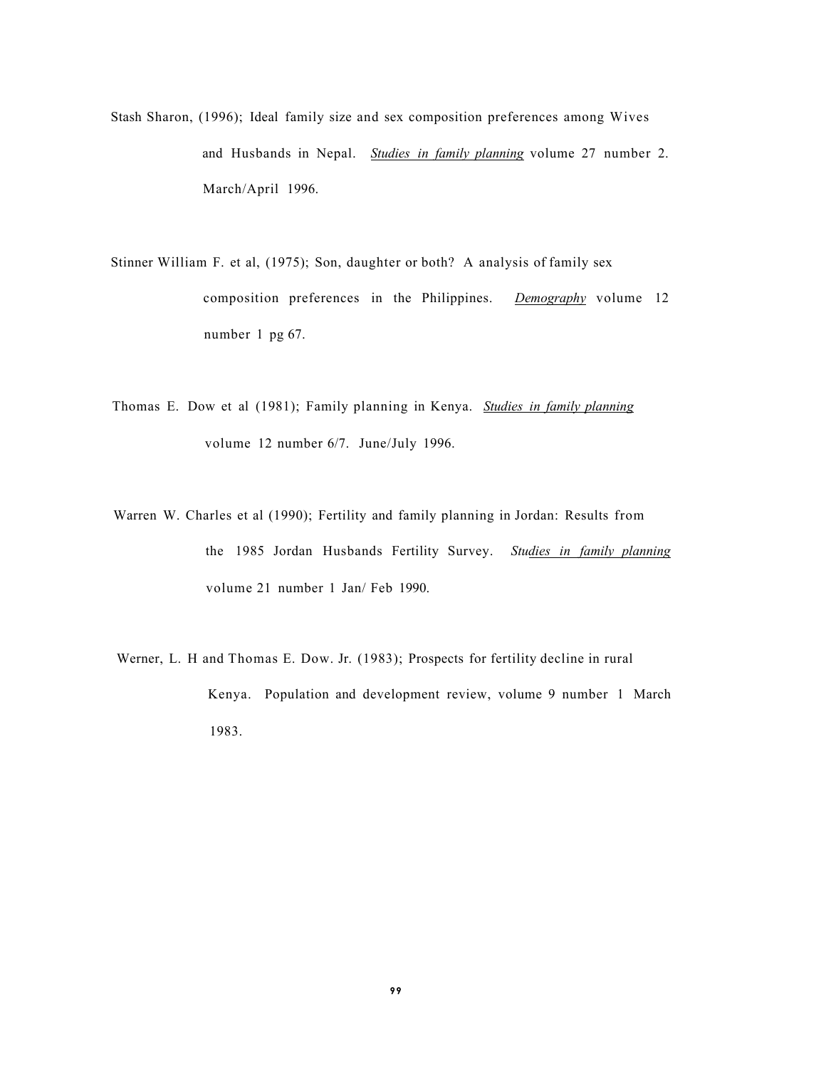Stash Sharon, (1996); Ideal family size and sex composition preferences among Wives and Husbands in Nepal. *Studies in family planning* volume 27 number 2. March/April 1996.

Stinner William F. et al, (1975); Son, daughter or both? A analysis of family sex composition preferences in the Philippines. *Demography* volume 12 number 1 pg 67.

Thomas E. Dow et al (1981); Family planning in Kenya. *Studies in family planning* volume 12 number 6/7. June/July 1996.

Warren W. Charles et al (1990); Fertility and family planning in Jordan: Results from the 1985 Jordan Husbands Fertility Survey. *Studies in family planning* volume 21 number 1 Jan/ Feb 1990.

Werner, L. H and Thomas E. Dow. Jr. (1983); Prospects for fertility decline in rural Kenya. Population and development review, volume 9 number 1 March 1983.